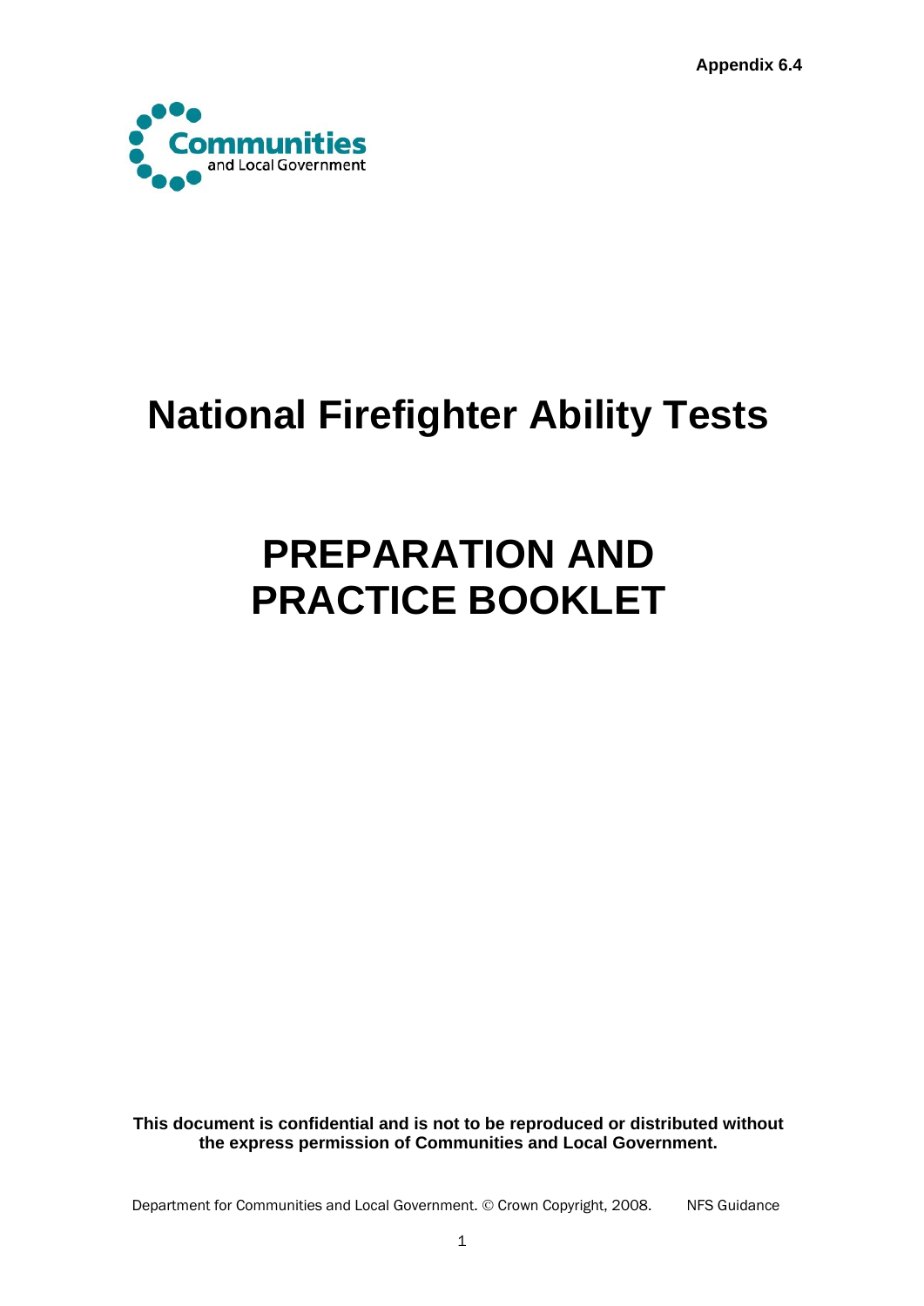Appendix 6.4

Communities and Local Government

# National Firefighter Ability Tests

# PREPARATION AND PRACTICE BOOKLET

**This document is confidential and is not to be reproduced or distributed without the express permission of Communities and Local Government.**

Department for Communities and Local Government. © Crown Copyright, 2008. NFS Guidance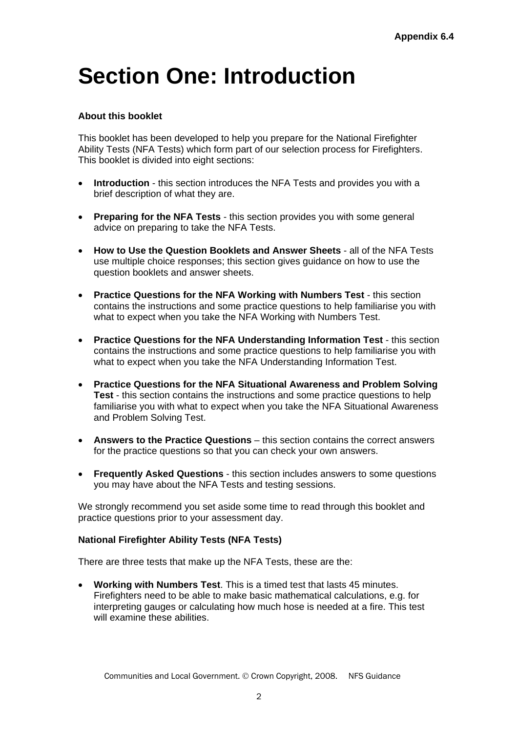Appendix 6.4

# Section One: Introduction

**About this booklet**

This booklet has been developed to help you prepare for the National Firefighter Ability Tests (NFA Tests) which form part of our selection process for Firefighters. This booklet is divided into eight sections:

- **Introduction** - this section introduces the NFA Tests and provides you with a brief description of what they are.

- **Preparing for the NFA Tests** - this section provides you with some general advice on preparing to take the NFA Tests.

- **How to Use the Question Booklets and Answer Sheets** - all of the NFA Tests use multiple choice responses; this section gives guidance on how to use the question booklets and answer sheets.

- **Practice Questions for the NFA Working with Numbers Test** - this section contains the instructions and some practice questions to help familiarise you with what to expect when you take the NFA Working with Numbers Test.

- **Practice Questions for the NFA Understanding Information Test** - this section contains the instructions and some practice questions to help familiarise you with what to expect when you take the NFA Understanding Information Test.

- **Practice Questions for the NFA Situational Awareness and Problem Solving Test** - this section contains the instructions and some practice questions to help familiarise you with what to expect when you take the NFA Situational Awareness and Problem Solving Test.

- **Answers to the Practice Questions** – this section contains the correct answers for the practice questions so that you can check your own answers.

- **Frequently Asked Questions** - this section includes answers to some questions you may have about the NFA Tests and testing sessions.

We strongly recommend you set aside some time to read through this booklet and practice questions prior to your assessment day.

**National Firefighter Ability Tests (NFA Tests)**

There are three tests that make up the NFA Tests, these are the:

- **Working with Numbers Test**. This is a timed test that lasts 45 minutes. Firefighters need to be able to make basic mathematical calculations, e.g. for interpreting gauges or calculating how much hose is needed at a fire. This test will examine these abilities.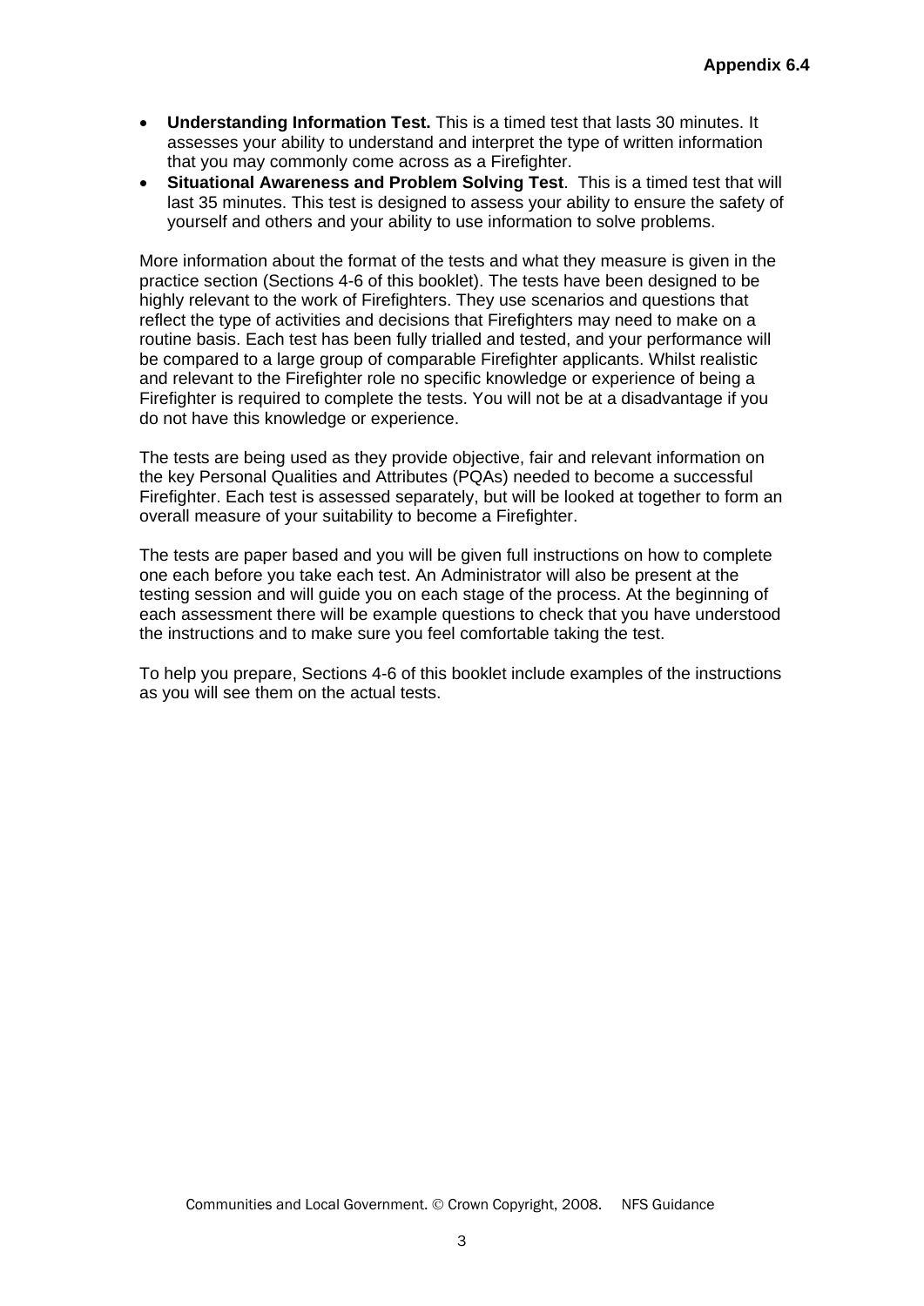- **Understanding Information Test.** This is a timed test that lasts 30 minutes. It assesses your ability to understand and interpret the type of written information that you may commonly come across as a Firefighter.
- **Situational Awareness and Problem Solving Test**. This is a timed test that will last 35 minutes. This test is designed to assess your ability to ensure the safety of yourself and others and your ability to use information to solve problems.

More information about the format of the tests and what they measure is given in the practice section (Sections 4-6 of this booklet). The tests have been designed to be highly relevant to the work of Firefighters. They use scenarios and questions that reflect the type of activities and decisions that Firefighters may need to make on a routine basis. Each test has been fully trialled and tested, and your performance will be compared to a large group of comparable Firefighter applicants. Whilst realistic and relevant to the Firefighter role no specific knowledge or experience of being a Firefighter is required to complete the tests. You will not be at a disadvantage if you do not have this knowledge or experience.

The tests are being used as they provide objective, fair and relevant information on the key Personal Qualities and Attributes (PQAs) needed to become a successful Firefighter. Each test is assessed separately, but will be looked at together to form an overall measure of your suitability to become a Firefighter.

The tests are paper based and you will be given full instructions on how to complete one each before you take each test. An Administrator will also be present at the testing session and will guide you on each stage of the process. At the beginning of each assessment there will be example questions to check that you have understood the instructions and to make sure you feel comfortable taking the test.

To help you prepare, Sections 4-6 of this booklet include examples of the instructions as you will see them on the actual tests.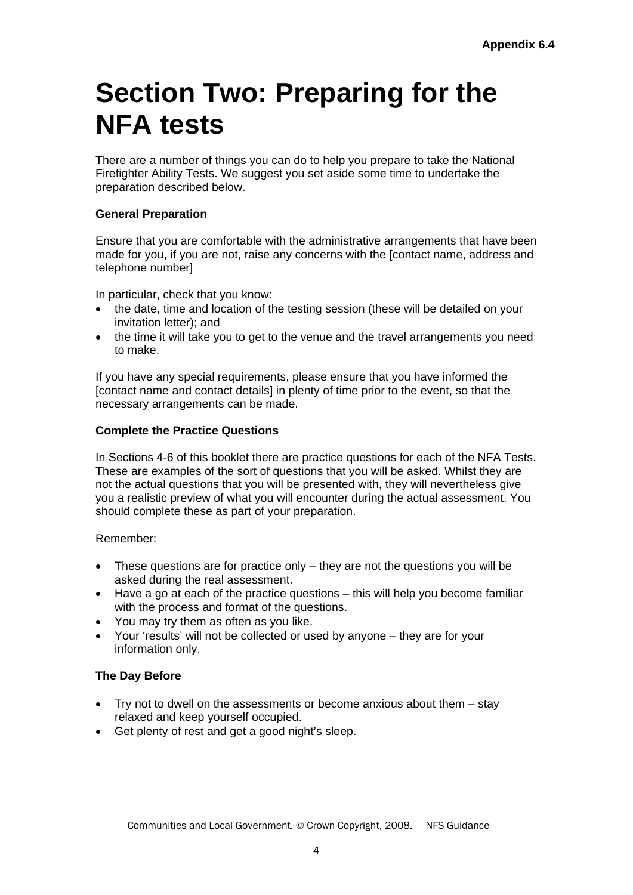# Section Two: Preparing for the NFA tests

There are a number of things you can do to help you prepare to take the National Firefighter Ability Tests. We suggest you set aside some time to undertake the preparation described below.

### General Preparation

Ensure that you are comfortable with the administrative arrangements that have been made for you, if you are not, raise any concerns with the [contact name, address and telephone number]

In particular, check that you know:

- the date, time and location of the testing session (these will be detailed on your invitation letter); and
- the time it will take you to get to the venue and the travel arrangements you need to make.

If you have any special requirements, please ensure that you have informed the [contact name and contact details] in plenty of time prior to the event, so that the necessary arrangements can be made.

### Complete the Practice Questions

In Sections 4-6 of this booklet there are practice questions for each of the NFA Tests. These are examples of the sort of questions that you will be asked. Whilst they are not the actual questions that you will be presented with, they will nevertheless give you a realistic preview of what you will encounter during the actual assessment. You should complete these as part of your preparation.

Remember:

- These questions are for practice only – they are not the questions you will be asked during the real assessment.
- Have a go at each of the practice questions – this will help you become familiar with the process and format of the questions.
- You may try them as often as you like.
- Your 'results' will not be collected or used by anyone – they are for your information only.

### The Day Before

- Try not to dwell on the assessments or become anxious about them – stay relaxed and keep yourself occupied.
- Get plenty of rest and get a good night's sleep.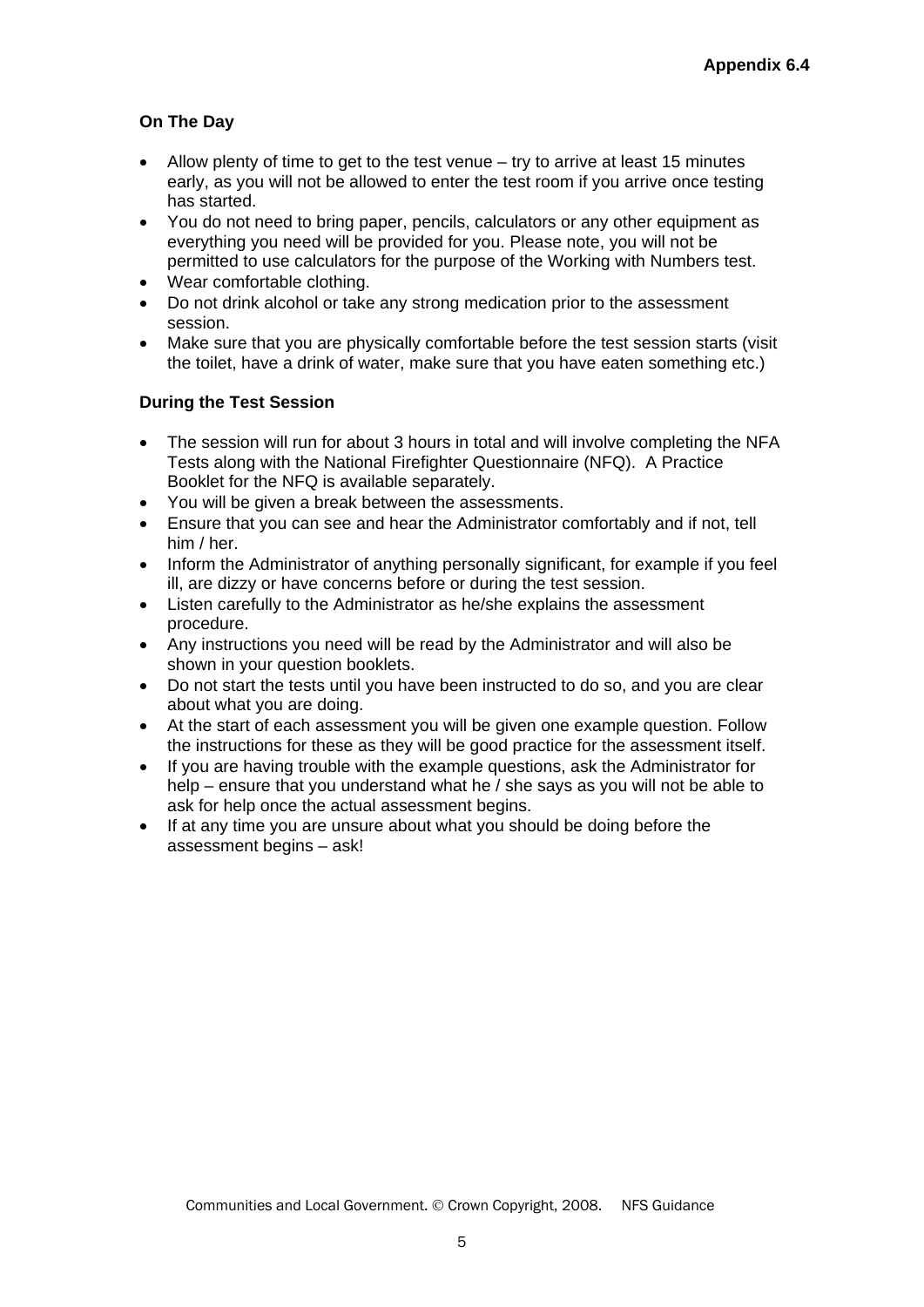### On The Day

- Allow plenty of time to get to the test venue – try to arrive at least 15 minutes early, as you will not be allowed to enter the test room if you arrive once testing has started.
- You do not need to bring paper, pencils, calculators or any other equipment as everything you need will be provided for you. Please note, you will not be permitted to use calculators for the purpose of the Working with Numbers test.
- Wear comfortable clothing.
- Do not drink alcohol or take any strong medication prior to the assessment session.
- Make sure that you are physically comfortable before the test session starts (visit the toilet, have a drink of water, make sure that you have eaten something etc.)

### During the Test Session

- The session will run for about 3 hours in total and will involve completing the NFA Tests along with the National Firefighter Questionnaire (NFQ). A Practice Booklet for the NFQ is available separately.
- You will be given a break between the assessments.
- Ensure that you can see and hear the Administrator comfortably and if not, tell him / her.
- Inform the Administrator of anything personally significant, for example if you feel ill, are dizzy or have concerns before or during the test session.
- Listen carefully to the Administrator as he/she explains the assessment procedure.
- Any instructions you need will be read by the Administrator and will also be shown in your question booklets.
- Do not start the tests until you have been instructed to do so, and you are clear about what you are doing.
- At the start of each assessment you will be given one example question. Follow the instructions for these as they will be good practice for the assessment itself.
- If you are having trouble with the example questions, ask the Administrator for help – ensure that you understand what he / she says as you will not be able to ask for help once the actual assessment begins.
- If at any time you are unsure about what you should be doing before the assessment begins – ask!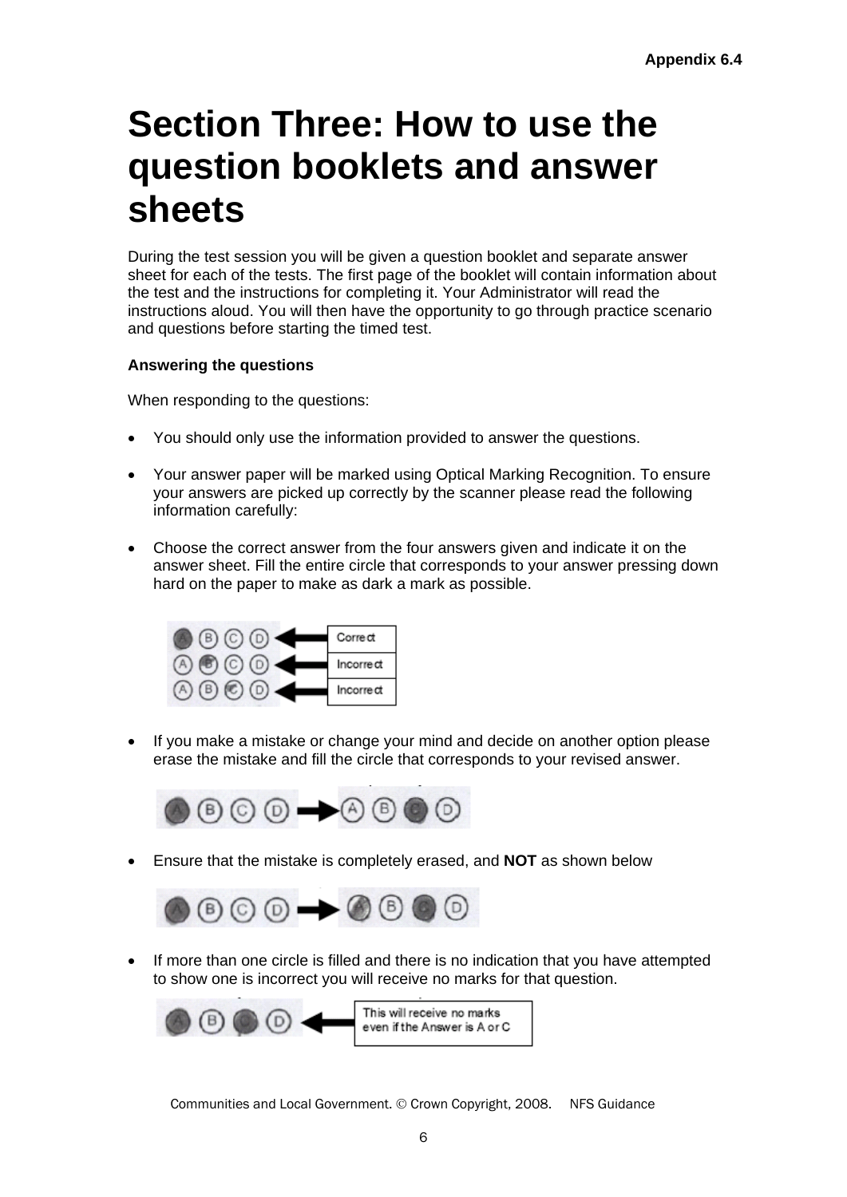# Section Three: How to use the question booklets and answer sheets

During the test session you will be given a question booklet and separate answer sheet for each of the tests. The first page of the booklet will contain information about the test and the instructions for completing it. Your Administrator will read the instructions aloud. You will then have the opportunity to go through practice scenario and questions before starting the timed test.

**Answering the questions**

When responding to the questions:

- You should only use the information provided to answer the questions.
- Your answer paper will be marked using Optical Marking Recognition. To ensure your answers are picked up correctly by the scanner please read the following information carefully:
- Choose the correct answer from the four answers given and indicate it on the answer sheet. Fill the entire circle that corresponds to your answer pressing down hard on the paper to make as dark a mark as possible.

Correct

Incorrect

Incorrect

- If you make a mistake or change your mind and decide on another option please erase the mistake and fill the circle that corresponds to your revised answer.
- Ensure that the mistake is completely erased, and **NOT** as shown below
- If more than one circle is filled and there is no indication that you have attempted to show one is incorrect you will receive no marks for that question.

This will receive no marks even if the Answer is A or C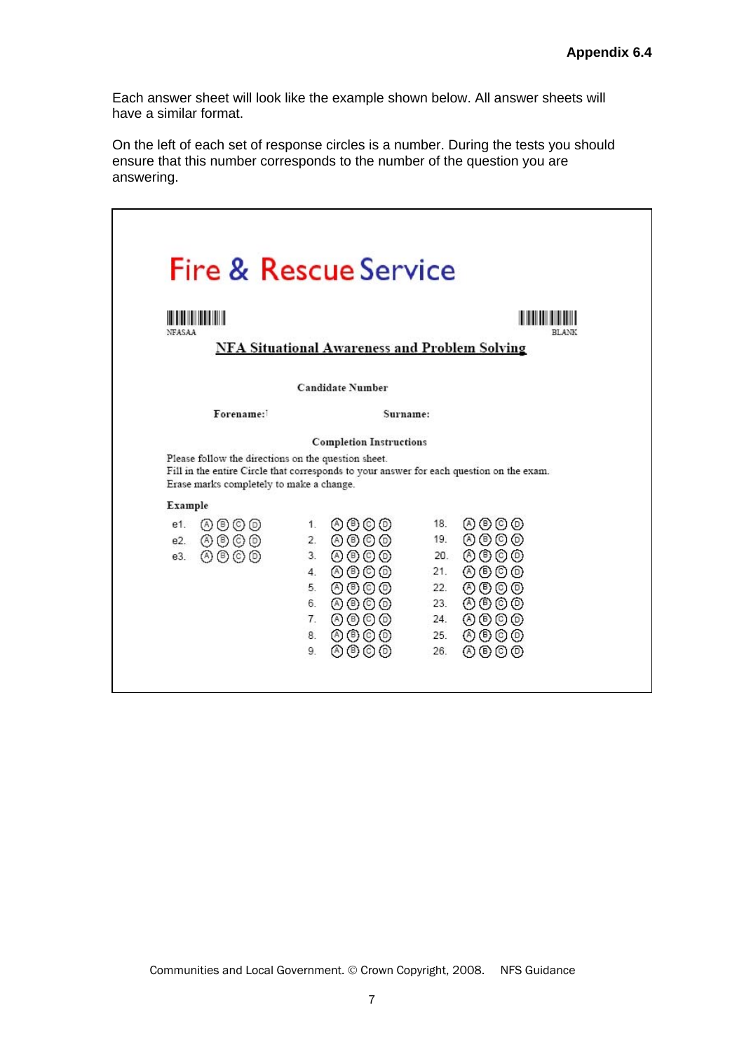**Appendix 6.4**

Each answer sheet will look like the example shown below. All answer sheets will have a similar format.

On the left of each set of response circles is a number. During the tests you should ensure that this number corresponds to the number of the question you are answering.

# Fire & Rescue Service

NFASAA | BLANK

## NFA Situational Awareness and Problem Solving

**Candidate Number**

**Forename:** **Surname:**

**Completion Instructions**

Please follow the directions on the question sheet.
Fill in the entire Circle that corresponds to your answer for each question on the exam.
Erase marks completely to make a change.

**Example**

| Example | | Questions | | Questions | |
|---|---|---|---|---|---|
| e1. | Ⓐ Ⓑ Ⓒ Ⓓ | 1. | Ⓐ Ⓑ Ⓒ Ⓓ | 18. | Ⓐ Ⓑ Ⓒ Ⓓ |
| e2. | Ⓐ Ⓑ Ⓒ Ⓓ | 2. | Ⓐ Ⓑ Ⓒ Ⓓ | 19. | Ⓐ Ⓑ Ⓒ Ⓓ |
| e3. | Ⓐ Ⓑ Ⓒ Ⓓ | 3. | Ⓐ Ⓑ Ⓒ Ⓓ | 20. | Ⓐ Ⓑ Ⓒ Ⓓ |
| | | 4. | Ⓐ Ⓑ Ⓒ Ⓓ | 21. | Ⓐ Ⓑ Ⓒ Ⓓ |
| | | 5. | Ⓐ Ⓑ Ⓒ Ⓓ | 22. | Ⓐ Ⓑ Ⓒ Ⓓ |
| | | 6. | Ⓐ Ⓑ Ⓒ Ⓓ | 23. | Ⓐ Ⓑ Ⓒ Ⓓ |
| | | 7. | Ⓐ Ⓑ Ⓒ Ⓓ | 24. | Ⓐ Ⓑ Ⓒ Ⓓ |
| | | 8. | Ⓐ Ⓑ Ⓒ Ⓓ | 25. | Ⓐ Ⓑ Ⓒ Ⓓ |
| | | 9. | Ⓐ Ⓑ Ⓒ Ⓓ | 26. | Ⓐ Ⓑ Ⓒ Ⓓ |

Communities and Local Government. © Crown Copyright, 2008. NFS Guidance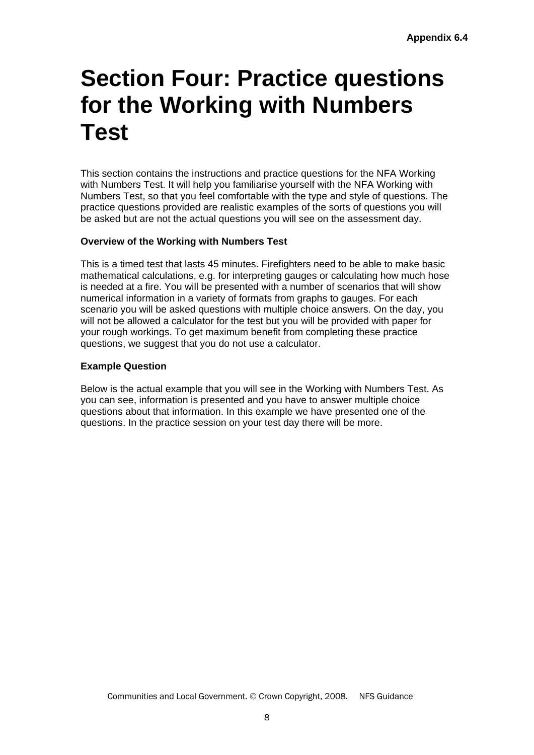# Section Four: Practice questions for the Working with Numbers Test

This section contains the instructions and practice questions for the NFA Working with Numbers Test. It will help you familiarise yourself with the NFA Working with Numbers Test, so that you feel comfortable with the type and style of questions. The practice questions provided are realistic examples of the sorts of questions you will be asked but are not the actual questions you will see on the assessment day.

**Overview of the Working with Numbers Test**

This is a timed test that lasts 45 minutes. Firefighters need to be able to make basic mathematical calculations, e.g. for interpreting gauges or calculating how much hose is needed at a fire. You will be presented with a number of scenarios that will show numerical information in a variety of formats from graphs to gauges. For each scenario you will be asked questions with multiple choice answers. On the day, you will not be allowed a calculator for the test but you will be provided with paper for your rough workings. To get maximum benefit from completing these practice questions, we suggest that you do not use a calculator.

**Example Question**

Below is the actual example that you will see in the Working with Numbers Test. As you can see, information is presented and you have to answer multiple choice questions about that information. In this example we have presented one of the questions. In the practice session on your test day there will be more.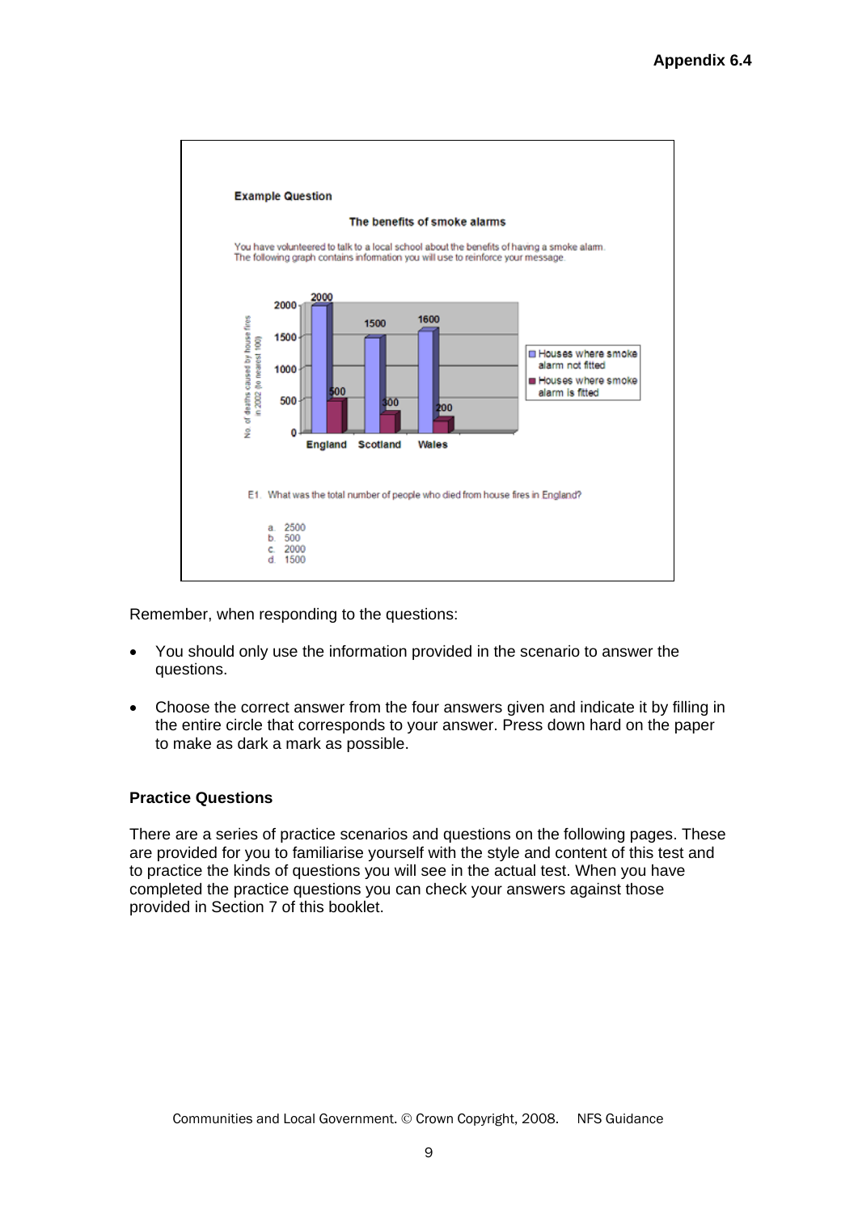**Example Question**

**The benefits of smoke alarms**

You have volunteered to talk to a local school about the benefits of having a smoke alarm. The following graph contains information you will use to reinforce your message.

| | Houses where smoke alarm not fitted | Houses where smoke alarm is fitted |
|---|---|---|
| England | 2000 | 500 |
| Scotland | 1500 | 300 |
| Wales | 1600 | 200 |

No. of deaths caused by house fires in 2002 (to nearest 100)

E1. What was the total number of people who died from house fires in England?

a. 2500
b. 500
c. 2000
d. 1500

Remember, when responding to the questions:

- You should only use the information provided in the scenario to answer the questions.
- Choose the correct answer from the four answers given and indicate it by filling in the entire circle that corresponds to your answer. Press down hard on the paper to make as dark a mark as possible.

**Practice Questions**

There are a series of practice scenarios and questions on the following pages. These are provided for you to familiarise yourself with the style and content of this test and to practice the kinds of questions you will see in the actual test. When you have completed the practice questions you can check your answers against those provided in Section 7 of this booklet.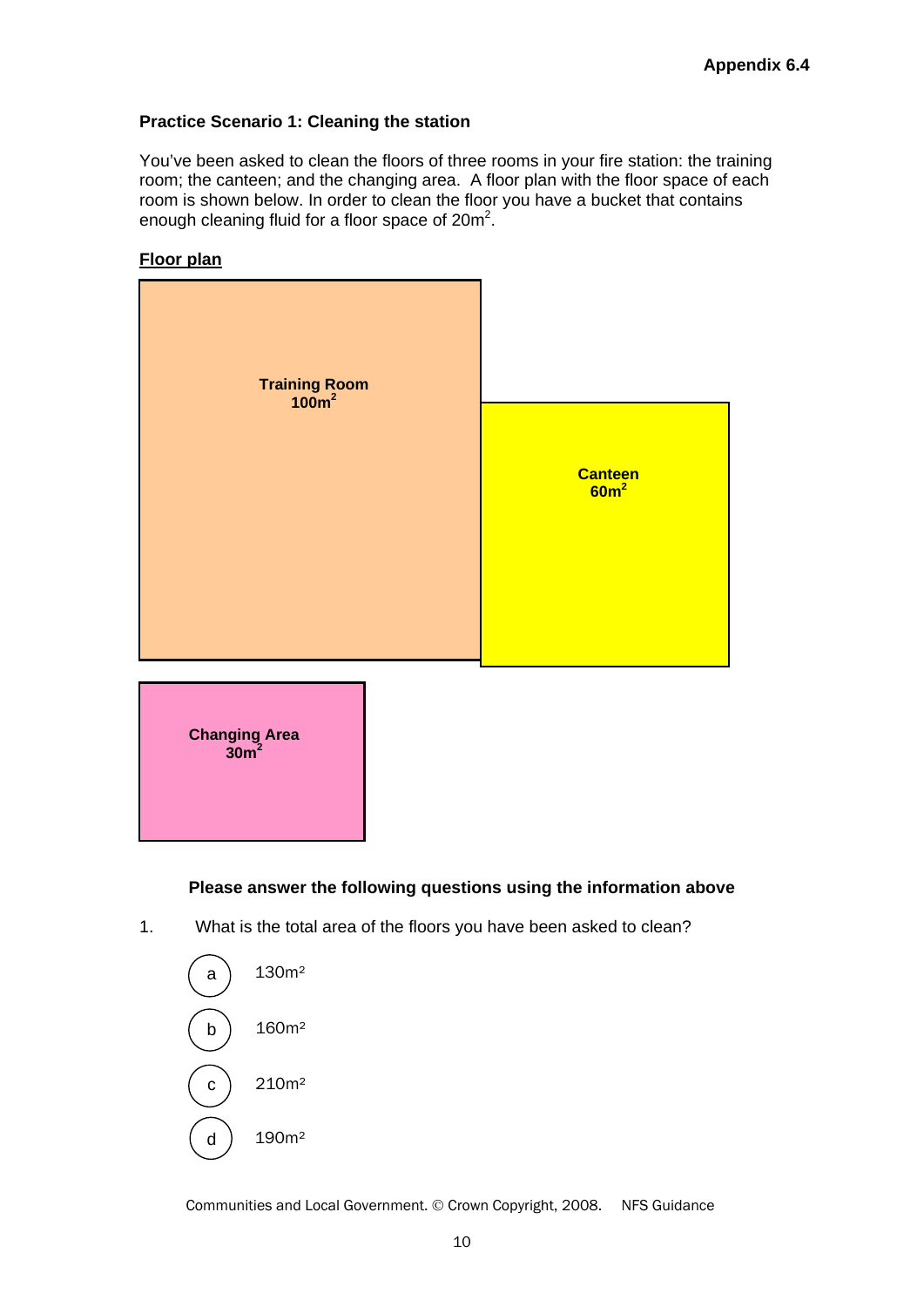Appendix 6.4

## Practice Scenario 1: Cleaning the station

You've been asked to clean the floors of three rooms in your fire station: the training room; the canteen; and the changing area. A floor plan with the floor space of each room is shown below. In order to clean the floor you have a bucket that contains enough cleaning fluid for a floor space of $20m^2$.

**Floor plan**

**Training Room**
**$100m^2$**

**Canteen**
**$60m^2$**

**Changing Area**
**$30m^2$**

**Please answer the following questions using the information above**

1. What is the total area of the floors you have been asked to clean?

   a) $130m^2$

   b) $160m^2$

   c) $210m^2$

   d) $190m^2$

Communities and Local Government. © Crown Copyright, 2008. NFS Guidance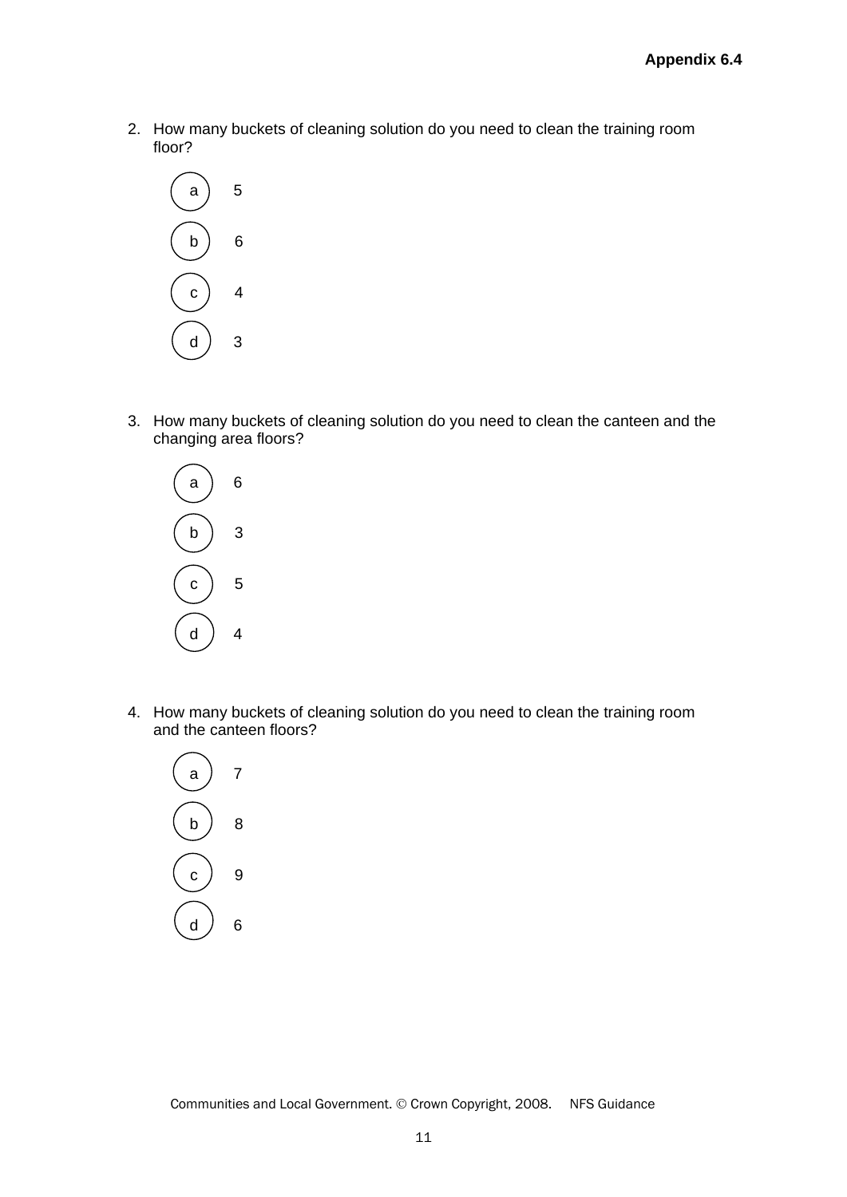2. How many buckets of cleaning solution do you need to clean the training room floor?

   (a) 5

   (b) 6

   (c) 4

   (d) 3

3. How many buckets of cleaning solution do you need to clean the canteen and the changing area floors?

   (a) 6

   (b) 3

   (c) 5

   (d) 4

4. How many buckets of cleaning solution do you need to clean the training room and the canteen floors?

   (a) 7

   (b) 8

   (c) 9

   (d) 6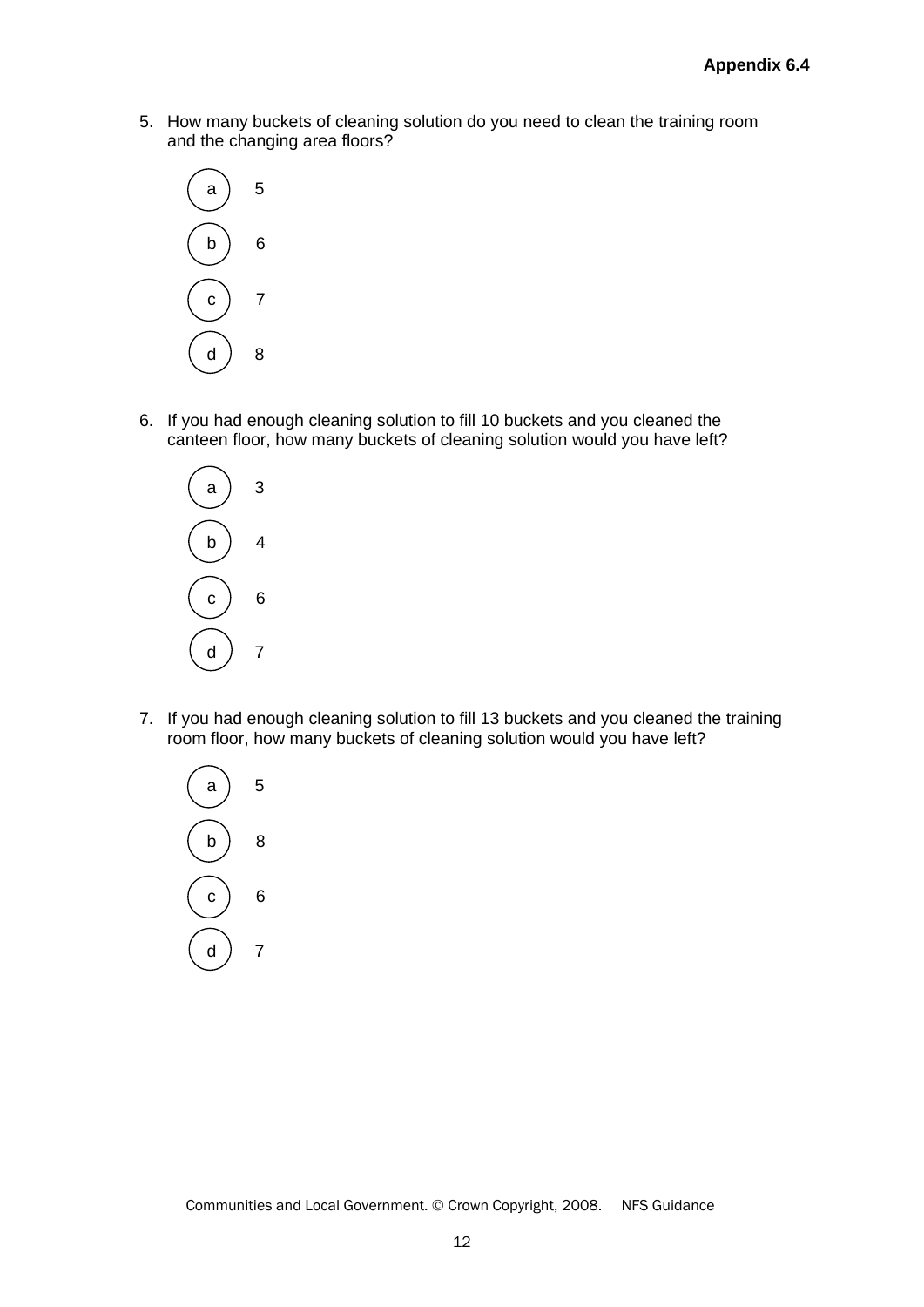**Appendix 6.4**

5. How many buckets of cleaning solution do you need to clean the training room and the changing area floors?

   a) 5

   b) 6

   c) 7

   d) 8

6. If you had enough cleaning solution to fill 10 buckets and you cleaned the canteen floor, how many buckets of cleaning solution would you have left?

   a) 3

   b) 4

   c) 6

   d) 7

7. If you had enough cleaning solution to fill 13 buckets and you cleaned the training room floor, how many buckets of cleaning solution would you have left?

   a) 5

   b) 8

   c) 6

   d) 7

Communities and Local Government. © Crown Copyright, 2008. NFS Guidance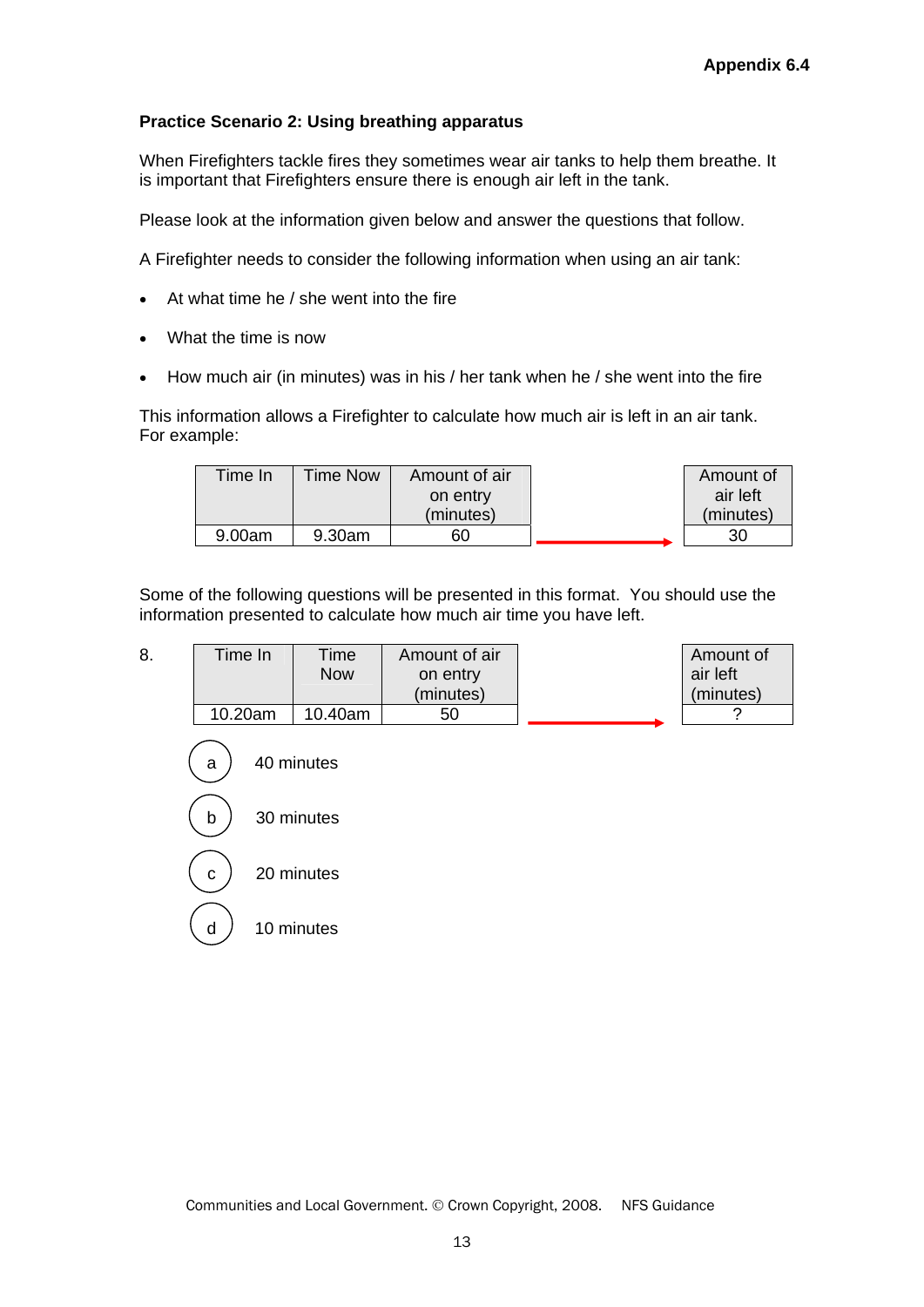**Appendix 6.4**

**Practice Scenario 2: Using breathing apparatus**

When Firefighters tackle fires they sometimes wear air tanks to help them breathe. It is important that Firefighters ensure there is enough air left in the tank.

Please look at the information given below and answer the questions that follow.

A Firefighter needs to consider the following information when using an air tank:

- At what time he / she went into the fire
- What the time is now
- How much air (in minutes) was in his / her tank when he / she went into the fire

This information allows a Firefighter to calculate how much air is left in an air tank. For example:

| Time In | Time Now | Amount of air on entry (minutes) | → | Amount of air left (minutes) |
|---|---|---|---|---|
| 9.00am | 9.30am | 60 | → | 30 |

Some of the following questions will be presented in this format. You should use the information presented to calculate how much air time you have left.

8.

| Time In | Time Now | Amount of air on entry (minutes) | → | Amount of air left (minutes) |
|---|---|---|---|---|
| 10.20am | 10.40am | 50 | → | ? |

a) 40 minutes

b) 30 minutes

c) 20 minutes

d) 10 minutes

Communities and Local Government. © Crown Copyright, 2008. NFS Guidance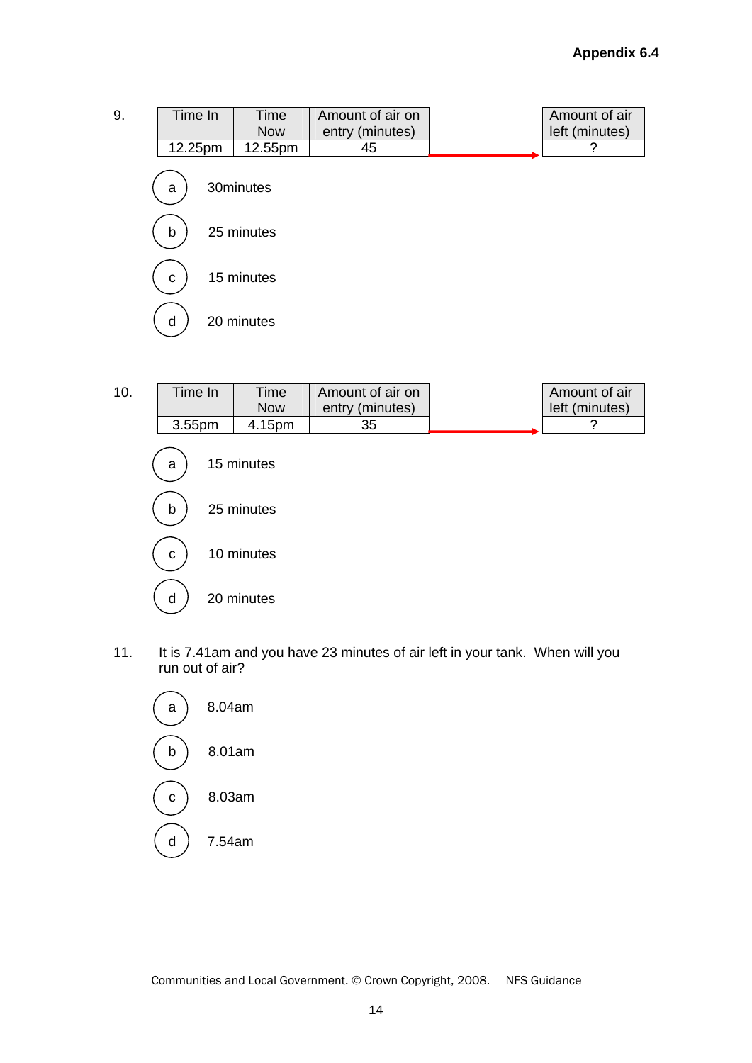9.

| Time In | Time Now | Amount of air on entry (minutes) | → | Amount of air left (minutes) |
|---|---|---|---|---|
| 12.25pm | 12.55pm | 45 | → | ? |

a) 30minutes

b) 25 minutes

c) 15 minutes

d) 20 minutes

10.

| Time In | Time Now | Amount of air on entry (minutes) | → | Amount of air left (minutes) |
|---|---|---|---|---|
| 3.55pm | 4.15pm | 35 | → | ? |

a) 15 minutes

b) 25 minutes

c) 10 minutes

d) 20 minutes

11. It is 7.41am and you have 23 minutes of air left in your tank. When will you run out of air?

a) 8.04am

b) 8.01am

c) 8.03am

d) 7.54am

Communities and Local Government. © Crown Copyright, 2008. NFS Guidance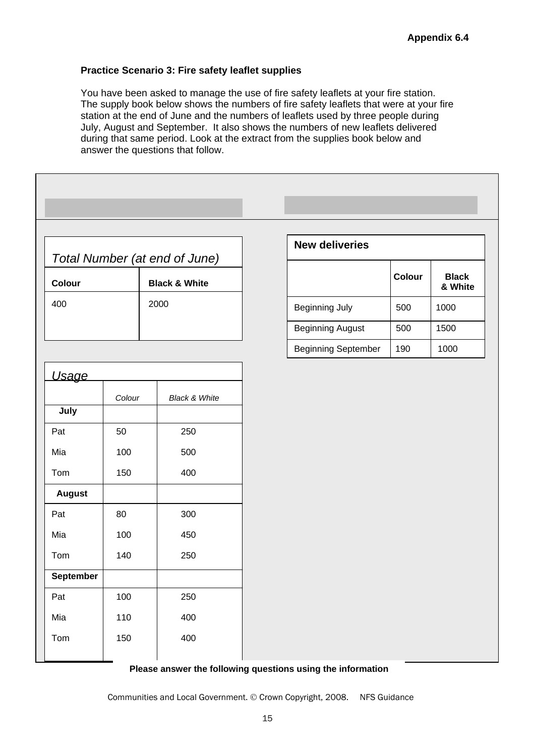Appendix 6.4

**Practice Scenario 3: Fire safety leaflet supplies**

You have been asked to manage the use of fire safety leaflets at your fire station. The supply book below shows the numbers of fire safety leaflets that were at your fire station at the end of June and the numbers of leaflets used by three people during July, August and September. It also shows the numbers of new leaflets delivered during that same period. Look at the extract from the supplies book below and answer the questions that follow.

*Total Number (at end of June)*

| Colour | Black & White |
|---|---|
| 400 | 2000 |

**New deliveries**

| | Colour | Black & White |
|---|---|---|
| Beginning July | 500 | 1000 |
| Beginning August | 500 | 1500 |
| Beginning September | 190 | 1000 |

*Usage*

| | *Colour* | *Black & White* |
|---|---|---|
| **July** | | |
| Pat | 50 | 250 |
| Mia | 100 | 500 |
| Tom | 150 | 400 |
| **August** | | |
| Pat | 80 | 300 |
| Mia | 100 | 450 |
| Tom | 140 | 250 |
| **September** | | |
| Pat | 100 | 250 |
| Mia | 110 | 400 |
| Tom | 150 | 400 |

**Please answer the following questions using the information**

Communities and Local Government. © Crown Copyright, 2008. NFS Guidance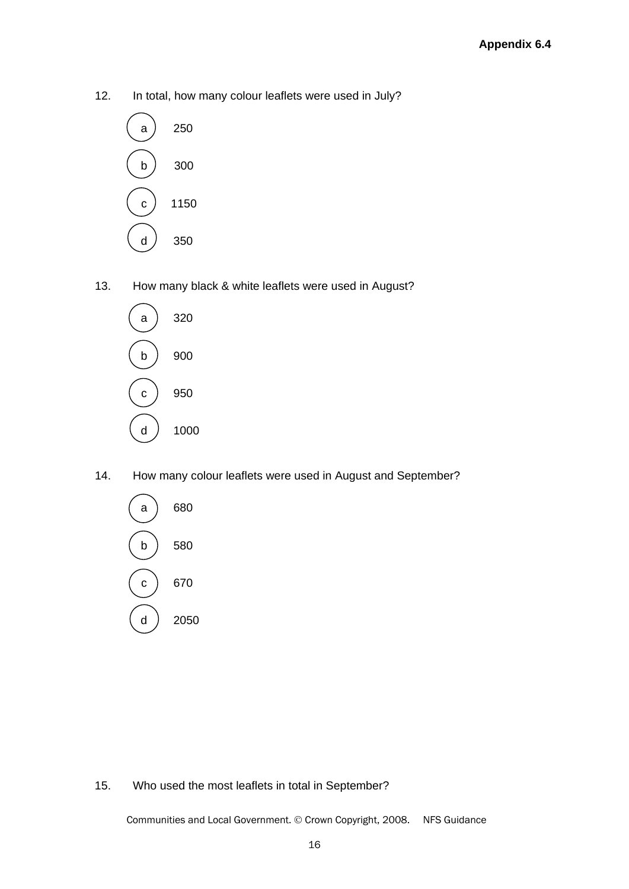12. In total, how many colour leaflets were used in July?

   - a  250
   - b  300
   - c  1150
   - d  350

13. How many black & white leaflets were used in August?

   - a  320
   - b  900
   - c  950
   - d  1000

14. How many colour leaflets were used in August and September?

   - a  680
   - b  580
   - c  670
   - d  2050

15. Who used the most leaflets in total in September?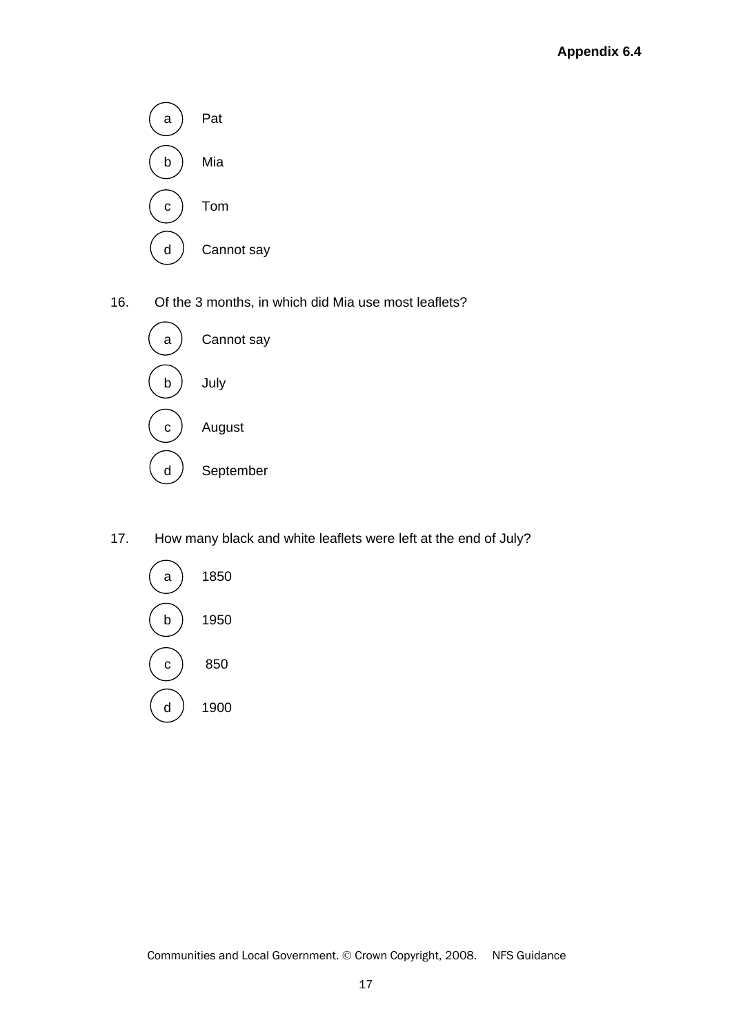a) Pat

b) Mia

c) Tom

d) Cannot say

16. Of the 3 months, in which did Mia use most leaflets?

a) Cannot say

b) July

c) August

d) September

17. How many black and white leaflets were left at the end of July?

a) 1850

b) 1950

c) 850

d) 1900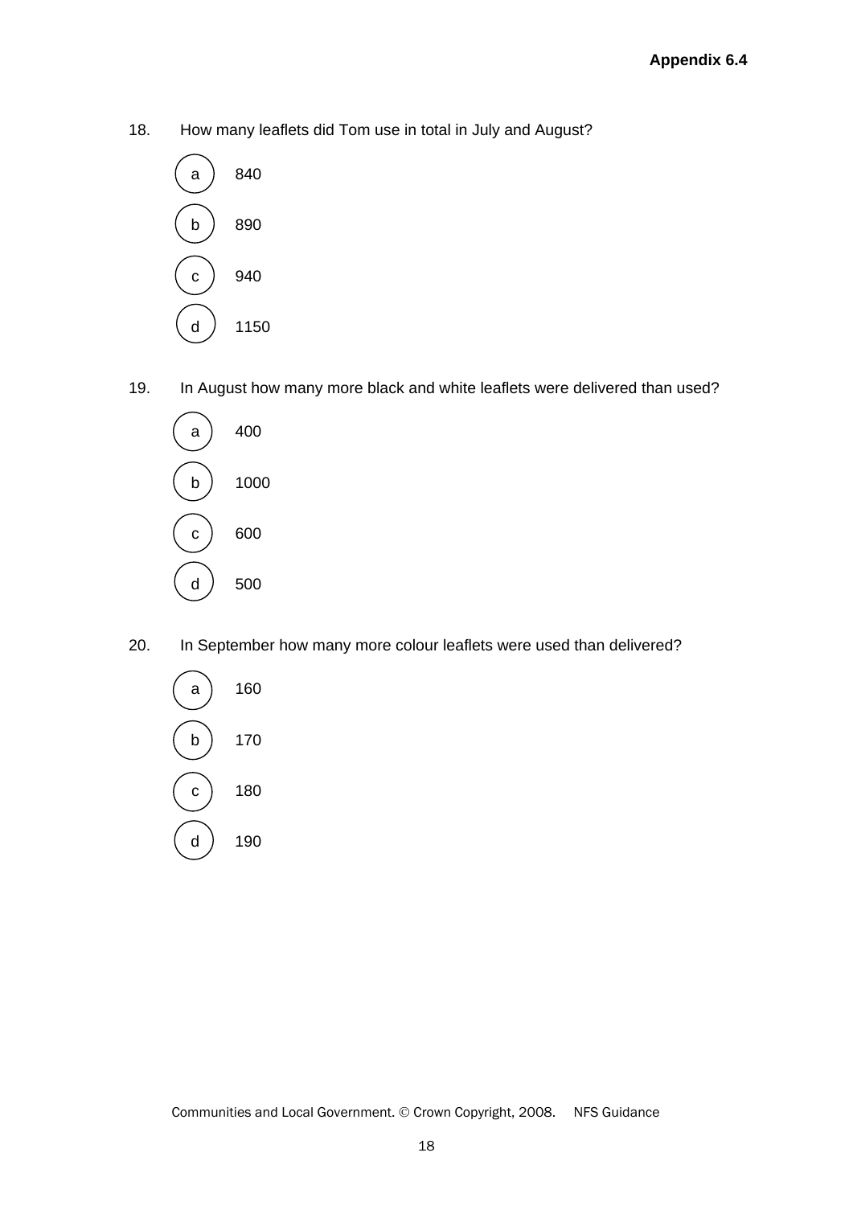18. How many leaflets did Tom use in total in July and August?

   (a) 840

   (b) 890

   (c) 940

   (d) 1150

19. In August how many more black and white leaflets were delivered than used?

   (a) 400

   (b) 1000

   (c) 600

   (d) 500

20. In September how many more colour leaflets were used than delivered?

   (a) 160

   (b) 170

   (c) 180

   (d) 190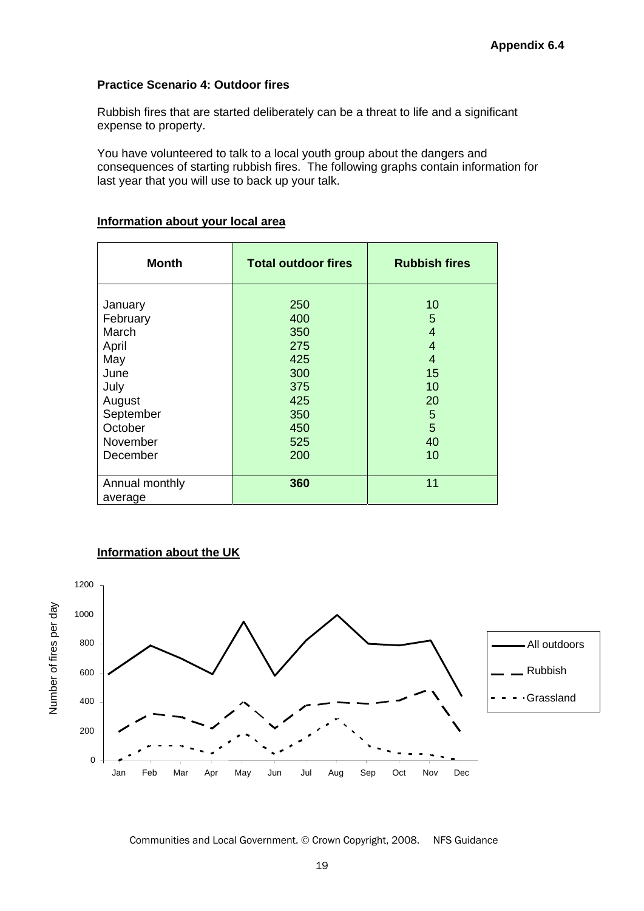Appendix 6.4

**Practice Scenario 4: Outdoor fires**

Rubbish fires that are started deliberately can be a threat to life and a significant expense to property.

You have volunteered to talk to a local youth group about the dangers and consequences of starting rubbish fires. The following graphs contain information for last year that you will use to back up your talk.

**Information about your local area**

| Month | Total outdoor fires | Rubbish fires |
|---|---|---|
| January | 250 | 10 |
| February | 400 | 5 |
| March | 350 | 4 |
| April | 275 | 4 |
| May | 425 | 4 |
| June | 300 | 15 |
| July | 375 | 10 |
| August | 425 | 20 |
| September | 350 | 5 |
| October | 450 | 5 |
| November | 525 | 40 |
| December | 200 | 10 |
| Annual monthly average | **360** | 11 |

**Information about the UK**

Number of fires per day

| Month | All outdoors | Rubbish | Grassland |
|---|---|---|---|
| Jan | 590 | 200 | 0 |
| Feb | 790 | 320 | 100 |
| Mar | 700 | 300 | 100 |
| Apr | 590 | 220 | 50 |
| May | 950 | 400 | 180 |
| Jun | 580 | 220 | 50 |
| Jul | 820 | 380 | 160 |
| Aug | 1000 | 400 | 290 |
| Sep | 800 | 390 | 100 |
| Oct | 790 | 410 | 50 |
| Nov | 820 | 480 | 40 |
| Dec | 440 | 190 | 0 |

Communities and Local Government. © Crown Copyright, 2008. NFS Guidance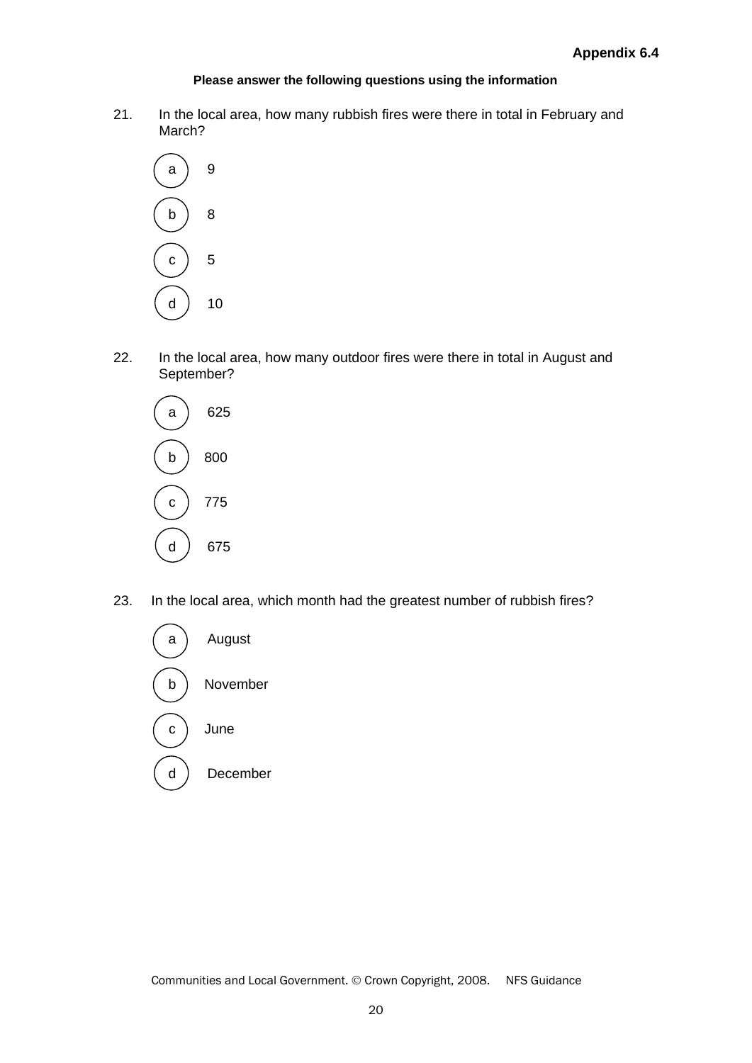**Appendix 6.4**

**Please answer the following questions using the information**

21. In the local area, how many rubbish fires were there in total in February and March?

   a) 9

   b) 8

   c) 5

   d) 10

22. In the local area, how many outdoor fires were there in total in August and September?

   a) 625

   b) 800

   c) 775

   d) 675

23. In the local area, which month had the greatest number of rubbish fires?

   a) August

   b) November

   c) June

   d) December

Communities and Local Government. © Crown Copyright, 2008. NFS Guidance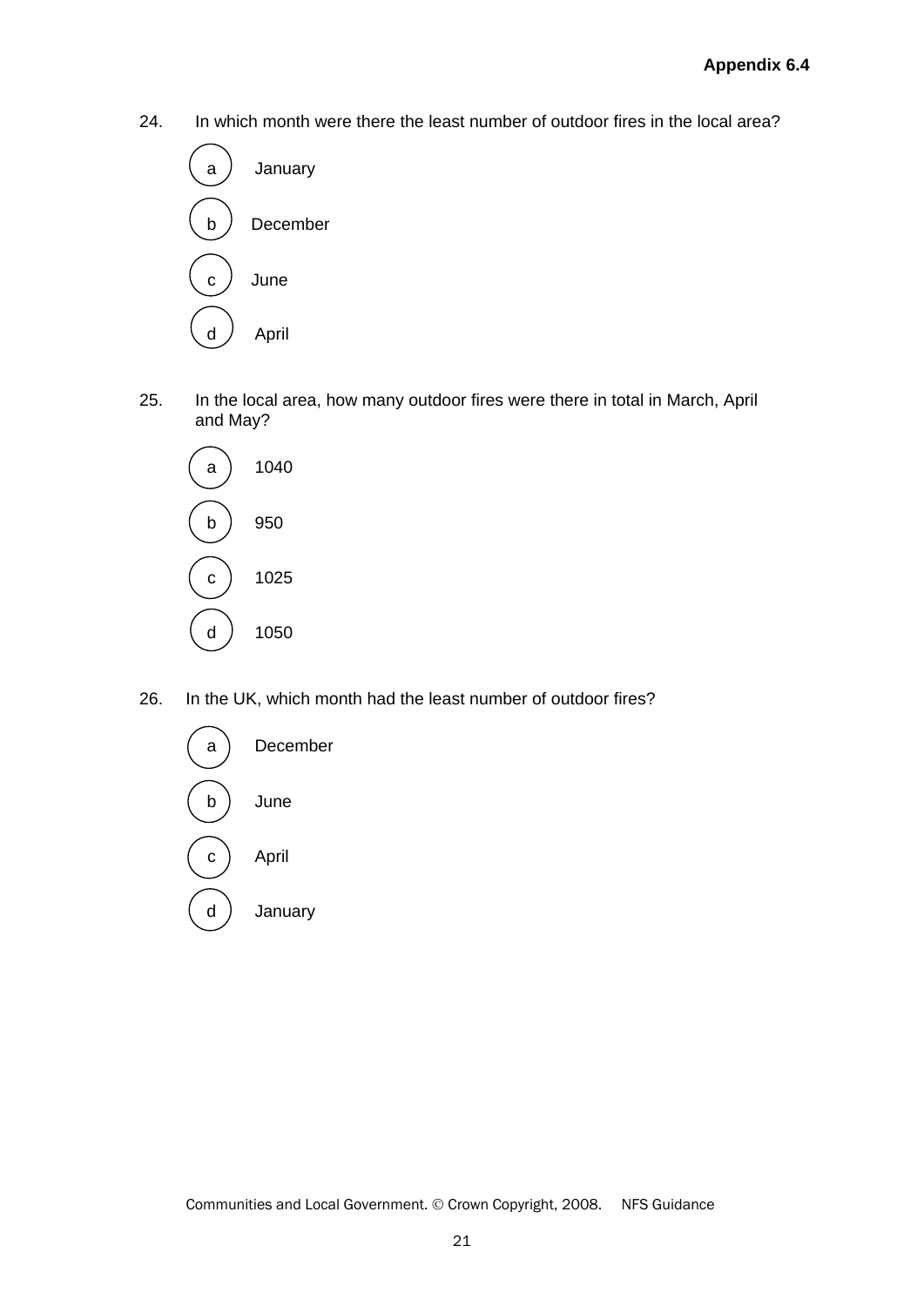Appendix 6.4

24. In which month were there the least number of outdoor fires in the local area?

- a January
- b December
- c June
- d April

25. In the local area, how many outdoor fires were there in total in March, April and May?

- a 1040
- b 950
- c 1025
- d 1050

26. In the UK, which month had the least number of outdoor fires?

- a December
- b June
- c April
- d January

Communities and Local Government. © Crown Copyright, 2008. NFS Guidance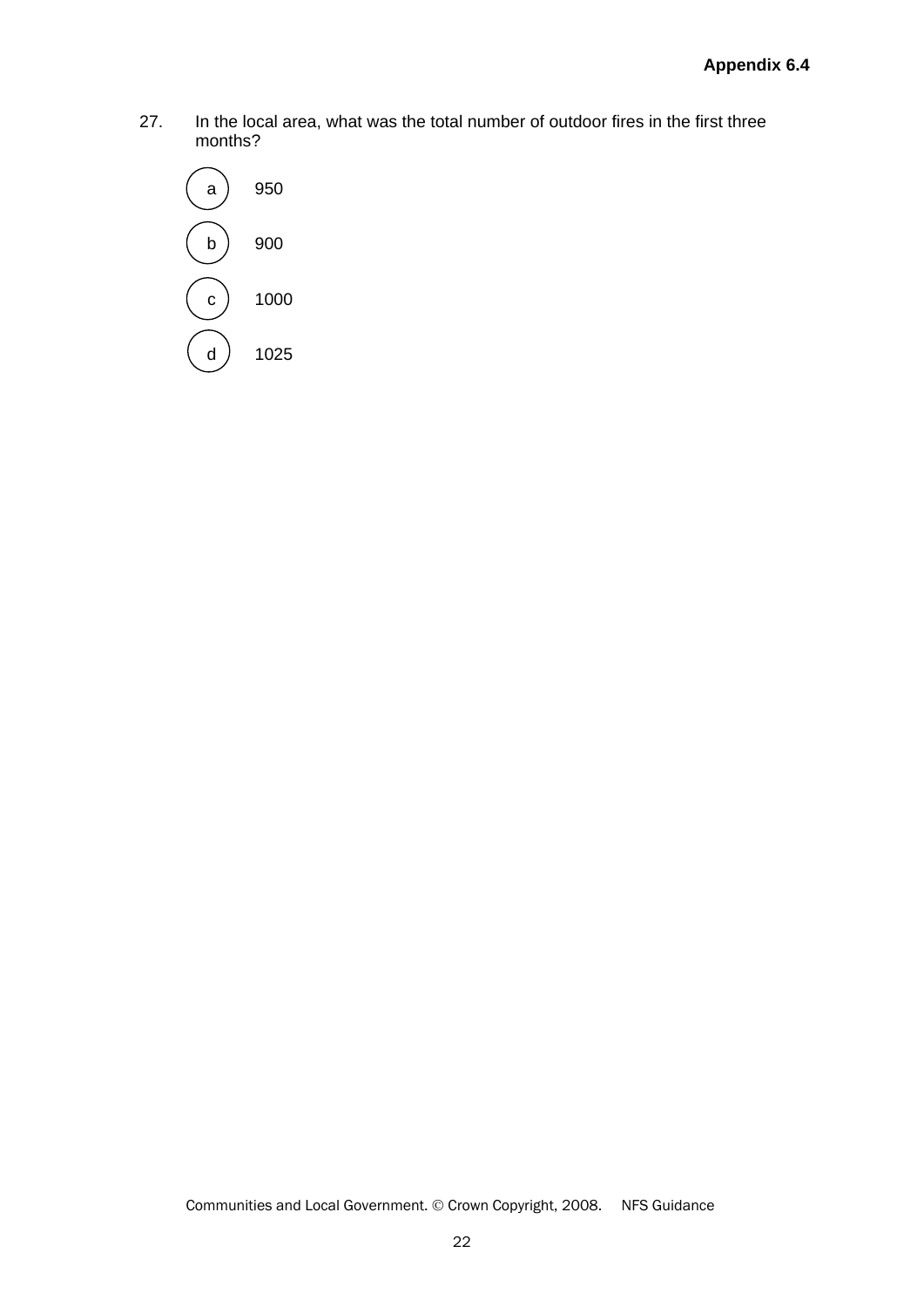**Appendix 6.4**

27. In the local area, what was the total number of outdoor fires in the first three months?

   a) 950

   b) 900

   c) 1000

   d) 1025

Communities and Local Government. © Crown Copyright, 2008. NFS Guidance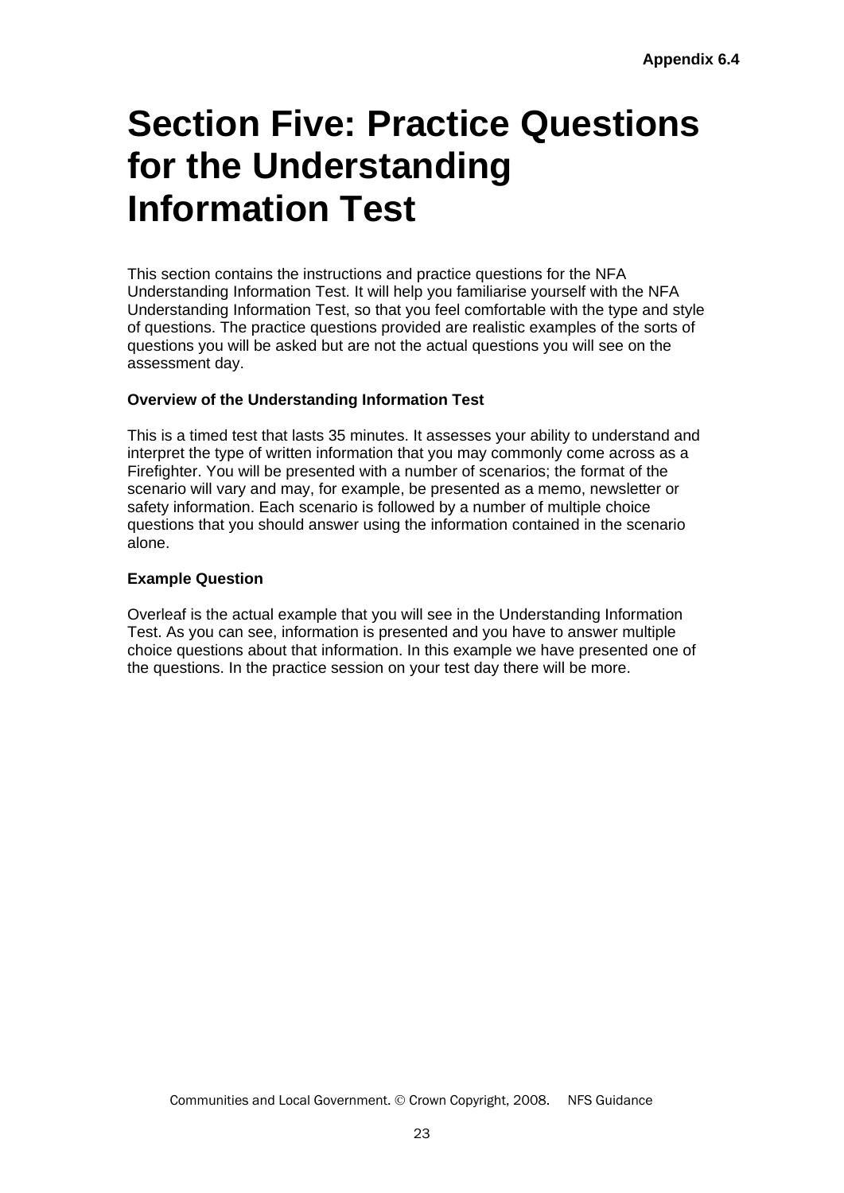# Section Five: Practice Questions for the Understanding Information Test

This section contains the instructions and practice questions for the NFA Understanding Information Test. It will help you familiarise yourself with the NFA Understanding Information Test, so that you feel comfortable with the type and style of questions. The practice questions provided are realistic examples of the sorts of questions you will be asked but are not the actual questions you will see on the assessment day.

**Overview of the Understanding Information Test**

This is a timed test that lasts 35 minutes. It assesses your ability to understand and interpret the type of written information that you may commonly come across as a Firefighter. You will be presented with a number of scenarios; the format of the scenario will vary and may, for example, be presented as a memo, newsletter or safety information. Each scenario is followed by a number of multiple choice questions that you should answer using the information contained in the scenario alone.

**Example Question**

Overleaf is the actual example that you will see in the Understanding Information Test. As you can see, information is presented and you have to answer multiple choice questions about that information. In this example we have presented one of the questions. In the practice session on your test day there will be more.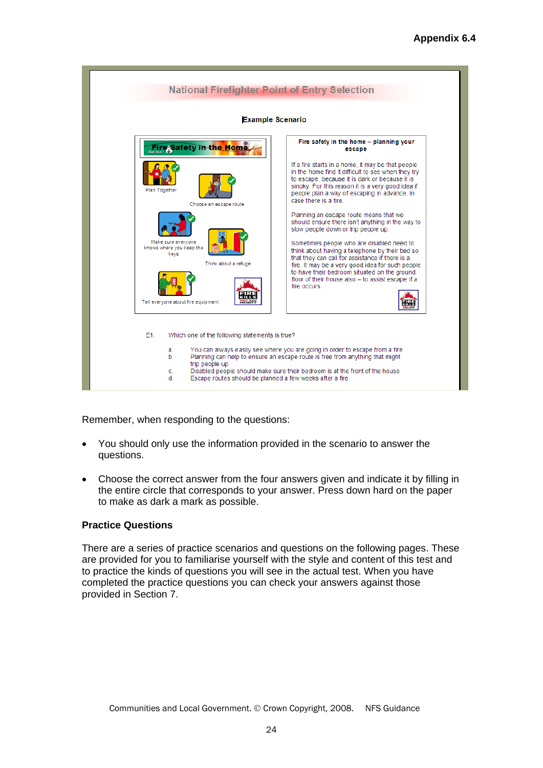**Appendix 6.4**

National Firefighter Point of Entry Selection

Example Scenario

Fire Safety in the Home

Get Out!

Plan Together

Choose an escape route

Make sure everyone knows where you keep the keys

Think about a refuge

Tell everyone about fire equipment

FIRE KILLS YOU CAN PREVENT IT

**Fire safety in the home – planning your escape**

If a fire starts in a home, it may be that people in the home find it difficult to see when they try to escape, because it is dark or because it is smoky. For this reason it is a very good idea if people plan a way of escaping in advance, in case there is a fire.

Planning an escape route means that we should ensure there isn't anything in the way to slow people down or trip people up.

Sometimes people who are disabled need to think about having a telephone by their bed so that they can call for assistance if there is a fire. It may be a very good idea for such people to have their bedroom situated on the ground floor of their house also – to assist escape if a fire occurs.

E1. Which one of the following statements is true?

a. You can always easily see where you are going in order to escape from a fire
b. Planning can help to ensure an escape route is free from anything that might trip people up
c. Disabled people should make sure their bedroom is at the front of the house
d. Escape routes should be planned a few weeks after a fire

Remember, when responding to the questions:

- You should only use the information provided in the scenario to answer the questions.
- Choose the correct answer from the four answers given and indicate it by filling in the entire circle that corresponds to your answer. Press down hard on the paper to make as dark a mark as possible.

**Practice Questions**

There are a series of practice scenarios and questions on the following pages. These are provided for you to familiarise yourself with the style and content of this test and to practice the kinds of questions you will see in the actual test. When you have completed the practice questions you can check your answers against those provided in Section 7.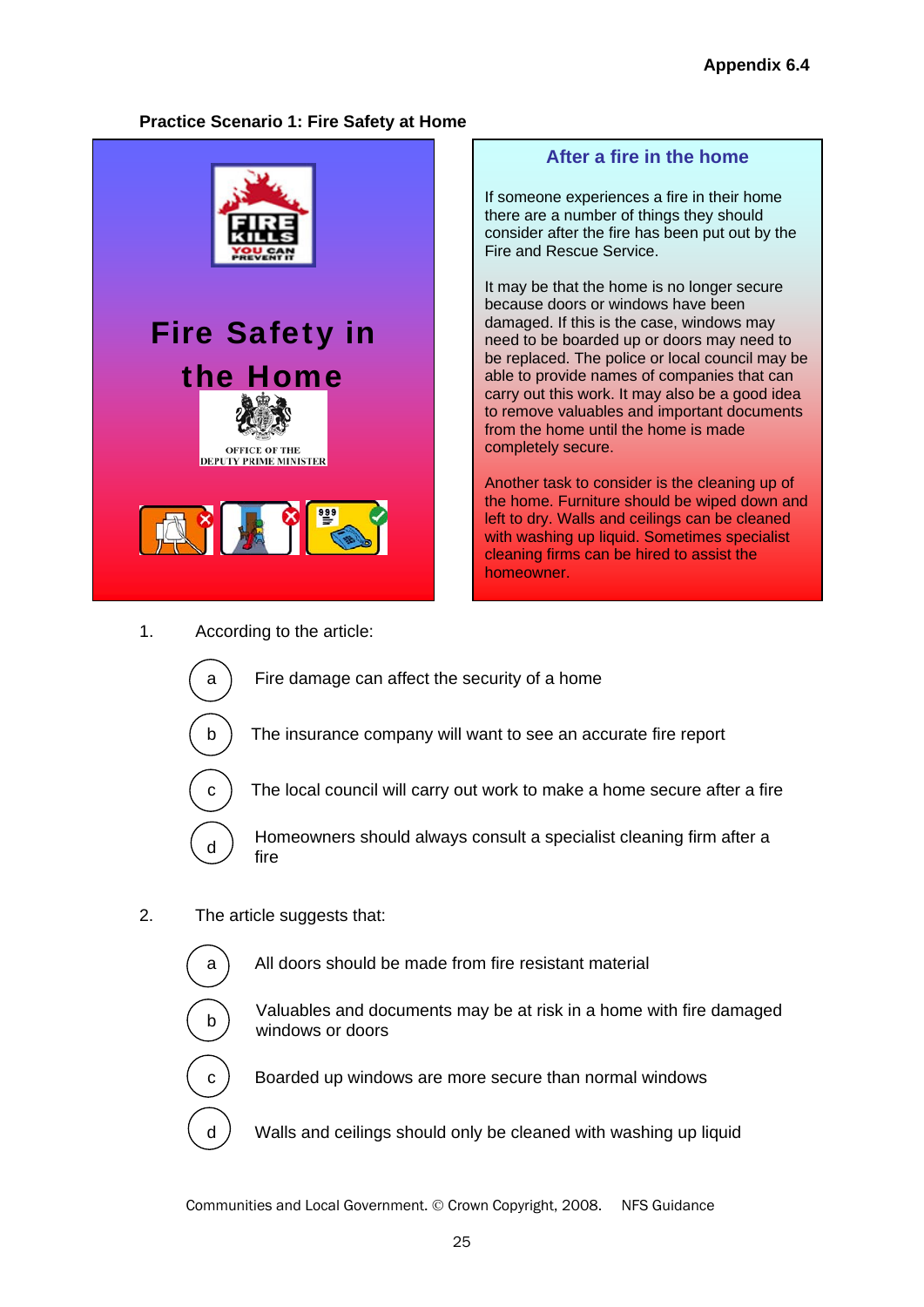Appendix 6.4

**Practice Scenario 1: Fire Safety at Home**

FIRE KILLS YOU CAN PREVENT IT

Fire Safety in the Home

OFFICE OF THE DEPUTY PRIME MINISTER

## After a fire in the home

If someone experiences a fire in their home there are a number of things they should consider after the fire has been put out by the Fire and Rescue Service.

It may be that the home is no longer secure because doors or windows have been damaged. If this is the case, windows may need to be boarded up or doors may need to be replaced. The police or local council may be able to provide names of companies that can carry out this work. It may also be a good idea to remove valuables and important documents from the home until the home is made completely secure.

Another task to consider is the cleaning up of the home. Furniture should be wiped down and left to dry. Walls and ceilings can be cleaned with washing up liquid. Sometimes specialist cleaning firms can be hired to assist the homeowner.

1. According to the article:

   a. Fire damage can affect the security of a home
   b. The insurance company will want to see an accurate fire report
   c. The local council will carry out work to make a home secure after a fire
   d. Homeowners should always consult a specialist cleaning firm after a fire

2. The article suggests that:

   a. All doors should be made from fire resistant material
   b. Valuables and documents may be at risk in a home with fire damaged windows or doors
   c. Boarded up windows are more secure than normal windows
   d. Walls and ceilings should only be cleaned with washing up liquid

Communities and Local Government. © Crown Copyright, 2008. NFS Guidance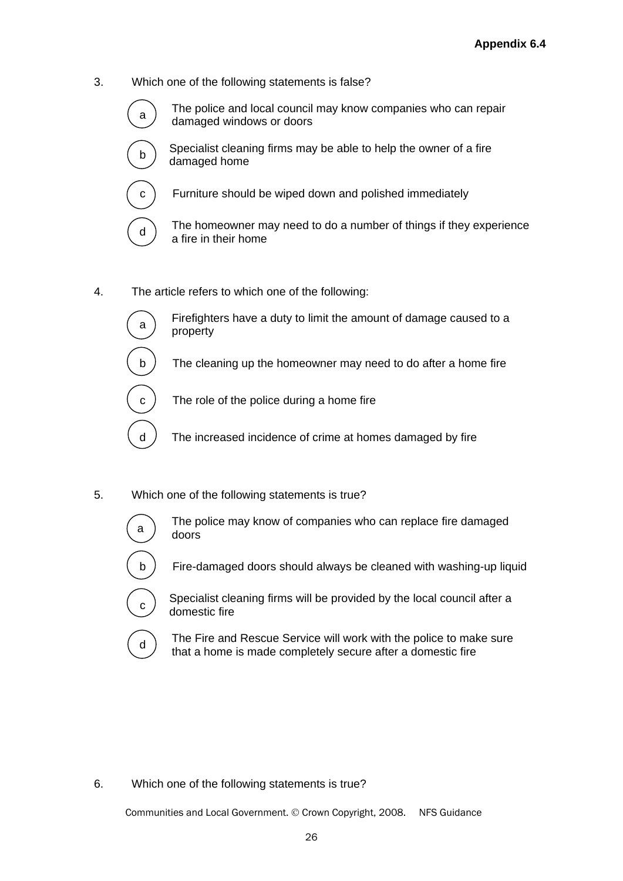3. Which one of the following statements is false?

   a) The police and local council may know companies who can repair damaged windows or doors

   b) Specialist cleaning firms may be able to help the owner of a fire damaged home

   c) Furniture should be wiped down and polished immediately

   d) The homeowner may need to do a number of things if they experience a fire in their home

4. The article refers to which one of the following:

   a) Firefighters have a duty to limit the amount of damage caused to a property

   b) The cleaning up the homeowner may need to do after a home fire

   c) The role of the police during a home fire

   d) The increased incidence of crime at homes damaged by fire

5. Which one of the following statements is true?

   a) The police may know of companies who can replace fire damaged doors

   b) Fire-damaged doors should always be cleaned with washing-up liquid

   c) Specialist cleaning firms will be provided by the local council after a domestic fire

   d) The Fire and Rescue Service will work with the police to make sure that a home is made completely secure after a domestic fire

6. Which one of the following statements is true?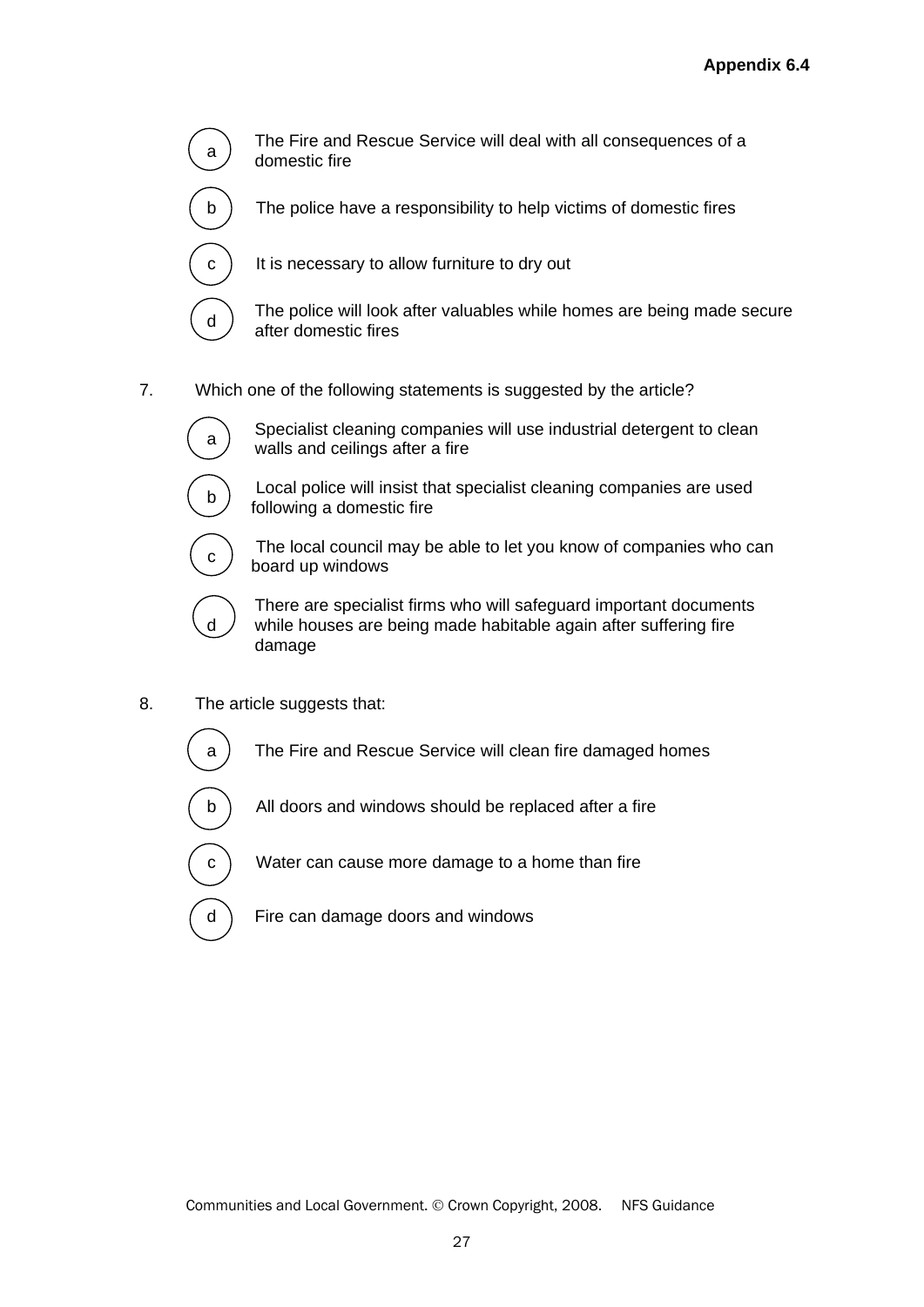a) The Fire and Rescue Service will deal with all consequences of a domestic fire

b) The police have a responsibility to help victims of domestic fires

c) It is necessary to allow furniture to dry out

d) The police will look after valuables while homes are being made secure after domestic fires

7. Which one of the following statements is suggested by the article?

a) Specialist cleaning companies will use industrial detergent to clean walls and ceilings after a fire

b) Local police will insist that specialist cleaning companies are used following a domestic fire

c) The local council may be able to let you know of companies who can board up windows

d) There are specialist firms who will safeguard important documents while houses are being made habitable again after suffering fire damage

8. The article suggests that:

a) The Fire and Rescue Service will clean fire damaged homes

b) All doors and windows should be replaced after a fire

c) Water can cause more damage to a home than fire

d) Fire can damage doors and windows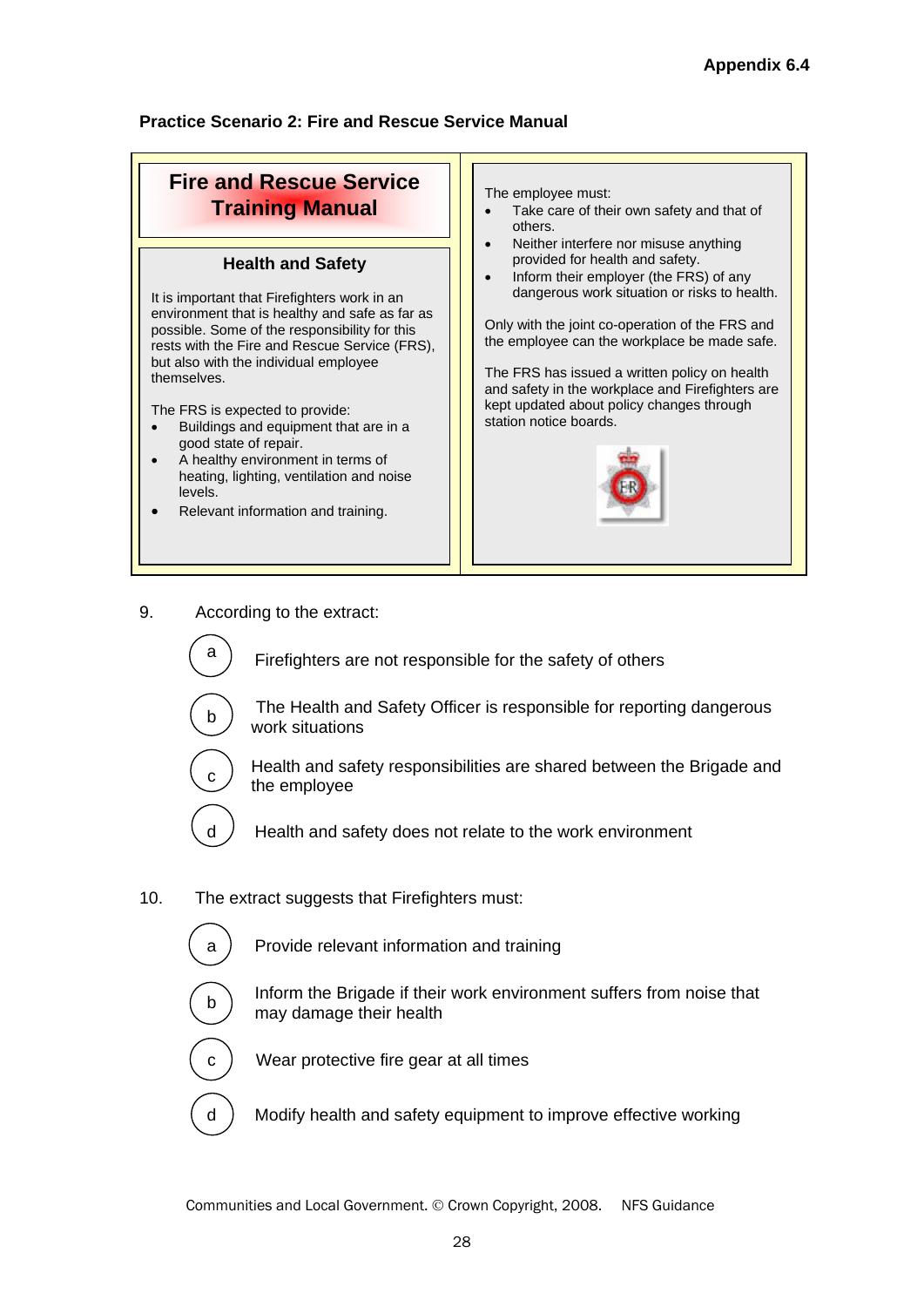**Appendix 6.4**

**Practice Scenario 2: Fire and Rescue Service Manual**

## Fire and Rescue Service Training Manual

### Health and Safety

It is important that Firefighters work in an environment that is healthy and safe as far as possible. Some of the responsibility for this rests with the Fire and Rescue Service (FRS), but also with the individual employee themselves.

The FRS is expected to provide:

- Buildings and equipment that are in a good state of repair.
- A healthy environment in terms of heating, lighting, ventilation and noise levels.
- Relevant information and training.

The employee must:

- Take care of their own safety and that of others.
- Neither interfere nor misuse anything provided for health and safety.
- Inform their employer (the FRS) of any dangerous work situation or risks to health.

Only with the joint co-operation of the FRS and the employee can the workplace be made safe.

The FRS has issued a written policy on health and safety in the workplace and Firefighters are kept updated about policy changes through station notice boards.

9. According to the extract:

   a. Firefighters are not responsible for the safety of others

   b. The Health and Safety Officer is responsible for reporting dangerous work situations

   c. Health and safety responsibilities are shared between the Brigade and the employee

   d. Health and safety does not relate to the work environment

10. The extract suggests that Firefighters must:

    a. Provide relevant information and training

    b. Inform the Brigade if their work environment suffers from noise that may damage their health

    c. Wear protective fire gear at all times

    d. Modify health and safety equipment to improve effective working

Communities and Local Government. © Crown Copyright, 2008. NFS Guidance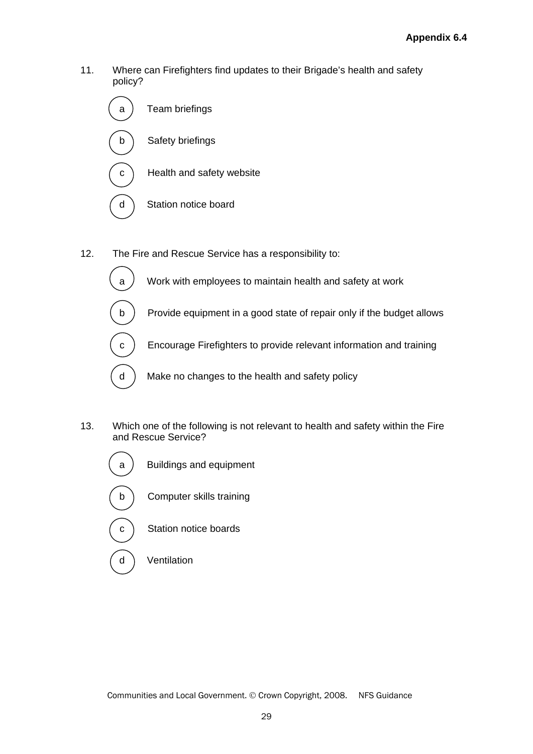Appendix 6.4

11. Where can Firefighters find updates to their Brigade's health and safety policy?

    a) Team briefings

    b) Safety briefings

    c) Health and safety website

    d) Station notice board

12. The Fire and Rescue Service has a responsibility to:

    a) Work with employees to maintain health and safety at work

    b) Provide equipment in a good state of repair only if the budget allows

    c) Encourage Firefighters to provide relevant information and training

    d) Make no changes to the health and safety policy

13. Which one of the following is not relevant to health and safety within the Fire and Rescue Service?

    a) Buildings and equipment

    b) Computer skills training

    c) Station notice boards

    d) Ventilation

Communities and Local Government. © Crown Copyright, 2008. NFS Guidance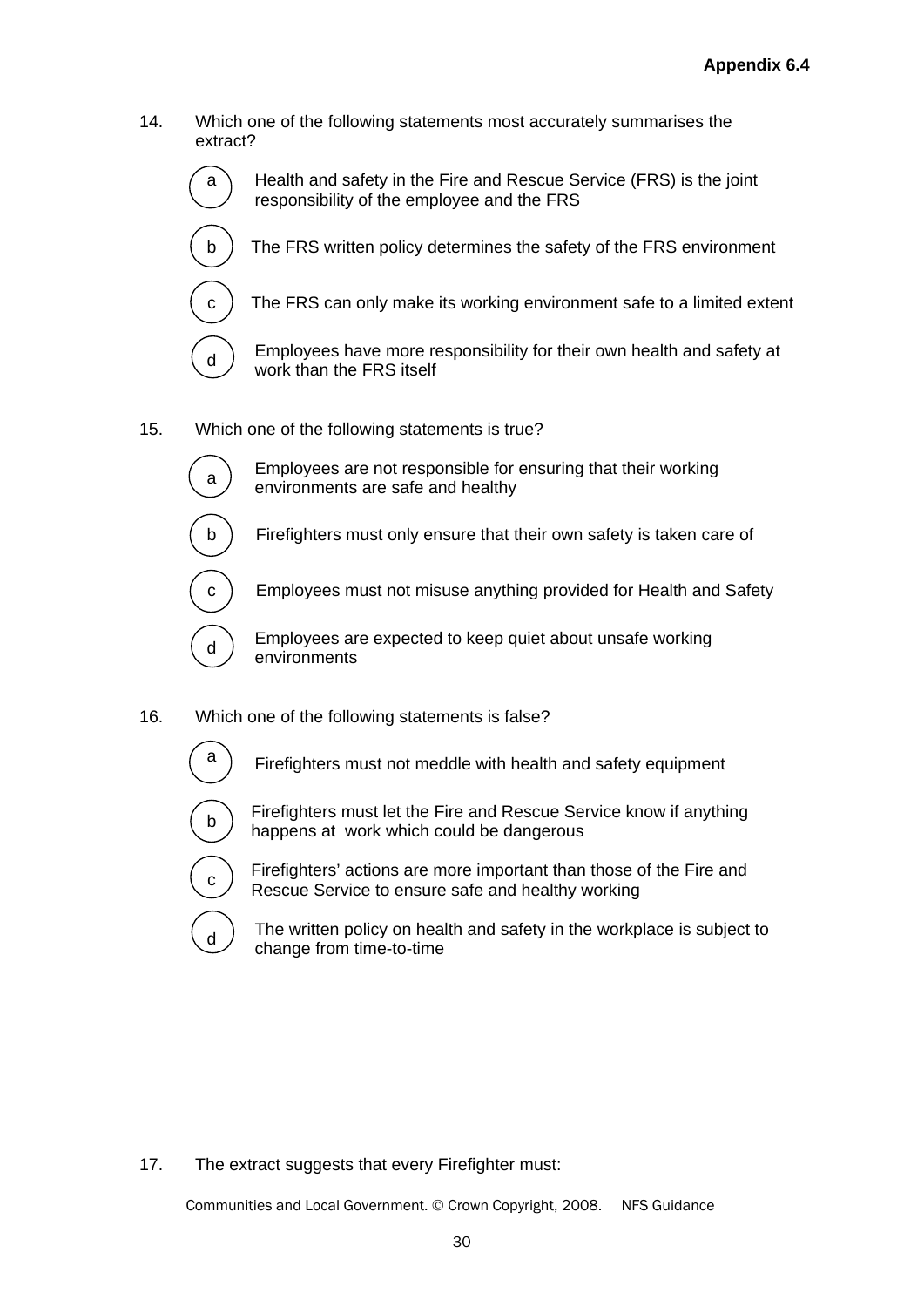14. Which one of the following statements most accurately summarises the extract?

   a) Health and safety in the Fire and Rescue Service (FRS) is the joint responsibility of the employee and the FRS

   b) The FRS written policy determines the safety of the FRS environment

   c) The FRS can only make its working environment safe to a limited extent

   d) Employees have more responsibility for their own health and safety at work than the FRS itself

15. Which one of the following statements is true?

   a) Employees are not responsible for ensuring that their working environments are safe and healthy

   b) Firefighters must only ensure that their own safety is taken care of

   c) Employees must not misuse anything provided for Health and Safety

   d) Employees are expected to keep quiet about unsafe working environments

16. Which one of the following statements is false?

   a) Firefighters must not meddle with health and safety equipment

   b) Firefighters must let the Fire and Rescue Service know if anything happens at work which could be dangerous

   c) Firefighters' actions are more important than those of the Fire and Rescue Service to ensure safe and healthy working

   d) The written policy on health and safety in the workplace is subject to change from time-to-time

17. The extract suggests that every Firefighter must: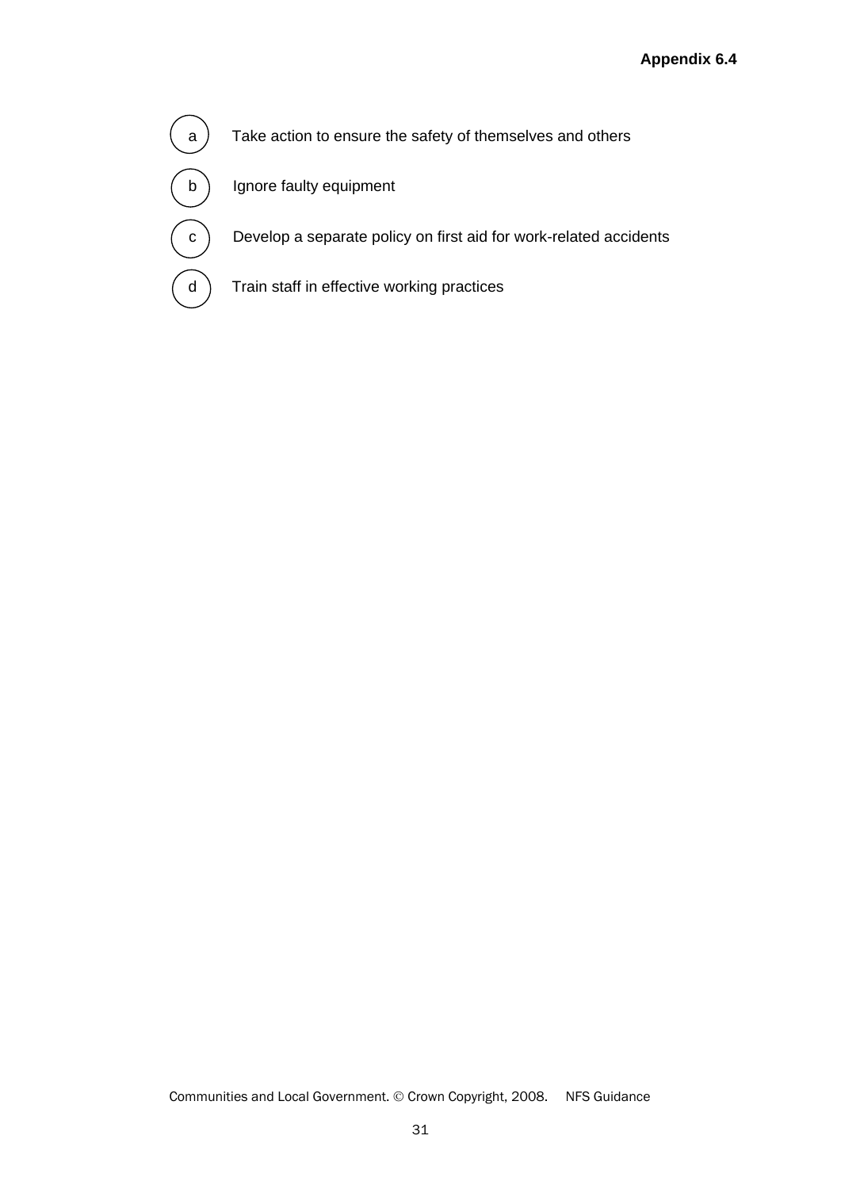**Appendix 6.4**

- (a) Take action to ensure the safety of themselves and others
- (b) Ignore faulty equipment
- (c) Develop a separate policy on first aid for work-related accidents
- (d) Train staff in effective working practices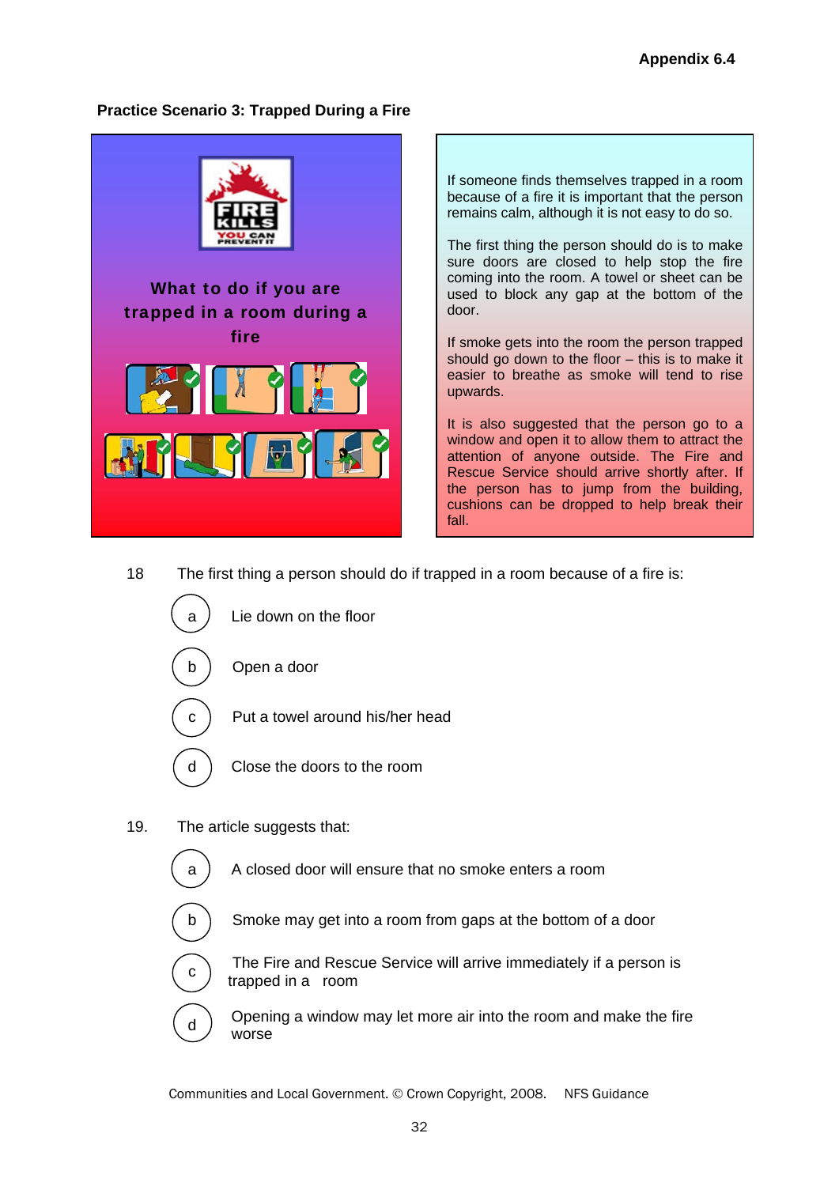Appendix 6.4

**Practice Scenario 3: Trapped During a Fire**

**What to do if you are trapped in a room during a fire**

If someone finds themselves trapped in a room because of a fire it is important that the person remains calm, although it is not easy to do so.

The first thing the person should do is to make sure doors are closed to help stop the fire coming into the room. A towel or sheet can be used to block any gap at the bottom of the door.

If smoke gets into the room the person trapped should go down to the floor – this is to make it easier to breathe as smoke will tend to rise upwards.

It is also suggested that the person go to a window and open it to allow them to attract the attention of anyone outside. The Fire and Rescue Service should arrive shortly after. If the person has to jump from the building, cushions can be dropped to help break their fall.

18 The first thing a person should do if trapped in a room because of a fire is:

- a) Lie down on the floor
- b) Open a door
- c) Put a towel around his/her head
- d) Close the doors to the room

19. The article suggests that:

- a) A closed door will ensure that no smoke enters a room
- b) Smoke may get into a room from gaps at the bottom of a door
- c) The Fire and Rescue Service will arrive immediately if a person is trapped in a room
- d) Opening a window may let more air into the room and make the fire worse

Communities and Local Government. © Crown Copyright, 2008. NFS Guidance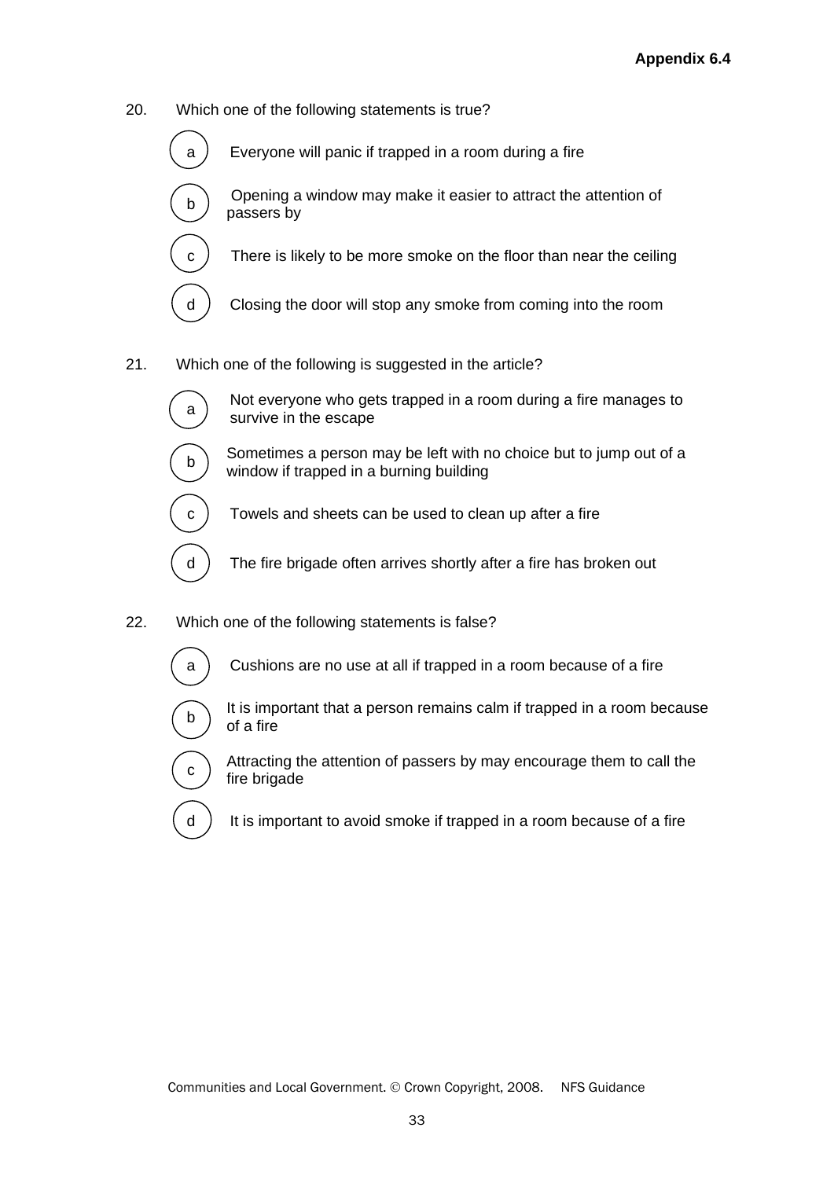**Appendix 6.4**

20. Which one of the following statements is true?

   (a) Everyone will panic if trapped in a room during a fire

   (b) Opening a window may make it easier to attract the attention of passers by

   (c) There is likely to be more smoke on the floor than near the ceiling

   (d) Closing the door will stop any smoke from coming into the room

21. Which one of the following is suggested in the article?

   (a) Not everyone who gets trapped in a room during a fire manages to survive in the escape

   (b) Sometimes a person may be left with no choice but to jump out of a window if trapped in a burning building

   (c) Towels and sheets can be used to clean up after a fire

   (d) The fire brigade often arrives shortly after a fire has broken out

22. Which one of the following statements is false?

   (a) Cushions are no use at all if trapped in a room because of a fire

   (b) It is important that a person remains calm if trapped in a room because of a fire

   (c) Attracting the attention of passers by may encourage them to call the fire brigade

   (d) It is important to avoid smoke if trapped in a room because of a fire

Communities and Local Government. © Crown Copyright, 2008. NFS Guidance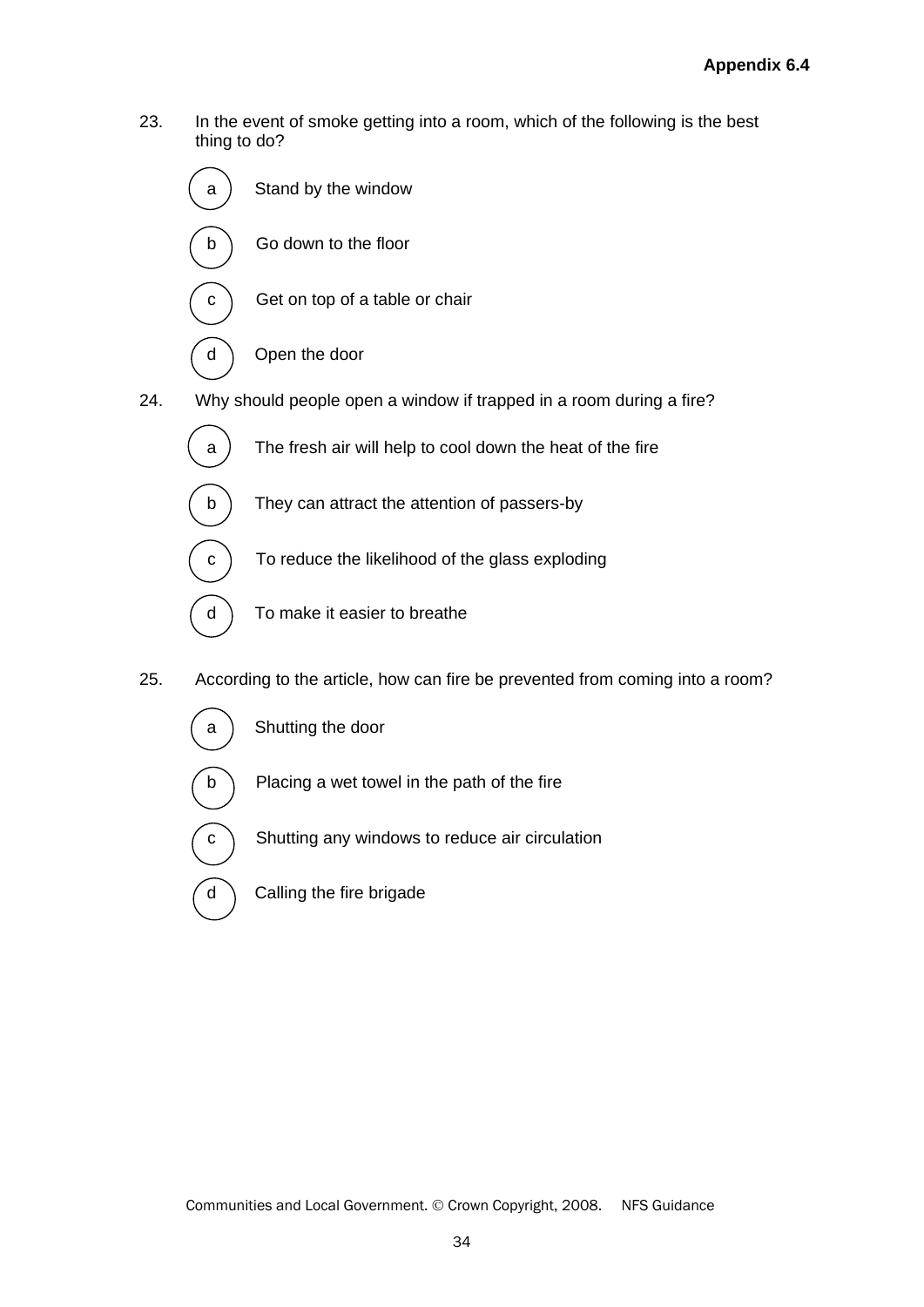**Appendix 6.4**

23. In the event of smoke getting into a room, which of the following is the best thing to do?

   (a) Stand by the window

   (b) Go down to the floor

   (c) Get on top of a table or chair

   (d) Open the door

24. Why should people open a window if trapped in a room during a fire?

   (a) The fresh air will help to cool down the heat of the fire

   (b) They can attract the attention of passers-by

   (c) To reduce the likelihood of the glass exploding

   (d) To make it easier to breathe

25. According to the article, how can fire be prevented from coming into a room?

   (a) Shutting the door

   (b) Placing a wet towel in the path of the fire

   (c) Shutting any windows to reduce air circulation

   (d) Calling the fire brigade

Communities and Local Government. © Crown Copyright, 2008. NFS Guidance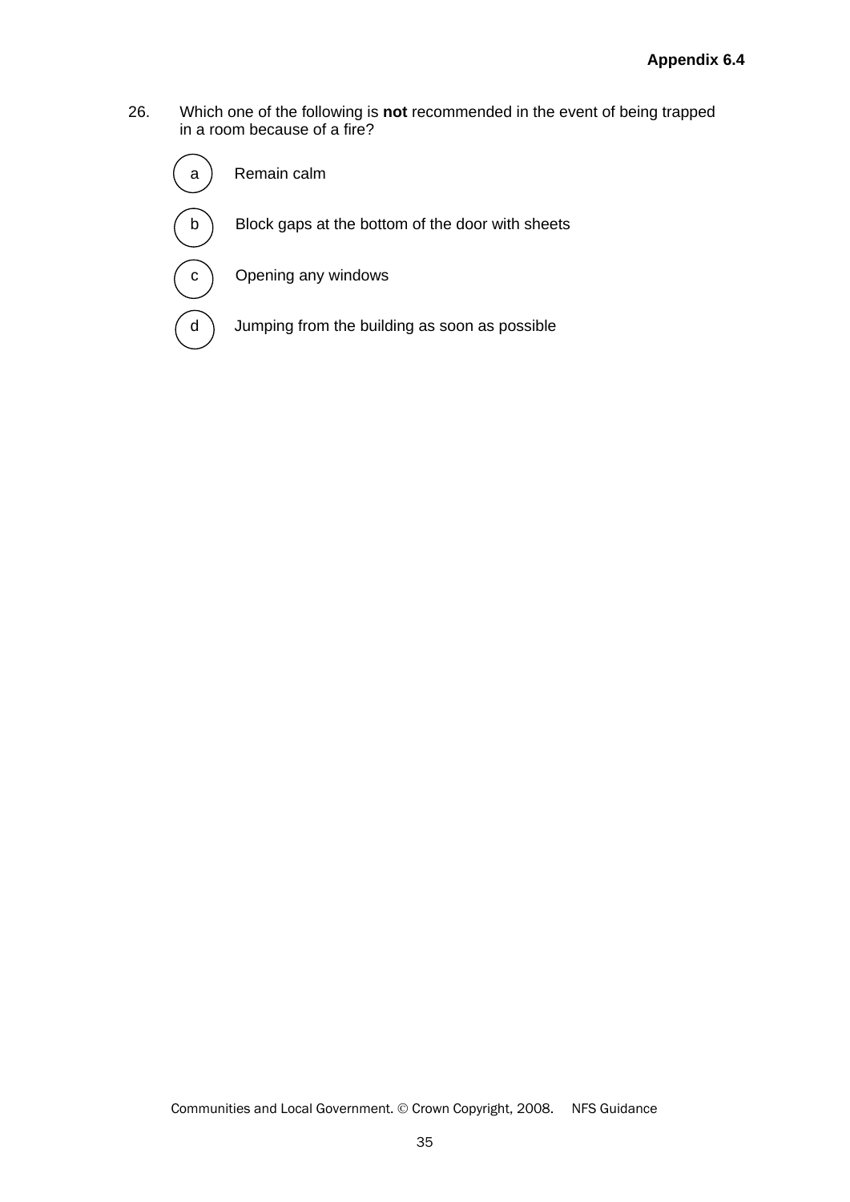26. Which one of the following is **not** recommended in the event of being trapped in a room because of a fire?

   a) Remain calm

   b) Block gaps at the bottom of the door with sheets

   c) Opening any windows

   d) Jumping from the building as soon as possible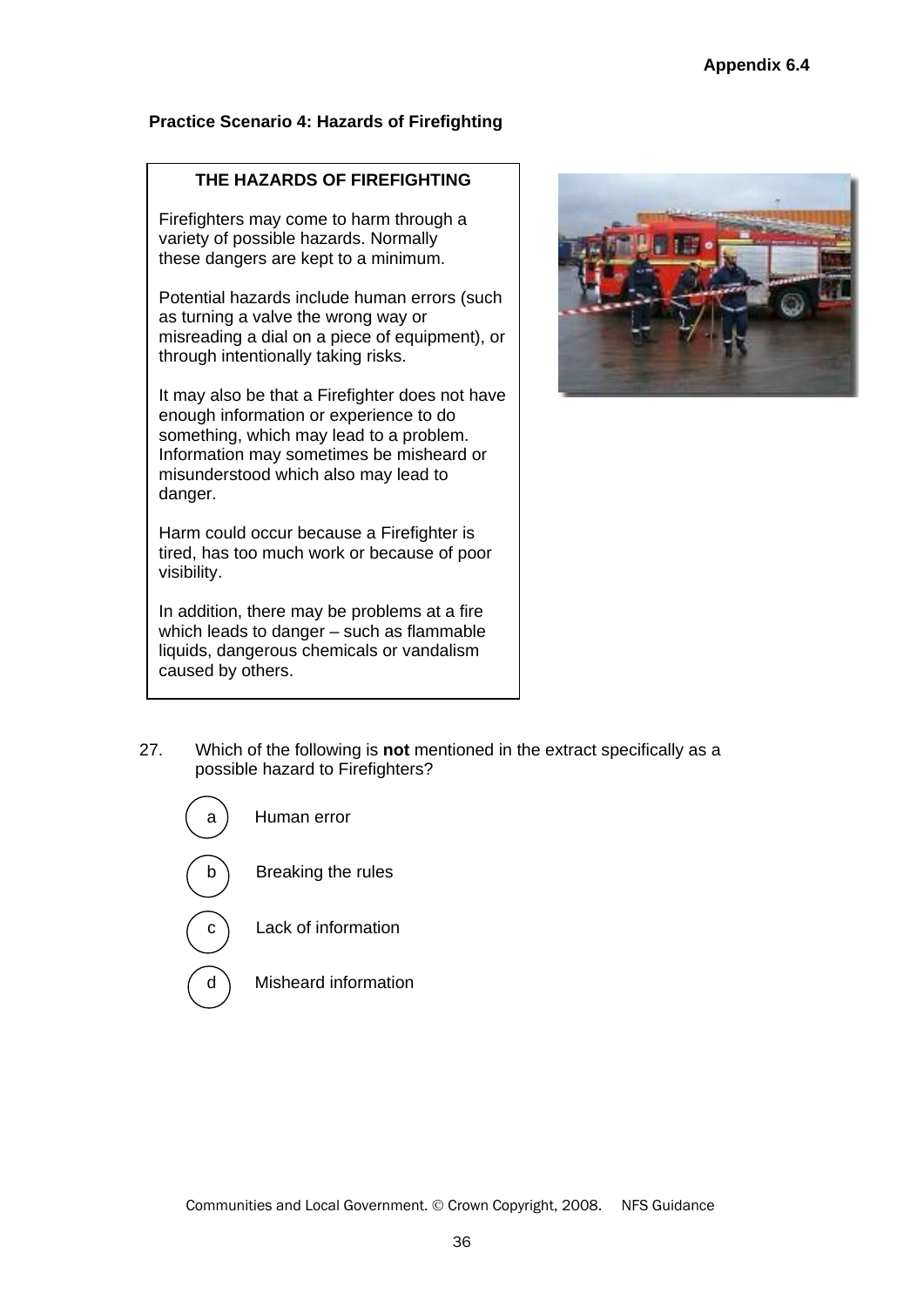**Appendix 6.4**

**Practice Scenario 4: Hazards of Firefighting**

**THE HAZARDS OF FIREFIGHTING**

Firefighters may come to harm through a variety of possible hazards. Normally these dangers are kept to a minimum.

Potential hazards include human errors (such as turning a valve the wrong way or misreading a dial on a piece of equipment), or through intentionally taking risks.

It may also be that a Firefighter does not have enough information or experience to do something, which may lead to a problem. Information may sometimes be misheard or misunderstood which also may lead to danger.

Harm could occur because a Firefighter is tired, has too much work or because of poor visibility.

In addition, there may be problems at a fire which leads to danger – such as flammable liquids, dangerous chemicals or vandalism caused by others.

27. Which of the following is **not** mentioned in the extract specifically as a possible hazard to Firefighters?

    a) Human error

    b) Breaking the rules

    c) Lack of information

    d) Misheard information

Communities and Local Government. © Crown Copyright, 2008. NFS Guidance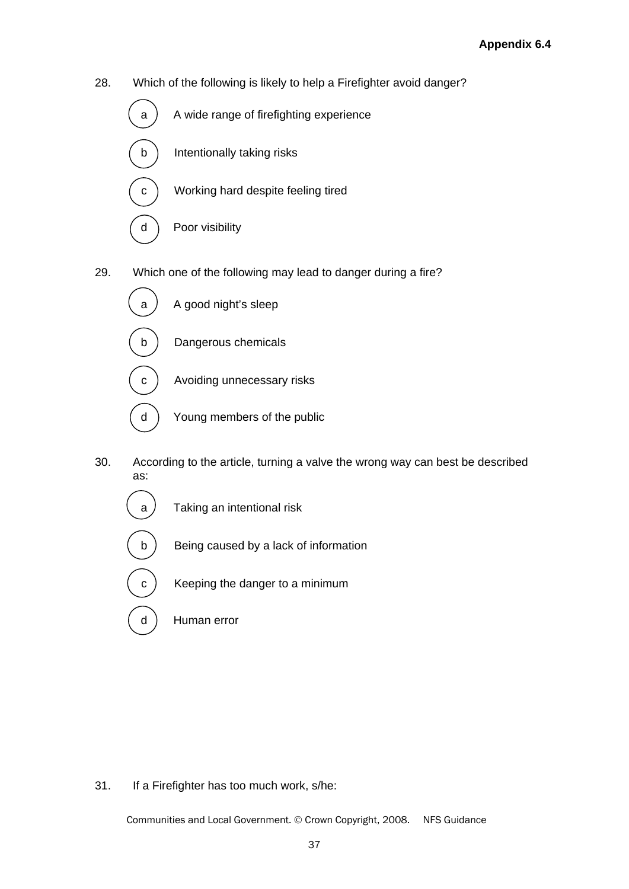28. Which of the following is likely to help a Firefighter avoid danger?

    a) A wide range of firefighting experience

    b) Intentionally taking risks

    c) Working hard despite feeling tired

    d) Poor visibility

29. Which one of the following may lead to danger during a fire?

    a) A good night's sleep

    b) Dangerous chemicals

    c) Avoiding unnecessary risks

    d) Young members of the public

30. According to the article, turning a valve the wrong way can best be described as:

    a) Taking an intentional risk

    b) Being caused by a lack of information

    c) Keeping the danger to a minimum

    d) Human error

31. If a Firefighter has too much work, s/he: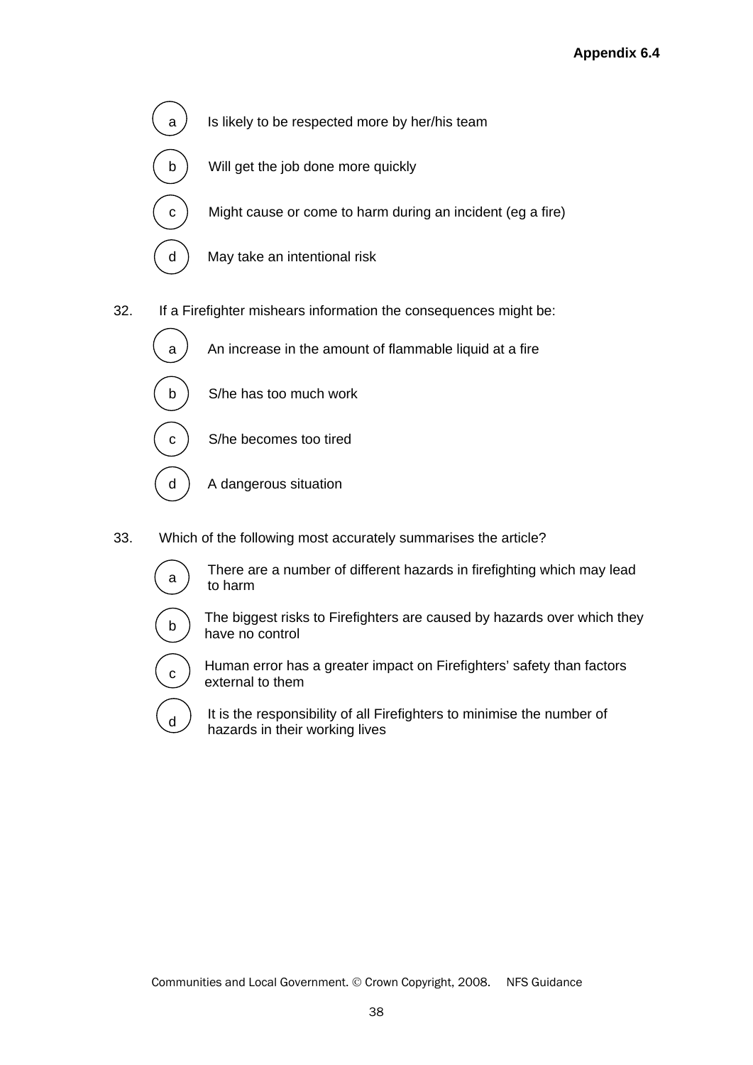a) Is likely to be respected more by her/his team

b) Will get the job done more quickly

c) Might cause or come to harm during an incident (eg a fire)

d) May take an intentional risk

32. If a Firefighter mishears information the consequences might be:

a) An increase in the amount of flammable liquid at a fire

b) S/he has too much work

c) S/he becomes too tired

d) A dangerous situation

33. Which of the following most accurately summarises the article?

a) There are a number of different hazards in firefighting which may lead to harm

b) The biggest risks to Firefighters are caused by hazards over which they have no control

c) Human error has a greater impact on Firefighters' safety than factors external to them

d) It is the responsibility of all Firefighters to minimise the number of hazards in their working lives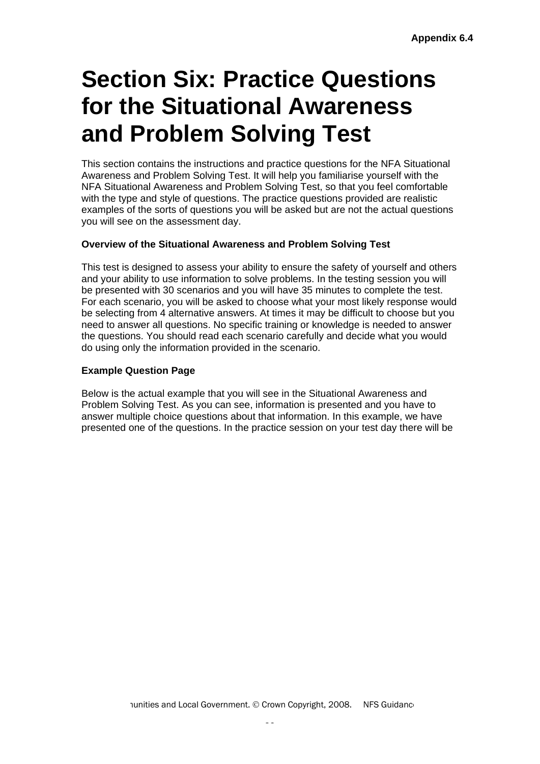Appendix 6.4

# Section Six: Practice Questions for the Situational Awareness and Problem Solving Test

This section contains the instructions and practice questions for the NFA Situational Awareness and Problem Solving Test. It will help you familiarise yourself with the NFA Situational Awareness and Problem Solving Test, so that you feel comfortable with the type and style of questions. The practice questions provided are realistic examples of the sorts of questions you will be asked but are not the actual questions you will see on the assessment day.

**Overview of the Situational Awareness and Problem Solving Test**

This test is designed to assess your ability to ensure the safety of yourself and others and your ability to use information to solve problems. In the testing session you will be presented with 30 scenarios and you will have 35 minutes to complete the test. For each scenario, you will be asked to choose what your most likely response would be selecting from 4 alternative answers. At times it may be difficult to choose but you need to answer all questions. No specific training or knowledge is needed to answer the questions. You should read each scenario carefully and decide what you would do using only the information provided in the scenario.

**Example Question Page**

Below is the actual example that you will see in the Situational Awareness and Problem Solving Test. As you can see, information is presented and you have to answer multiple choice questions about that information. In this example, we have presented one of the questions. In the practice session on your test day there will be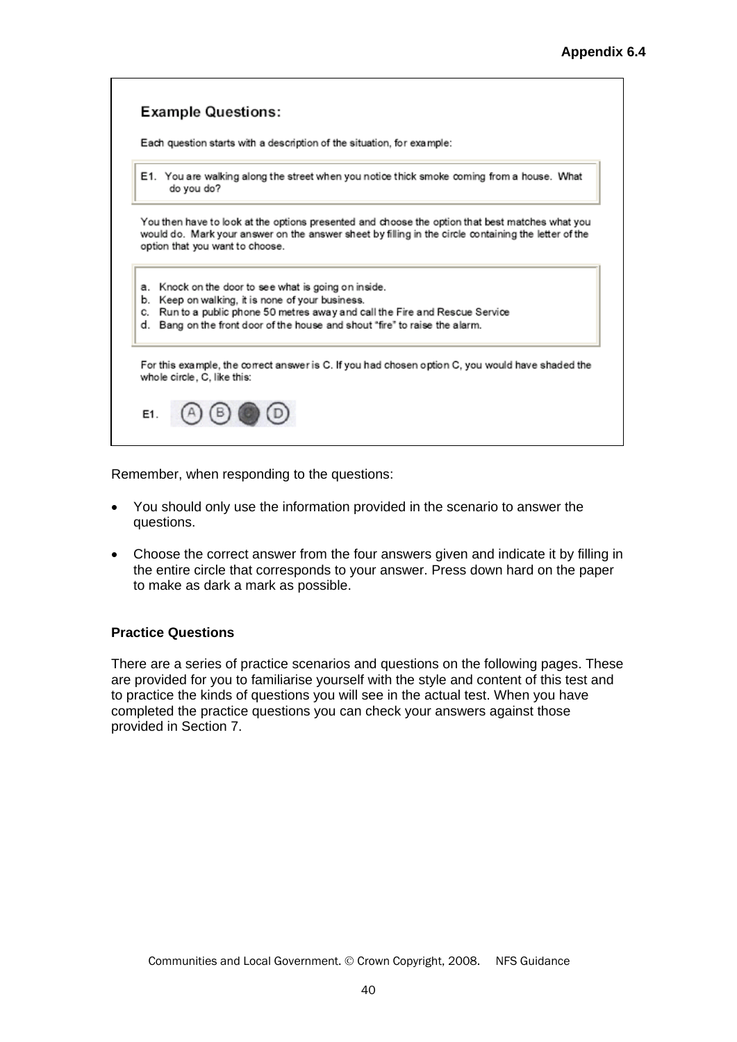**Appendix 6.4**

## Example Questions:

Each question starts with a description of the situation, for example:

E1. You are walking along the street when you notice thick smoke coming from a house. What do you do?

You then have to look at the options presented and choose the option that best matches what you would do. Mark your answer on the answer sheet by filling in the circle containing the letter of the option that you want to choose.

a. Knock on the door to see what is going on inside.
b. Keep on walking, it is none of your business.
c. Run to a public phone 50 metres away and call the Fire and Rescue Service
d. Bang on the front door of the house and shout "fire" to raise the alarm.

For this example, the correct answer is C. If you had chosen option C, you would have shaded the whole circle, C, like this:

E1. (A) (B) (●) (D)

Remember, when responding to the questions:

- You should only use the information provided in the scenario to answer the questions.
- Choose the correct answer from the four answers given and indicate it by filling in the entire circle that corresponds to your answer. Press down hard on the paper to make as dark a mark as possible.

**Practice Questions**

There are a series of practice scenarios and questions on the following pages. These are provided for you to familiarise yourself with the style and content of this test and to practice the kinds of questions you will see in the actual test. When you have completed the practice questions you can check your answers against those provided in Section 7.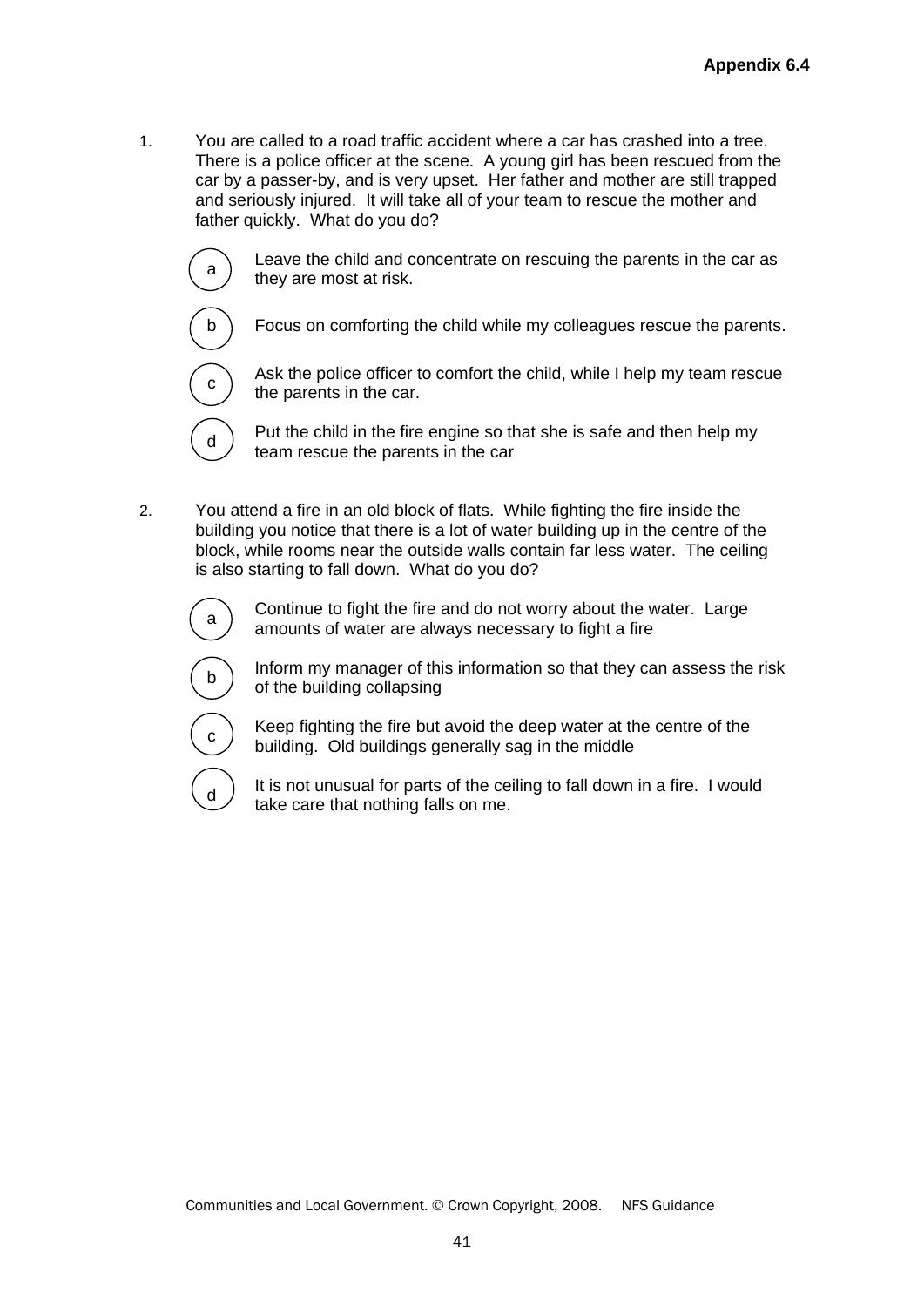**Appendix 6.4**

1. You are called to a road traffic accident where a car has crashed into a tree. There is a police officer at the scene. A young girl has been rescued from the car by a passer-by, and is very upset. Her father and mother are still trapped and seriously injured. It will take all of your team to rescue the mother and father quickly. What do you do?

   a. Leave the child and concentrate on rescuing the parents in the car as they are most at risk.

   b. Focus on comforting the child while my colleagues rescue the parents.

   c. Ask the police officer to comfort the child, while I help my team rescue the parents in the car.

   d. Put the child in the fire engine so that she is safe and then help my team rescue the parents in the car

2. You attend a fire in an old block of flats. While fighting the fire inside the building you notice that there is a lot of water building up in the centre of the block, while rooms near the outside walls contain far less water. The ceiling is also starting to fall down. What do you do?

   a. Continue to fight the fire and do not worry about the water. Large amounts of water are always necessary to fight a fire

   b. Inform my manager of this information so that they can assess the risk of the building collapsing

   c. Keep fighting the fire but avoid the deep water at the centre of the building. Old buildings generally sag in the middle

   d. It is not unusual for parts of the ceiling to fall down in a fire. I would take care that nothing falls on me.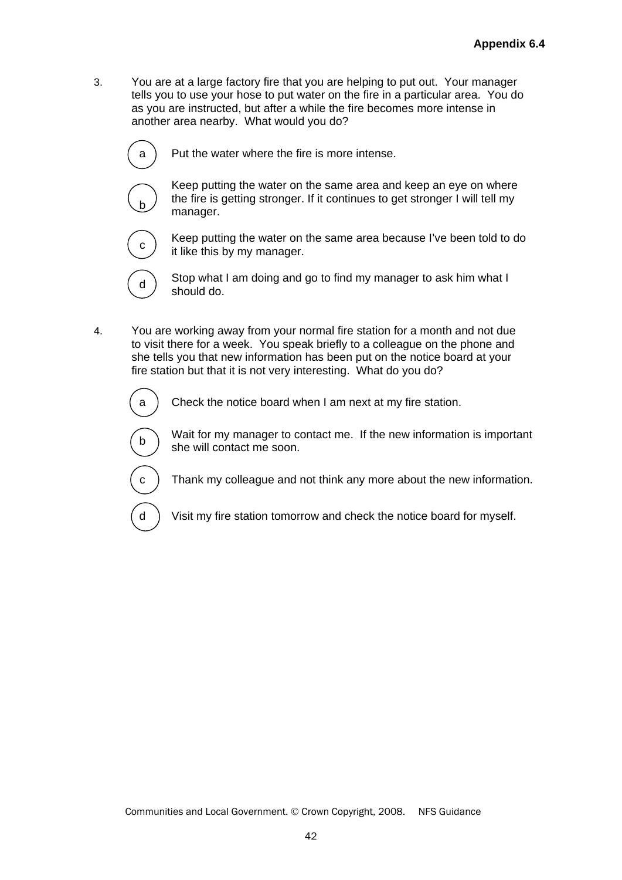3. You are at a large factory fire that you are helping to put out. Your manager tells you to use your hose to put water on the fire in a particular area. You do as you are instructed, but after a while the fire becomes more intense in another area nearby. What would you do?

   (a) Put the water where the fire is more intense.

   (b) Keep putting the water on the same area and keep an eye on where the fire is getting stronger. If it continues to get stronger I will tell my manager.

   (c) Keep putting the water on the same area because I've been told to do it like this by my manager.

   (d) Stop what I am doing and go to find my manager to ask him what I should do.

4. You are working away from your normal fire station for a month and not due to visit there for a week. You speak briefly to a colleague on the phone and she tells you that new information has been put on the notice board at your fire station but that it is not very interesting. What do you do?

   (a) Check the notice board when I am next at my fire station.

   (b) Wait for my manager to contact me. If the new information is important she will contact me soon.

   (c) Thank my colleague and not think any more about the new information.

   (d) Visit my fire station tomorrow and check the notice board for myself.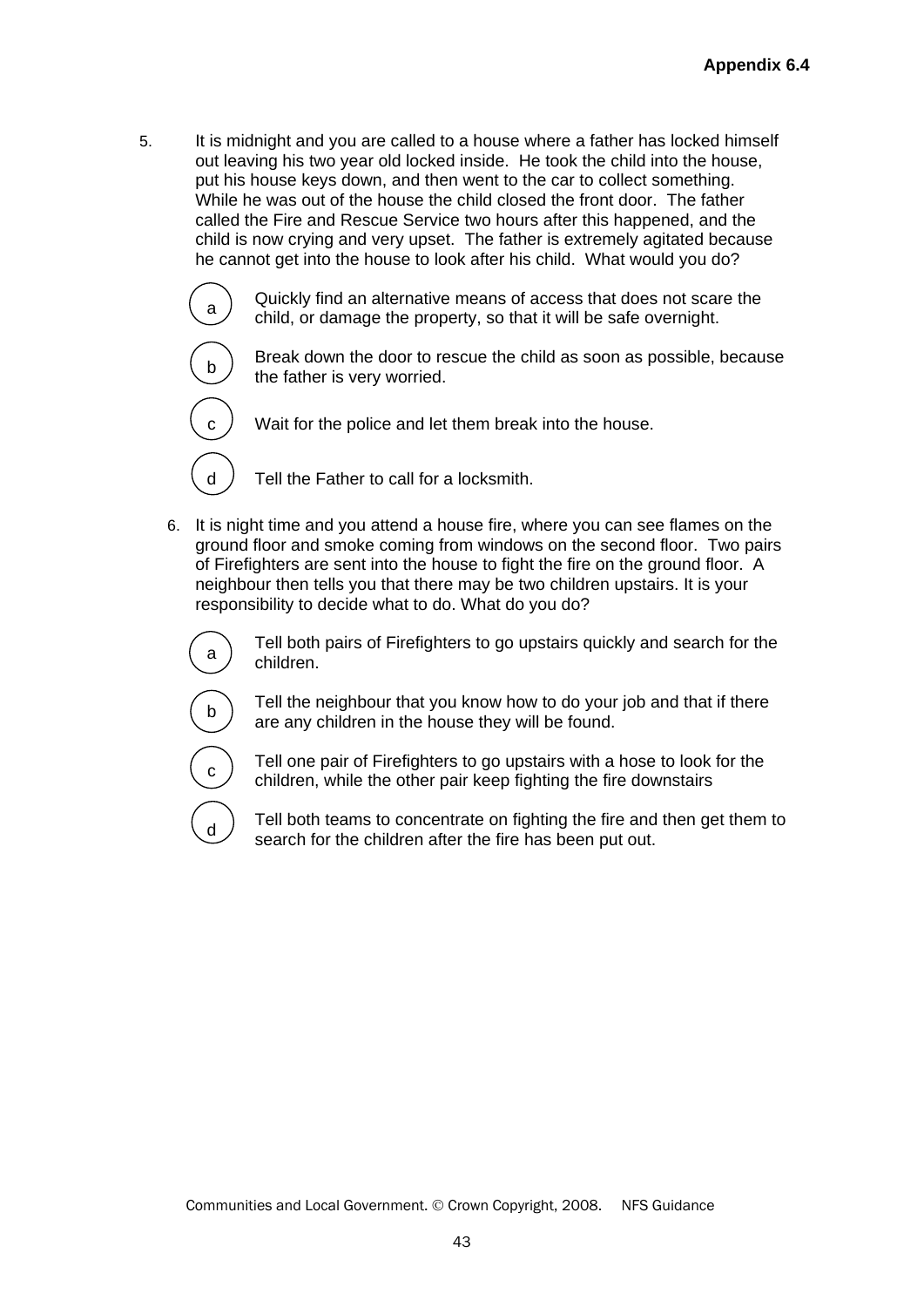**Appendix 6.4**

5. It is midnight and you are called to a house where a father has locked himself out leaving his two year old locked inside. He took the child into the house, put his house keys down, and then went to the car to collect something. While he was out of the house the child closed the front door. The father called the Fire and Rescue Service two hours after this happened, and the child is now crying and very upset. The father is extremely agitated because he cannot get into the house to look after his child. What would you do?

   (a) Quickly find an alternative means of access that does not scare the child, or damage the property, so that it will be safe overnight.

   (b) Break down the door to rescue the child as soon as possible, because the father is very worried.

   (c) Wait for the police and let them break into the house.

   (d) Tell the Father to call for a locksmith.

6. It is night time and you attend a house fire, where you can see flames on the ground floor and smoke coming from windows on the second floor. Two pairs of Firefighters are sent into the house to fight the fire on the ground floor. A neighbour then tells you that there may be two children upstairs. It is your responsibility to decide what to do. What do you do?

   (a) Tell both pairs of Firefighters to go upstairs quickly and search for the children.

   (b) Tell the neighbour that you know how to do your job and that if there are any children in the house they will be found.

   (c) Tell one pair of Firefighters to go upstairs with a hose to look for the children, while the other pair keep fighting the fire downstairs

   (d) Tell both teams to concentrate on fighting the fire and then get them to search for the children after the fire has been put out.

Communities and Local Government. © Crown Copyright, 2008. NFS Guidance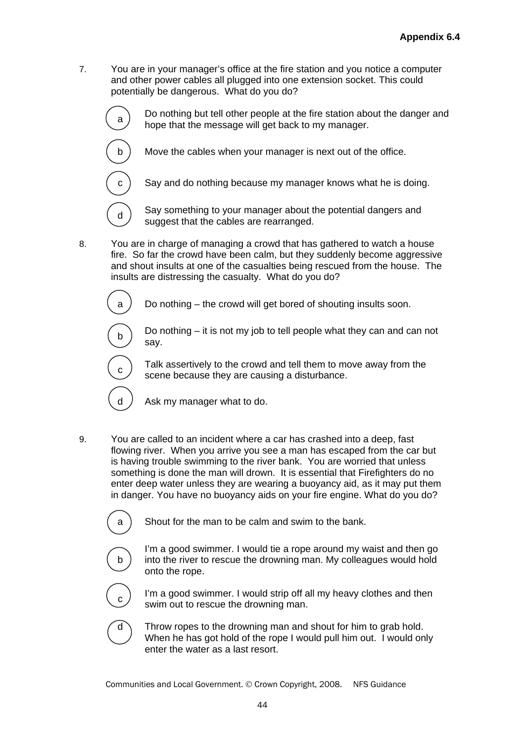**Appendix 6.4**

7. You are in your manager's office at the fire station and you notice a computer and other power cables all plugged into one extension socket. This could potentially be dangerous. What do you do?

   a) Do nothing but tell other people at the fire station about the danger and hope that the message will get back to my manager.

   b) Move the cables when your manager is next out of the office.

   c) Say and do nothing because my manager knows what he is doing.

   d) Say something to your manager about the potential dangers and suggest that the cables are rearranged.

8. You are in charge of managing a crowd that has gathered to watch a house fire. So far the crowd have been calm, but they suddenly become aggressive and shout insults at one of the casualties being rescued from the house. The insults are distressing the casualty. What do you do?

   a) Do nothing – the crowd will get bored of shouting insults soon.

   b) Do nothing – it is not my job to tell people what they can and can not say.

   c) Talk assertively to the crowd and tell them to move away from the scene because they are causing a disturbance.

   d) Ask my manager what to do.

9. You are called to an incident where a car has crashed into a deep, fast flowing river. When you arrive you see a man has escaped from the car but is having trouble swimming to the river bank. You are worried that unless something is done the man will drown. It is essential that Firefighters do no enter deep water unless they are wearing a buoyancy aid, as it may put them in danger. You have no buoyancy aids on your fire engine. What do you do?

   a) Shout for the man to be calm and swim to the bank.

   b) I'm a good swimmer. I would tie a rope around my waist and then go into the river to rescue the drowning man. My colleagues would hold onto the rope.

   c) I'm a good swimmer. I would strip off all my heavy clothes and then swim out to rescue the drowning man.

   d) Throw ropes to the drowning man and shout for him to grab hold. When he has got hold of the rope I would pull him out. I would only enter the water as a last resort.

Communities and Local Government. © Crown Copyright, 2008. NFS Guidance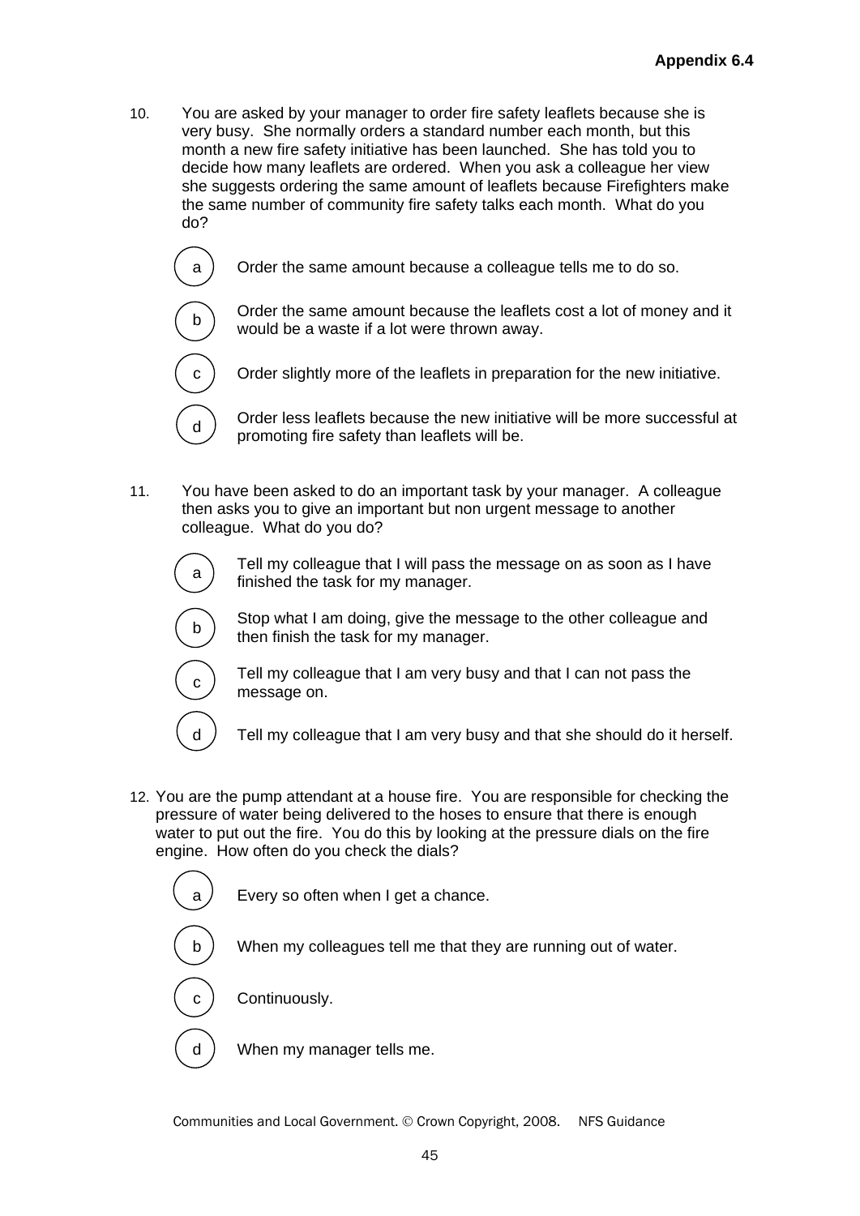10. You are asked by your manager to order fire safety leaflets because she is very busy. She normally orders a standard number each month, but this month a new fire safety initiative has been launched. She has told you to decide how many leaflets are ordered. When you ask a colleague her view she suggests ordering the same amount of leaflets because Firefighters make the same number of community fire safety talks each month. What do you do?

   - a) Order the same amount because a colleague tells me to do so.
   - b) Order the same amount because the leaflets cost a lot of money and it would be a waste if a lot were thrown away.
   - c) Order slightly more of the leaflets in preparation for the new initiative.
   - d) Order less leaflets because the new initiative will be more successful at promoting fire safety than leaflets will be.

11. You have been asked to do an important task by your manager. A colleague then asks you to give an important but non urgent message to another colleague. What do you do?

   - a) Tell my colleague that I will pass the message on as soon as I have finished the task for my manager.
   - b) Stop what I am doing, give the message to the other colleague and then finish the task for my manager.
   - c) Tell my colleague that I am very busy and that I can not pass the message on.
   - d) Tell my colleague that I am very busy and that she should do it herself.

12. You are the pump attendant at a house fire. You are responsible for checking the pressure of water being delivered to the hoses to ensure that there is enough water to put out the fire. You do this by looking at the pressure dials on the fire engine. How often do you check the dials?

   - a) Every so often when I get a chance.
   - b) When my colleagues tell me that they are running out of water.
   - c) Continuously.
   - d) When my manager tells me.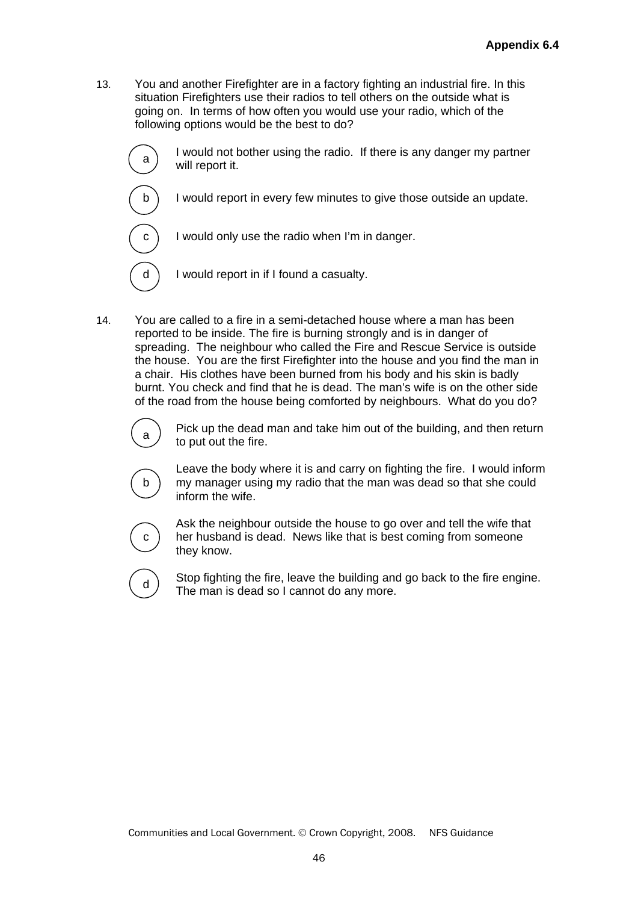13. You and another Firefighter are in a factory fighting an industrial fire. In this situation Firefighters use their radios to tell others on the outside what is going on. In terms of how often you would use your radio, which of the following options would be the best to do?

   (a) I would not bother using the radio. If there is any danger my partner will report it.

   (b) I would report in every few minutes to give those outside an update.

   (c) I would only use the radio when I'm in danger.

   (d) I would report in if I found a casualty.

14. You are called to a fire in a semi-detached house where a man has been reported to be inside. The fire is burning strongly and is in danger of spreading. The neighbour who called the Fire and Rescue Service is outside the house. You are the first Firefighter into the house and you find the man in a chair. His clothes have been burned from his body and his skin is badly burnt. You check and find that he is dead. The man's wife is on the other side of the road from the house being comforted by neighbours. What do you do?

   (a) Pick up the dead man and take him out of the building, and then return to put out the fire.

   (b) Leave the body where it is and carry on fighting the fire. I would inform my manager using my radio that the man was dead so that she could inform the wife.

   (c) Ask the neighbour outside the house to go over and tell the wife that her husband is dead. News like that is best coming from someone they know.

   (d) Stop fighting the fire, leave the building and go back to the fire engine. The man is dead so I cannot do any more.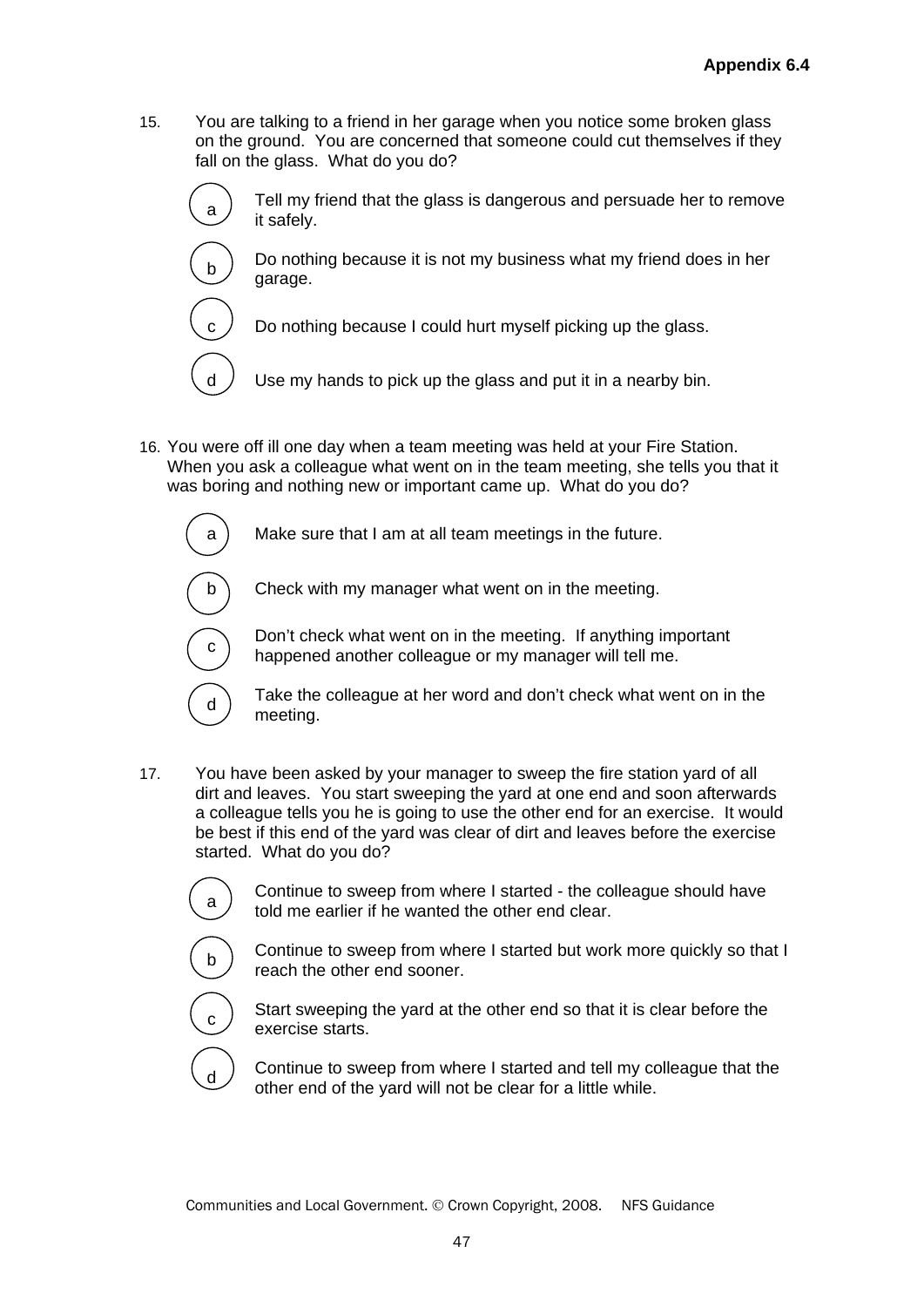15. You are talking to a friend in her garage when you notice some broken glass on the ground. You are concerned that someone could cut themselves if they fall on the glass. What do you do?

    a) Tell my friend that the glass is dangerous and persuade her to remove it safely.

    b) Do nothing because it is not my business what my friend does in her garage.

    c) Do nothing because I could hurt myself picking up the glass.

    d) Use my hands to pick up the glass and put it in a nearby bin.

16. You were off ill one day when a team meeting was held at your Fire Station. When you ask a colleague what went on in the team meeting, she tells you that it was boring and nothing new or important came up. What do you do?

    a) Make sure that I am at all team meetings in the future.

    b) Check with my manager what went on in the meeting.

    c) Don't check what went on in the meeting. If anything important happened another colleague or my manager will tell me.

    d) Take the colleague at her word and don't check what went on in the meeting.

17. You have been asked by your manager to sweep the fire station yard of all dirt and leaves. You start sweeping the yard at one end and soon afterwards a colleague tells you he is going to use the other end for an exercise. It would be best if this end of the yard was clear of dirt and leaves before the exercise started. What do you do?

    a) Continue to sweep from where I started - the colleague should have told me earlier if he wanted the other end clear.

    b) Continue to sweep from where I started but work more quickly so that I reach the other end sooner.

    c) Start sweeping the yard at the other end so that it is clear before the exercise starts.

    d) Continue to sweep from where I started and tell my colleague that the other end of the yard will not be clear for a little while.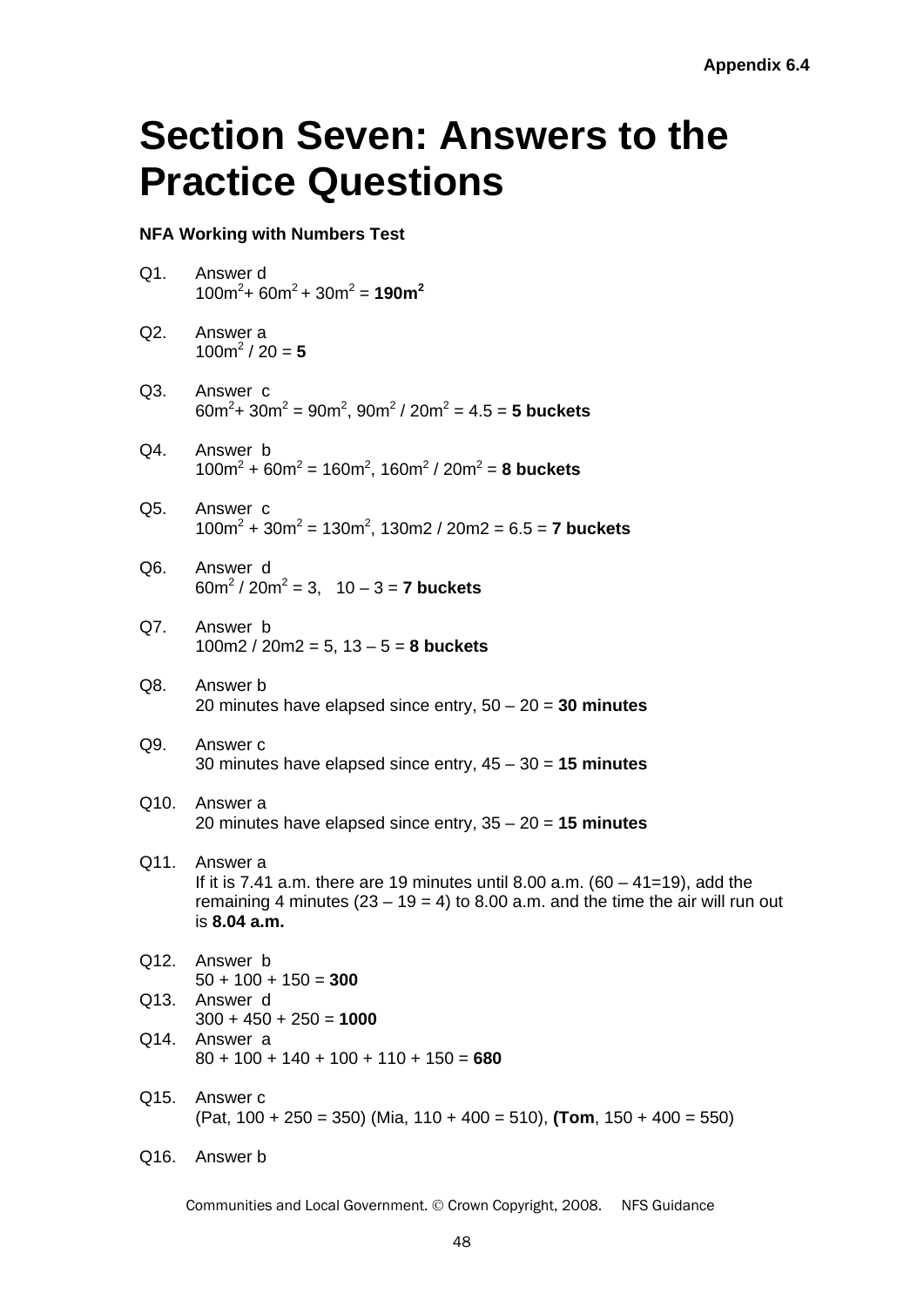# Section Seven: Answers to the Practice Questions

**NFA Working with Numbers Test**

Q1. Answer d
$100m^2 + 60m^2 + 30m^2$ = **$190m^2$**

Q2. Answer a
$100m^2$ / 20 = **5**

Q3. Answer c
$60m^2 + 30m^2 = 90m^2$, $90m^2 / 20m^2$ = 4.5 = **5 buckets**

Q4. Answer b
$100m^2 + 60m^2 = 160m^2$, $160m^2 / 20m^2$ = **8 buckets**

Q5. Answer c
$100m^2 + 30m^2 = 130m^2$, 130m2 / 20m2 = 6.5 = **7 buckets**

Q6. Answer d
$60m^2 / 20m^2$ = 3, 10 – 3 = **7 buckets**

Q7. Answer b
100m2 / 20m2 = 5, 13 – 5 = **8 buckets**

Q8. Answer b
20 minutes have elapsed since entry, 50 – 20 = **30 minutes**

Q9. Answer c
30 minutes have elapsed since entry, 45 – 30 = **15 minutes**

Q10. Answer a
20 minutes have elapsed since entry, 35 – 20 = **15 minutes**

Q11. Answer a
If it is 7.41 a.m. there are 19 minutes until 8.00 a.m. (60 – 41=19), add the remaining 4 minutes (23 – 19 = 4) to 8.00 a.m. and the time the air will run out is **8.04 a.m.**

Q12. Answer b
50 + 100 + 150 = **300**

Q13. Answer d
300 + 450 + 250 = **1000**

Q14. Answer a
80 + 100 + 140 + 100 + 110 + 150 = **680**

Q15. Answer c
(Pat, 100 + 250 = 350) (Mia, 110 + 400 = 510), **(Tom**, 150 + 400 = 550)

Q16. Answer b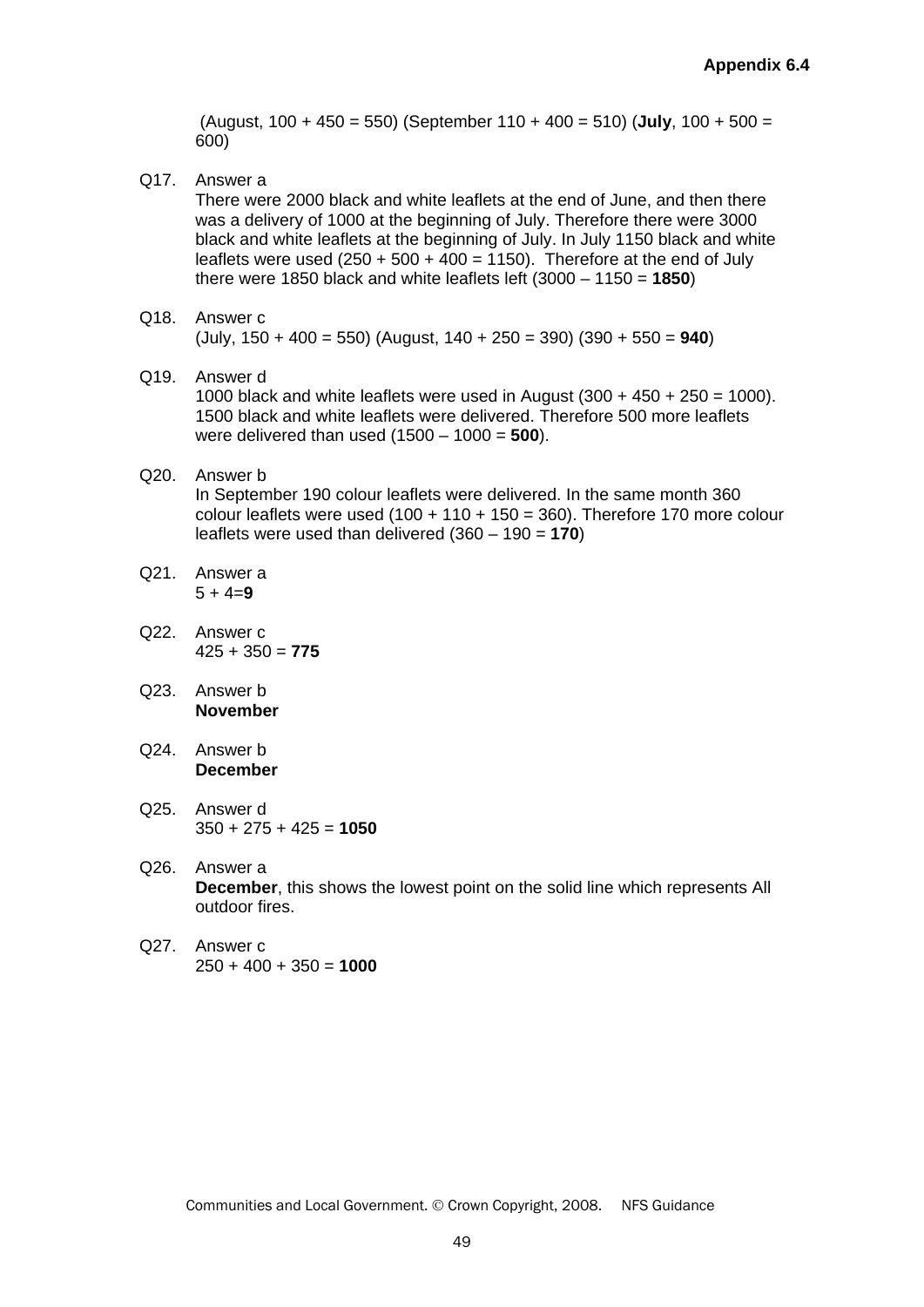(August, 100 + 450 = 550) (September 110 + 400 = 510) (**July**, 100 + 500 = 600)

Q17. Answer a
There were 2000 black and white leaflets at the end of June, and then there was a delivery of 1000 at the beginning of July. Therefore there were 3000 black and white leaflets at the beginning of July. In July 1150 black and white leaflets were used (250 + 500 + 400 = 1150). Therefore at the end of July there were 1850 black and white leaflets left (3000 – 1150 = **1850**)

Q18. Answer c
(July, 150 + 400 = 550) (August, 140 + 250 = 390) (390 + 550 = **940**)

Q19. Answer d
1000 black and white leaflets were used in August (300 + 450 + 250 = 1000). 1500 black and white leaflets were delivered. Therefore 500 more leaflets were delivered than used (1500 – 1000 = **500**).

Q20. Answer b
In September 190 colour leaflets were delivered. In the same month 360 colour leaflets were used (100 + 110 + 150 = 360). Therefore 170 more colour leaflets were used than delivered (360 – 190 = **170**)

Q21. Answer a
5 + 4=**9**

Q22. Answer c
425 + 350 = **775**

Q23. Answer b
**November**

Q24. Answer b
**December**

Q25. Answer d
350 + 275 + 425 = **1050**

Q26. Answer a
**December**, this shows the lowest point on the solid line which represents All outdoor fires.

Q27. Answer c
250 + 400 + 350 = **1000**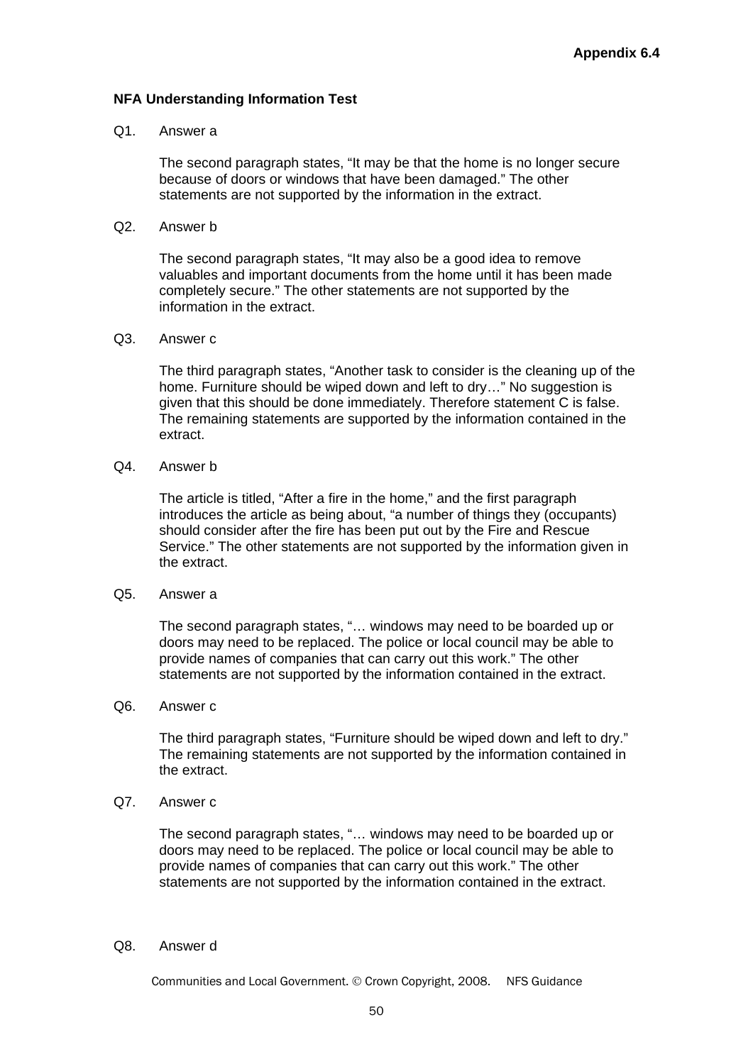**Appendix 6.4**

**NFA Understanding Information Test**

Q1. Answer a

The second paragraph states, “It may be that the home is no longer secure because of doors or windows that have been damaged.” The other statements are not supported by the information in the extract.

Q2. Answer b

The second paragraph states, “It may also be a good idea to remove valuables and important documents from the home until it has been made completely secure.” The other statements are not supported by the information in the extract.

Q3. Answer c

The third paragraph states, “Another task to consider is the cleaning up of the home. Furniture should be wiped down and left to dry…” No suggestion is given that this should be done immediately. Therefore statement C is false. The remaining statements are supported by the information contained in the extract.

Q4. Answer b

The article is titled, “After a fire in the home,” and the first paragraph introduces the article as being about, “a number of things they (occupants) should consider after the fire has been put out by the Fire and Rescue Service.” The other statements are not supported by the information given in the extract.

Q5. Answer a

The second paragraph states, “… windows may need to be boarded up or doors may need to be replaced. The police or local council may be able to provide names of companies that can carry out this work.” The other statements are not supported by the information contained in the extract.

Q6. Answer c

The third paragraph states, “Furniture should be wiped down and left to dry.” The remaining statements are not supported by the information contained in the extract.

Q7. Answer c

The second paragraph states, “… windows may need to be boarded up or doors may need to be replaced. The police or local council may be able to provide names of companies that can carry out this work.” The other statements are not supported by the information contained in the extract.

Q8. Answer d

Communities and Local Government. © Crown Copyright, 2008. NFS Guidance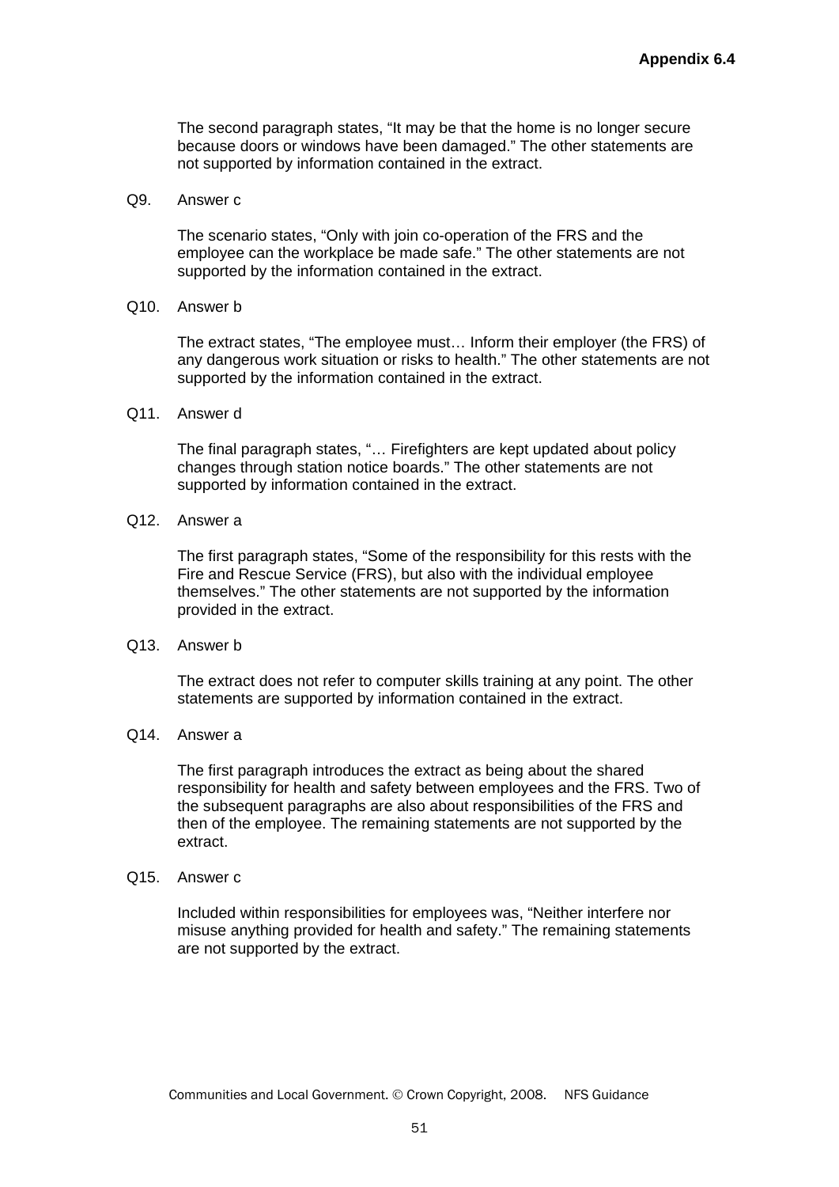The second paragraph states, "It may be that the home is no longer secure because doors or windows have been damaged." The other statements are not supported by information contained in the extract.

Q9. Answer c

The scenario states, "Only with join co-operation of the FRS and the employee can the workplace be made safe." The other statements are not supported by the information contained in the extract.

Q10. Answer b

The extract states, "The employee must… Inform their employer (the FRS) of any dangerous work situation or risks to health." The other statements are not supported by the information contained in the extract.

Q11. Answer d

The final paragraph states, "… Firefighters are kept updated about policy changes through station notice boards." The other statements are not supported by information contained in the extract.

Q12. Answer a

The first paragraph states, "Some of the responsibility for this rests with the Fire and Rescue Service (FRS), but also with the individual employee themselves." The other statements are not supported by the information provided in the extract.

Q13. Answer b

The extract does not refer to computer skills training at any point. The other statements are supported by information contained in the extract.

Q14. Answer a

The first paragraph introduces the extract as being about the shared responsibility for health and safety between employees and the FRS. Two of the subsequent paragraphs are also about responsibilities of the FRS and then of the employee. The remaining statements are not supported by the extract.

Q15. Answer c

Included within responsibilities for employees was, "Neither interfere nor misuse anything provided for health and safety." The remaining statements are not supported by the extract.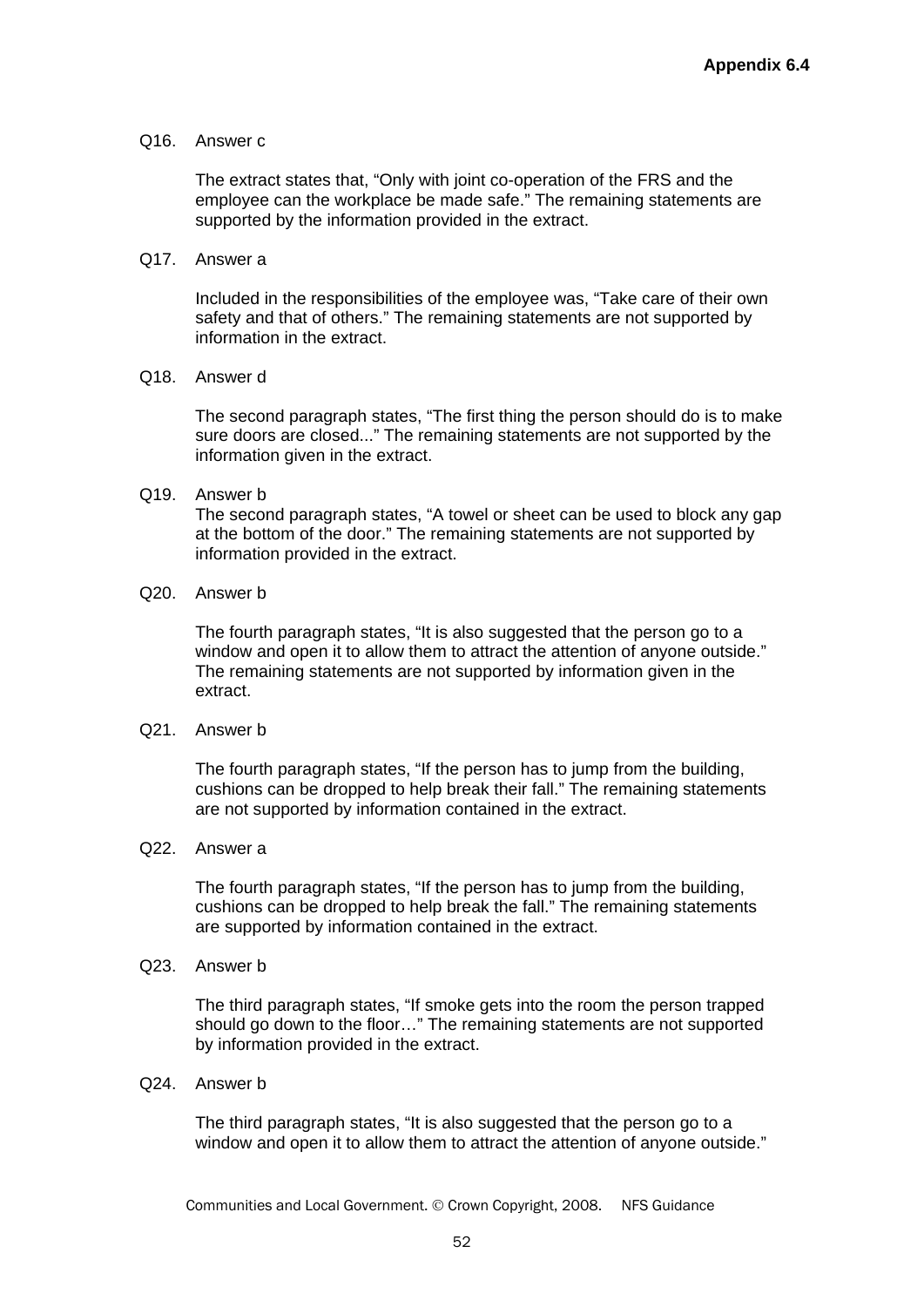Q16. Answer c

The extract states that, “Only with joint co-operation of the FRS and the employee can the workplace be made safe.” The remaining statements are supported by the information provided in the extract.

Q17. Answer a

Included in the responsibilities of the employee was, “Take care of their own safety and that of others.” The remaining statements are not supported by information in the extract.

Q18. Answer d

The second paragraph states, “The first thing the person should do is to make sure doors are closed...” The remaining statements are not supported by the information given in the extract.

Q19. Answer b

The second paragraph states, “A towel or sheet can be used to block any gap at the bottom of the door.” The remaining statements are not supported by information provided in the extract.

Q20. Answer b

The fourth paragraph states, “It is also suggested that the person go to a window and open it to allow them to attract the attention of anyone outside.” The remaining statements are not supported by information given in the extract.

Q21. Answer b

The fourth paragraph states, “If the person has to jump from the building, cushions can be dropped to help break their fall.” The remaining statements are not supported by information contained in the extract.

Q22. Answer a

The fourth paragraph states, “If the person has to jump from the building, cushions can be dropped to help break the fall.” The remaining statements are supported by information contained in the extract.

Q23. Answer b

The third paragraph states, “If smoke gets into the room the person trapped should go down to the floor…” The remaining statements are not supported by information provided in the extract.

Q24. Answer b

The third paragraph states, “It is also suggested that the person go to a window and open it to allow them to attract the attention of anyone outside.”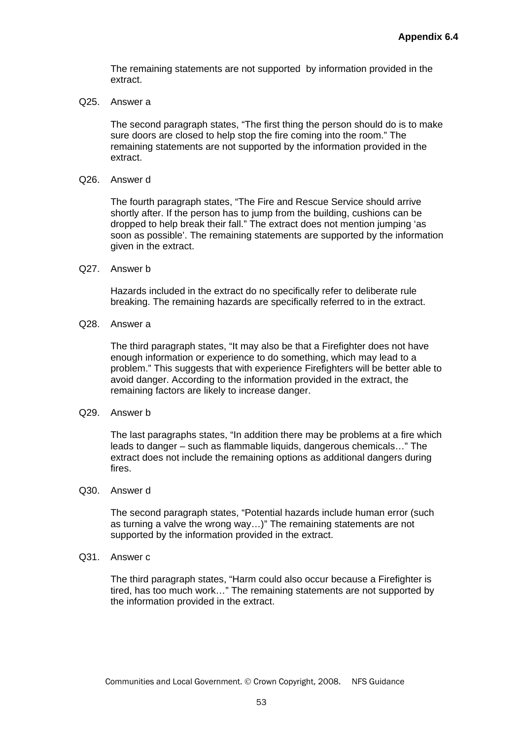The remaining statements are not supported by information provided in the extract.

Q25. Answer a

The second paragraph states, "The first thing the person should do is to make sure doors are closed to help stop the fire coming into the room." The remaining statements are not supported by the information provided in the extract.

Q26. Answer d

The fourth paragraph states, "The Fire and Rescue Service should arrive shortly after. If the person has to jump from the building, cushions can be dropped to help break their fall." The extract does not mention jumping 'as soon as possible'. The remaining statements are supported by the information given in the extract.

Q27. Answer b

Hazards included in the extract do no specifically refer to deliberate rule breaking. The remaining hazards are specifically referred to in the extract.

Q28. Answer a

The third paragraph states, "It may also be that a Firefighter does not have enough information or experience to do something, which may lead to a problem." This suggests that with experience Firefighters will be better able to avoid danger. According to the information provided in the extract, the remaining factors are likely to increase danger.

Q29. Answer b

The last paragraphs states, "In addition there may be problems at a fire which leads to danger – such as flammable liquids, dangerous chemicals…" The extract does not include the remaining options as additional dangers during fires.

Q30. Answer d

The second paragraph states, "Potential hazards include human error (such as turning a valve the wrong way…)" The remaining statements are not supported by the information provided in the extract.

Q31. Answer c

The third paragraph states, "Harm could also occur because a Firefighter is tired, has too much work…" The remaining statements are not supported by the information provided in the extract.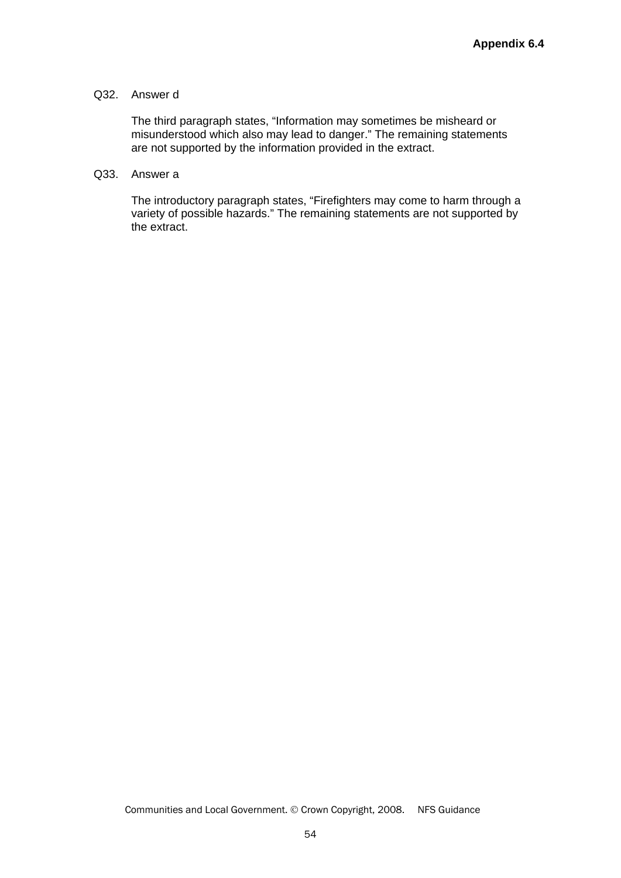Q32. Answer d

The third paragraph states, “Information may sometimes be misheard or misunderstood which also may lead to danger.” The remaining statements are not supported by the information provided in the extract.

Q33. Answer a

The introductory paragraph states, “Firefighters may come to harm through a variety of possible hazards.” The remaining statements are not supported by the extract.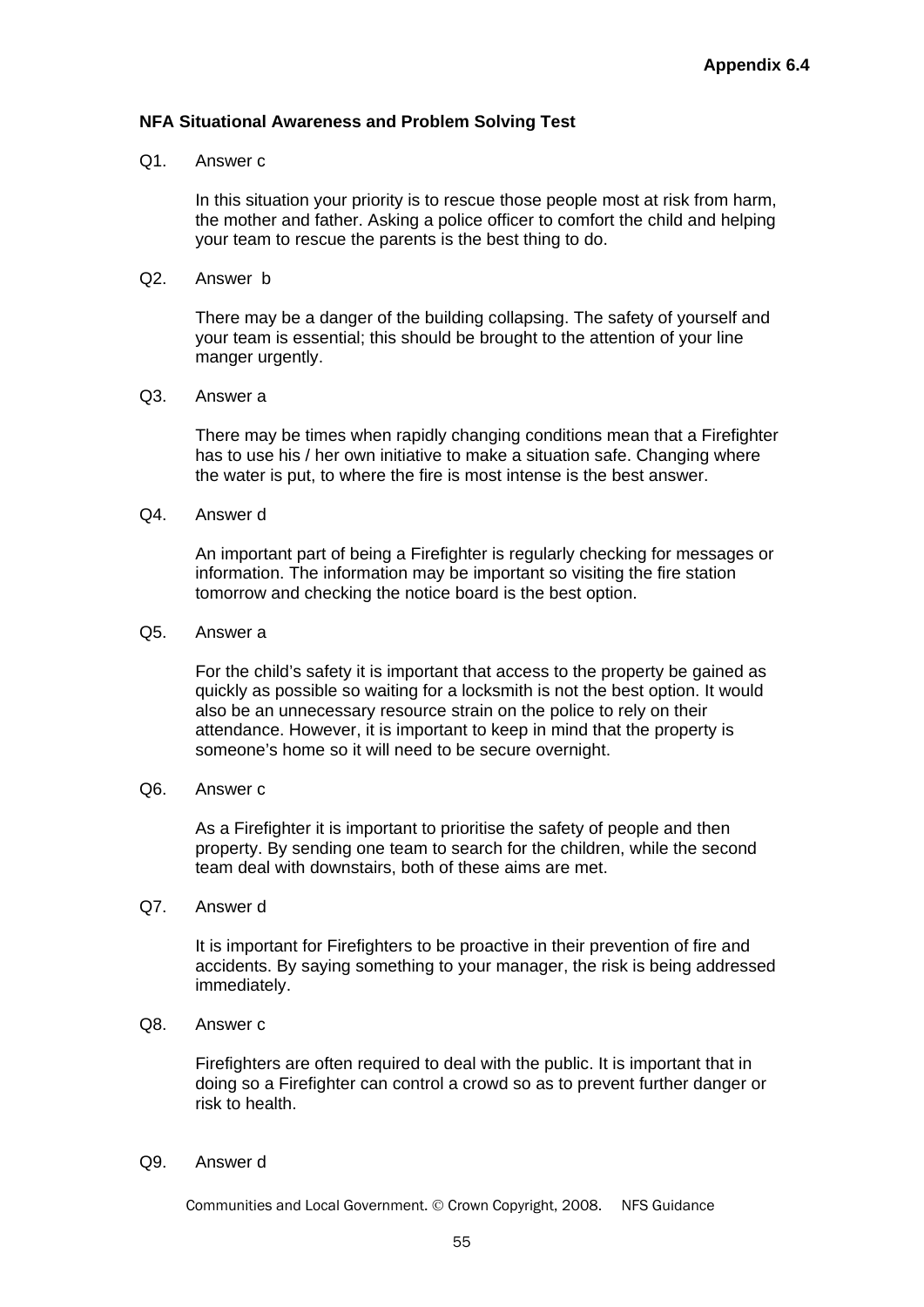**Appendix 6.4**

**NFA Situational Awareness and Problem Solving Test**

Q1. Answer c

In this situation your priority is to rescue those people most at risk from harm, the mother and father. Asking a police officer to comfort the child and helping your team to rescue the parents is the best thing to do.

Q2. Answer b

There may be a danger of the building collapsing. The safety of yourself and your team is essential; this should be brought to the attention of your line manger urgently.

Q3. Answer a

There may be times when rapidly changing conditions mean that a Firefighter has to use his / her own initiative to make a situation safe. Changing where the water is put, to where the fire is most intense is the best answer.

Q4. Answer d

An important part of being a Firefighter is regularly checking for messages or information. The information may be important so visiting the fire station tomorrow and checking the notice board is the best option.

Q5. Answer a

For the child's safety it is important that access to the property be gained as quickly as possible so waiting for a locksmith is not the best option. It would also be an unnecessary resource strain on the police to rely on their attendance. However, it is important to keep in mind that the property is someone's home so it will need to be secure overnight.

Q6. Answer c

As a Firefighter it is important to prioritise the safety of people and then property. By sending one team to search for the children, while the second team deal with downstairs, both of these aims are met.

Q7. Answer d

It is important for Firefighters to be proactive in their prevention of fire and accidents. By saying something to your manager, the risk is being addressed immediately.

Q8. Answer c

Firefighters are often required to deal with the public. It is important that in doing so a Firefighter can control a crowd so as to prevent further danger or risk to health.

Q9. Answer d

Communities and Local Government. © Crown Copyright, 2008. NFS Guidance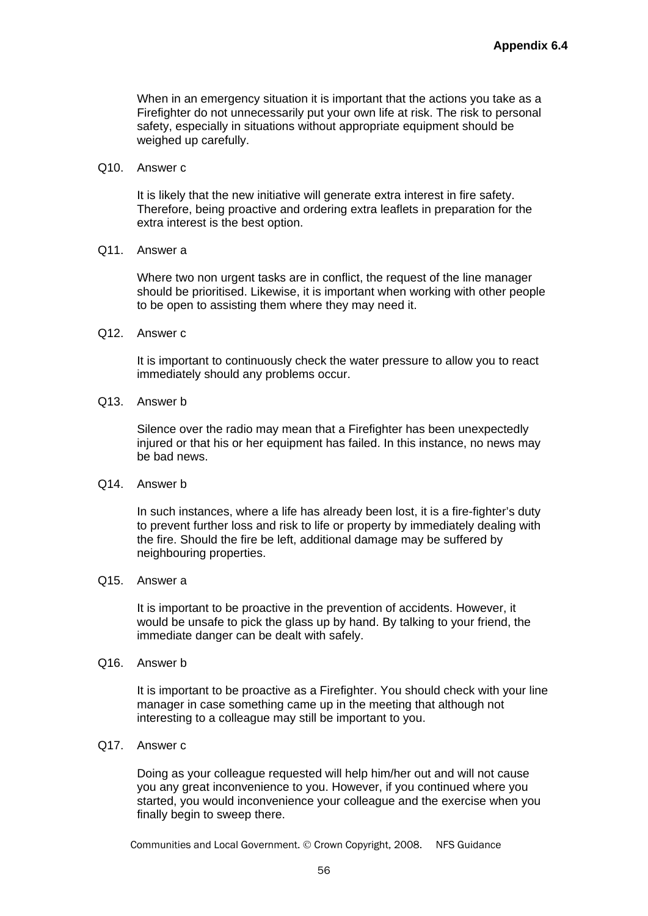When in an emergency situation it is important that the actions you take as a Firefighter do not unnecessarily put your own life at risk. The risk to personal safety, especially in situations without appropriate equipment should be weighed up carefully.

Q10. Answer c

It is likely that the new initiative will generate extra interest in fire safety. Therefore, being proactive and ordering extra leaflets in preparation for the extra interest is the best option.

Q11. Answer a

Where two non urgent tasks are in conflict, the request of the line manager should be prioritised. Likewise, it is important when working with other people to be open to assisting them where they may need it.

Q12. Answer c

It is important to continuously check the water pressure to allow you to react immediately should any problems occur.

Q13. Answer b

Silence over the radio may mean that a Firefighter has been unexpectedly injured or that his or her equipment has failed. In this instance, no news may be bad news.

Q14. Answer b

In such instances, where a life has already been lost, it is a fire-fighter's duty to prevent further loss and risk to life or property by immediately dealing with the fire. Should the fire be left, additional damage may be suffered by neighbouring properties.

Q15. Answer a

It is important to be proactive in the prevention of accidents. However, it would be unsafe to pick the glass up by hand. By talking to your friend, the immediate danger can be dealt with safely.

Q16. Answer b

It is important to be proactive as a Firefighter. You should check with your line manager in case something came up in the meeting that although not interesting to a colleague may still be important to you.

Q17. Answer c

Doing as your colleague requested will help him/her out and will not cause you any great inconvenience to you. However, if you continued where you started, you would inconvenience your colleague and the exercise when you finally begin to sweep there.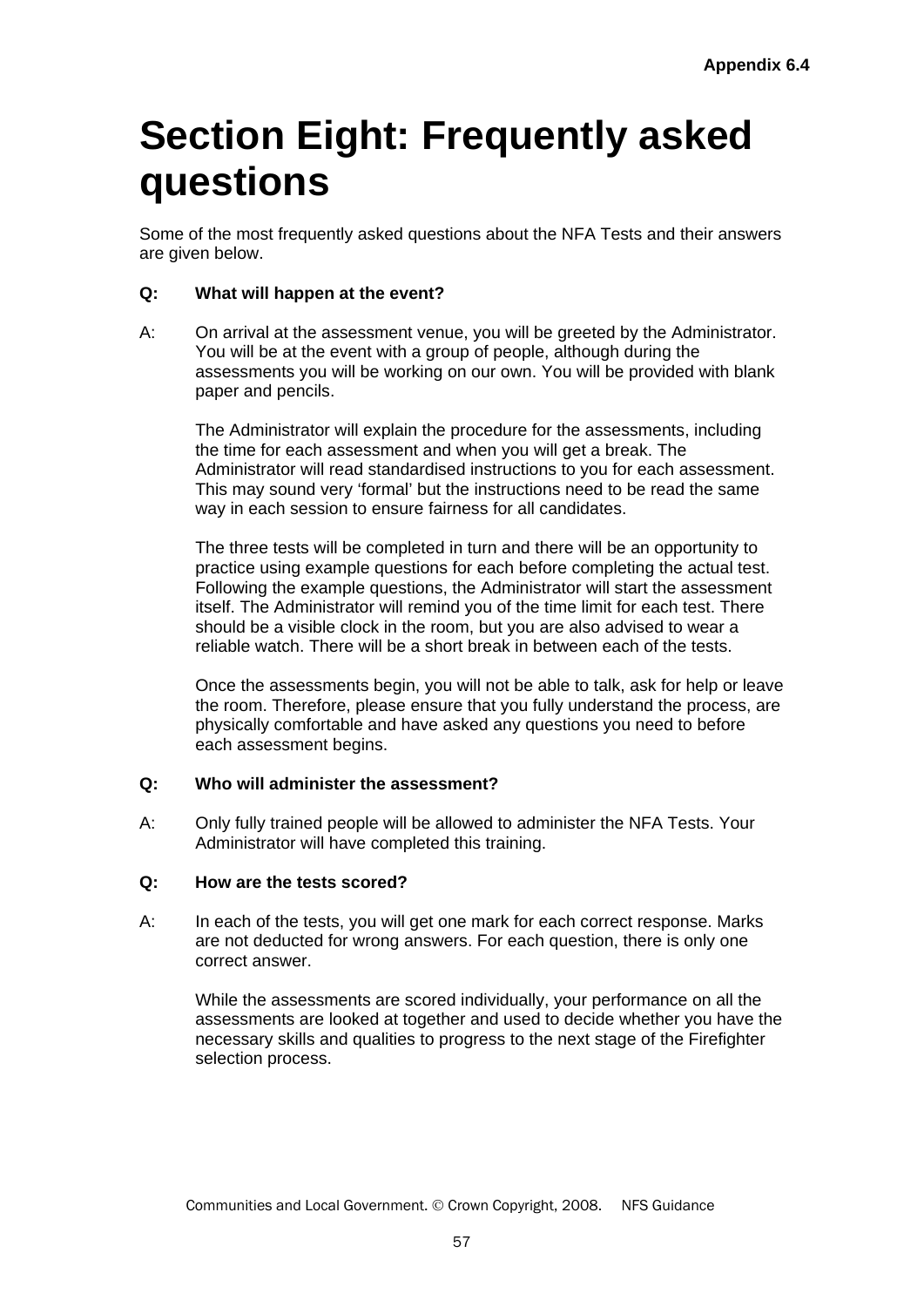Appendix 6.4

# Section Eight: Frequently asked questions

Some of the most frequently asked questions about the NFA Tests and their answers are given below.

**Q: What will happen at the event?**

A: On arrival at the assessment venue, you will be greeted by the Administrator. You will be at the event with a group of people, although during the assessments you will be working on our own. You will be provided with blank paper and pencils.

The Administrator will explain the procedure for the assessments, including the time for each assessment and when you will get a break. The Administrator will read standardised instructions to you for each assessment. This may sound very 'formal' but the instructions need to be read the same way in each session to ensure fairness for all candidates.

The three tests will be completed in turn and there will be an opportunity to practice using example questions for each before completing the actual test. Following the example questions, the Administrator will start the assessment itself. The Administrator will remind you of the time limit for each test. There should be a visible clock in the room, but you are also advised to wear a reliable watch. There will be a short break in between each of the tests.

Once the assessments begin, you will not be able to talk, ask for help or leave the room. Therefore, please ensure that you fully understand the process, are physically comfortable and have asked any questions you need to before each assessment begins.

**Q: Who will administer the assessment?**

A: Only fully trained people will be allowed to administer the NFA Tests. Your Administrator will have completed this training.

**Q: How are the tests scored?**

A: In each of the tests, you will get one mark for each correct response. Marks are not deducted for wrong answers. For each question, there is only one correct answer.

While the assessments are scored individually, your performance on all the assessments are looked at together and used to decide whether you have the necessary skills and qualities to progress to the next stage of the Firefighter selection process.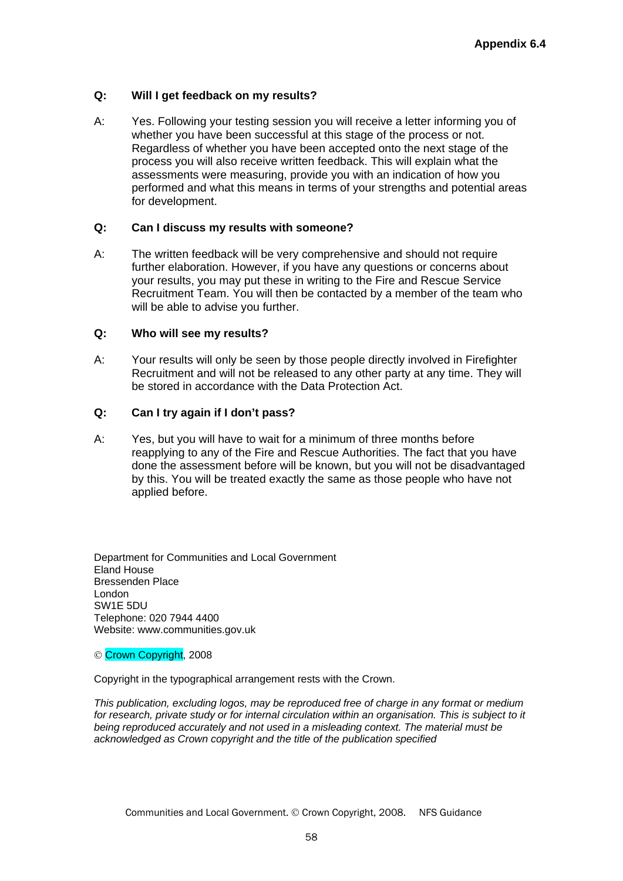Appendix 6.4

**Q: Will I get feedback on my results?**

A: Yes. Following your testing session you will receive a letter informing you of whether you have been successful at this stage of the process or not. Regardless of whether you have been accepted onto the next stage of the process you will also receive written feedback. This will explain what the assessments were measuring, provide you with an indication of how you performed and what this means in terms of your strengths and potential areas for development.

**Q: Can I discuss my results with someone?**

A: The written feedback will be very comprehensive and should not require further elaboration. However, if you have any questions or concerns about your results, you may put these in writing to the Fire and Rescue Service Recruitment Team. You will then be contacted by a member of the team who will be able to advise you further.

**Q: Who will see my results?**

A: Your results will only be seen by those people directly involved in Firefighter Recruitment and will not be released to any other party at any time. They will be stored in accordance with the Data Protection Act.

**Q: Can I try again if I don't pass?**

A: Yes, but you will have to wait for a minimum of three months before reapplying to any of the Fire and Rescue Authorities. The fact that you have done the assessment before will be known, but you will not be disadvantaged by this. You will be treated exactly the same as those people who have not applied before.

Department for Communities and Local Government
Eland House
Bressenden Place
London
SW1E 5DU
Telephone: 020 7944 4400
Website: www.communities.gov.uk

© Crown Copyright, 2008

Copyright in the typographical arrangement rests with the Crown.

*This publication, excluding logos, may be reproduced free of charge in any format or medium for research, private study or for internal circulation within an organisation. This is subject to it being reproduced accurately and not used in a misleading context. The material must be acknowledged as Crown copyright and the title of the publication specified*